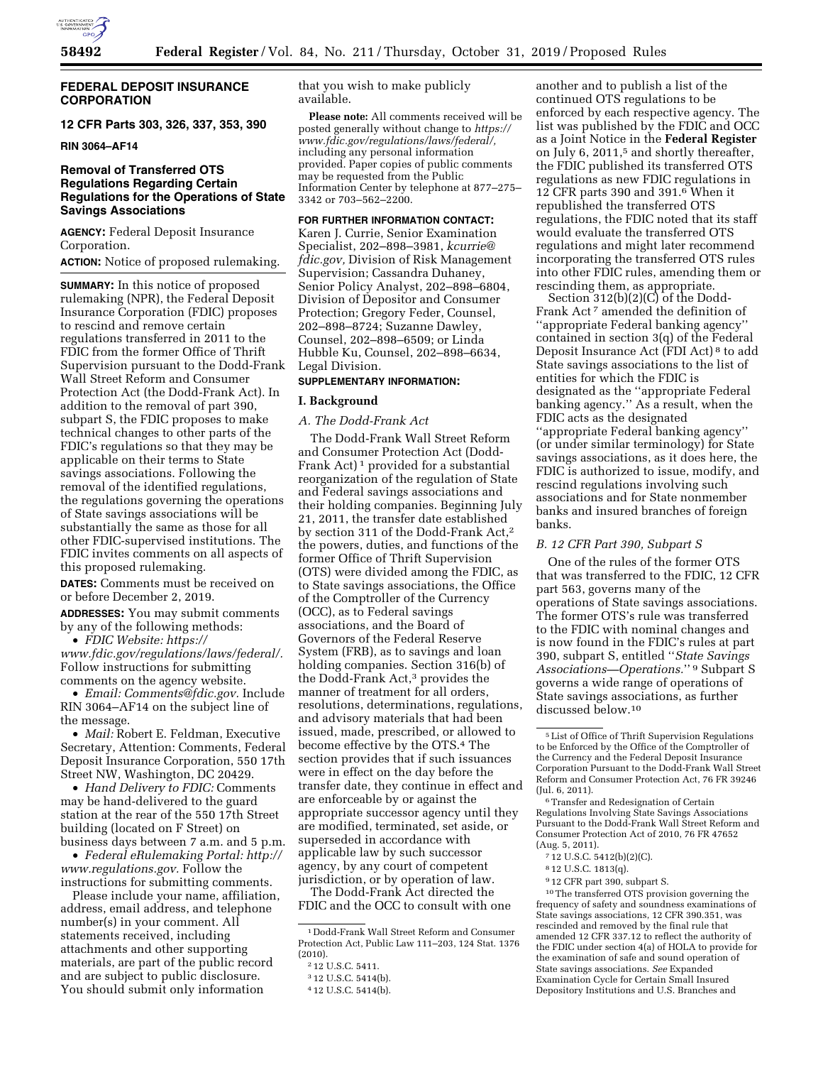## FEDERAL DEPOSIT INSURANCE CORPORATION

### 12 CFR Parts 303, 326, 337, 353, 390

**RIN 3064–AF14**

# Removal of Transferred OTS Regulations Regarding Certain Regulations for the Operations of State Savings Associations

**AGENCY:** Federal Deposit Insurance Corporation.

**ACTION:** Notice of proposed rulemaking.

**SUMMARY:** In this notice of proposed rulemaking (NPR), the Federal Deposit Insurance Corporation (FDIC) proposes to rescind and remove certain regulations transferred in 2011 to the FDIC from the former Office of Thrift Supervision pursuant to the Dodd-Frank Wall Street Reform and Consumer Protection Act (the Dodd-Frank Act). In addition to the removal of part 390, subpart S, the FDIC proposes to make technical changes to other parts of the FDIC's regulations so that they may be applicable on their terms to State savings associations. Following the removal of the identified regulations, the regulations governing the operations of State savings associations will be substantially the same as those for all other FDIC-supervised institutions. The FDIC invites comments on all aspects of this proposed rulemaking.

**DATES:** Comments must be received on or before December 2, 2019.

**ADDRESSES:** You may submit comments by any of the following methods:

- *FDIC Website: https://www.fdic.gov/regulations/laws/federal/.* Follow instructions for submitting comments on the agency website.
- *Email: Comments@fdic.gov.* Include RIN 3064–AF14 on the subject line of the message.
- *Mail:* Robert E. Feldman, Executive Secretary, Attention: Comments, Federal Deposit Insurance Corporation, 550 17th Street NW, Washington, DC 20429.
- *Hand Delivery to FDIC:* Comments may be hand-delivered to the guard station at the rear of the 550 17th Street building (located on F Street) on business days between 7 a.m. and 5 p.m.
- *Federal eRulemaking Portal: http://www.regulations.gov.* Follow the instructions for submitting comments.

Please include your name, affiliation, address, email address, and telephone number(s) in your comment. All statements received, including attachments and other supporting materials, are part of the public record and are subject to public disclosure. You should submit only information that you wish to make publicly available.

**Please note:** All comments received will be posted generally without change to *https://www.fdic.gov/regulations/laws/federal/,* including any personal information provided. Paper copies of public comments may be requested from the Public Information Center by telephone at 877–275–3342 or 703–562–2200.

**FOR FURTHER INFORMATION CONTACT:** Karen J. Currie, Senior Examination Specialist, 202–898–3981, *kcurrie@fdic.gov,* Division of Risk Management Supervision; Cassandra Duhaney, Senior Policy Analyst, 202–898–6804, Division of Depositor and Consumer Protection; Gregory Feder, Counsel, 202–898–8724; Suzanne Dawley, Counsel, 202–898–6509; or Linda Hubble Ku, Counsel, 202–898–6634, Legal Division.

**SUPPLEMENTARY INFORMATION:**

## I. Background

### *A. The Dodd-Frank Act*

The Dodd-Frank Wall Street Reform and Consumer Protection Act (Dodd-Frank Act) [1] provided for a substantial reorganization of the regulation of State and Federal savings associations and their holding companies. Beginning July 21, 2011, the transfer date established by section 311 of the Dodd-Frank Act,[2] the powers, duties, and functions of the former Office of Thrift Supervision (OTS) were divided among the FDIC, as to State savings associations, the Office of the Comptroller of the Currency (OCC), as to Federal savings associations, and the Board of Governors of the Federal Reserve System (FRB), as to savings and loan holding companies. Section 316(b) of the Dodd-Frank Act,[3] provides the manner of treatment for all orders, resolutions, determinations, regulations, and advisory materials that had been issued, made, prescribed, or allowed to become effective by the OTS.[4] The section provides that if such issuances were in effect on the day before the transfer date, they continue in effect and are enforceable by or against the appropriate successor agency until they are modified, terminated, set aside, or superseded in accordance with applicable law by such successor agency, by any court of competent jurisdiction, or by operation of law.

The Dodd-Frank Act directed the FDIC and the OCC to consult with one another and to publish a list of the continued OTS regulations to be enforced by each respective agency. The list was published by the FDIC and OCC as a Joint Notice in the **Federal Register** on July 6, 2011,[5] and shortly thereafter, the FDIC published its transferred OTS regulations as new FDIC regulations in 12 CFR parts 390 and 391.[6] When it republished the transferred OTS regulations, the FDIC noted that its staff would evaluate the transferred OTS regulations and might later recommend incorporating the transferred OTS rules into other FDIC rules, amending them or rescinding them, as appropriate.

Section 312(b)(2)(C) of the Dodd-Frank Act [7] amended the definition of ''appropriate Federal banking agency'' contained in section 3(q) of the Federal Deposit Insurance Act (FDI Act) [8] to add State savings associations to the list of entities for which the FDIC is designated as the ''appropriate Federal banking agency.'' As a result, when the FDIC acts as the designated ''appropriate Federal banking agency'' (or under similar terminology) for State savings associations, as it does here, the FDIC is authorized to issue, modify, and rescind regulations involving such associations and for State nonmember banks and insured branches of foreign banks.

### *B. 12 CFR Part 390, Subpart S*

One of the rules of the former OTS that was transferred to the FDIC, 12 CFR part 563, governs many of the operations of State savings associations. The former OTS's rule was transferred to the FDIC with nominal changes and is now found in the FDIC's rules at part 390, subpart S, entitled ''*State Savings Associations—Operations.*'' [9] Subpart S governs a wide range of operations of State savings associations, as further discussed below.[10]

---

[1] Dodd-Frank Wall Street Reform and Consumer Protection Act, Public Law 111–203, 124 Stat. 1376 (2010).

[2] 12 U.S.C. 5411.

[3] 12 U.S.C. 5414(b).

[4] 12 U.S.C. 5414(b).

[5] List of Office of Thrift Supervision Regulations to be Enforced by the Office of the Comptroller of the Currency and the Federal Deposit Insurance Corporation Pursuant to the Dodd-Frank Wall Street Reform and Consumer Protection Act, 76 FR 39246 (Jul. 6, 2011).

[6] Transfer and Redesignation of Certain Regulations Involving State Savings Associations Pursuant to the Dodd-Frank Wall Street Reform and Consumer Protection Act of 2010, 76 FR 47652 (Aug. 5, 2011).

[7] 12 U.S.C. 5412(b)(2)(C).

[8] 12 U.S.C. 1813(q).

[9] 12 CFR part 390, subpart S.

[10] The transferred OTS provision governing the frequency of safety and soundness examinations of State savings associations, 12 CFR 390.351, was rescinded and removed by the final rule that amended 12 CFR 337.12 to reflect the authority of the FDIC under section 4(a) of HOLA to provide for the examination of safe and sound operation of State savings associations. *See* Expanded Examination Cycle for Certain Small Insured Depository Institutions and U.S. Branches and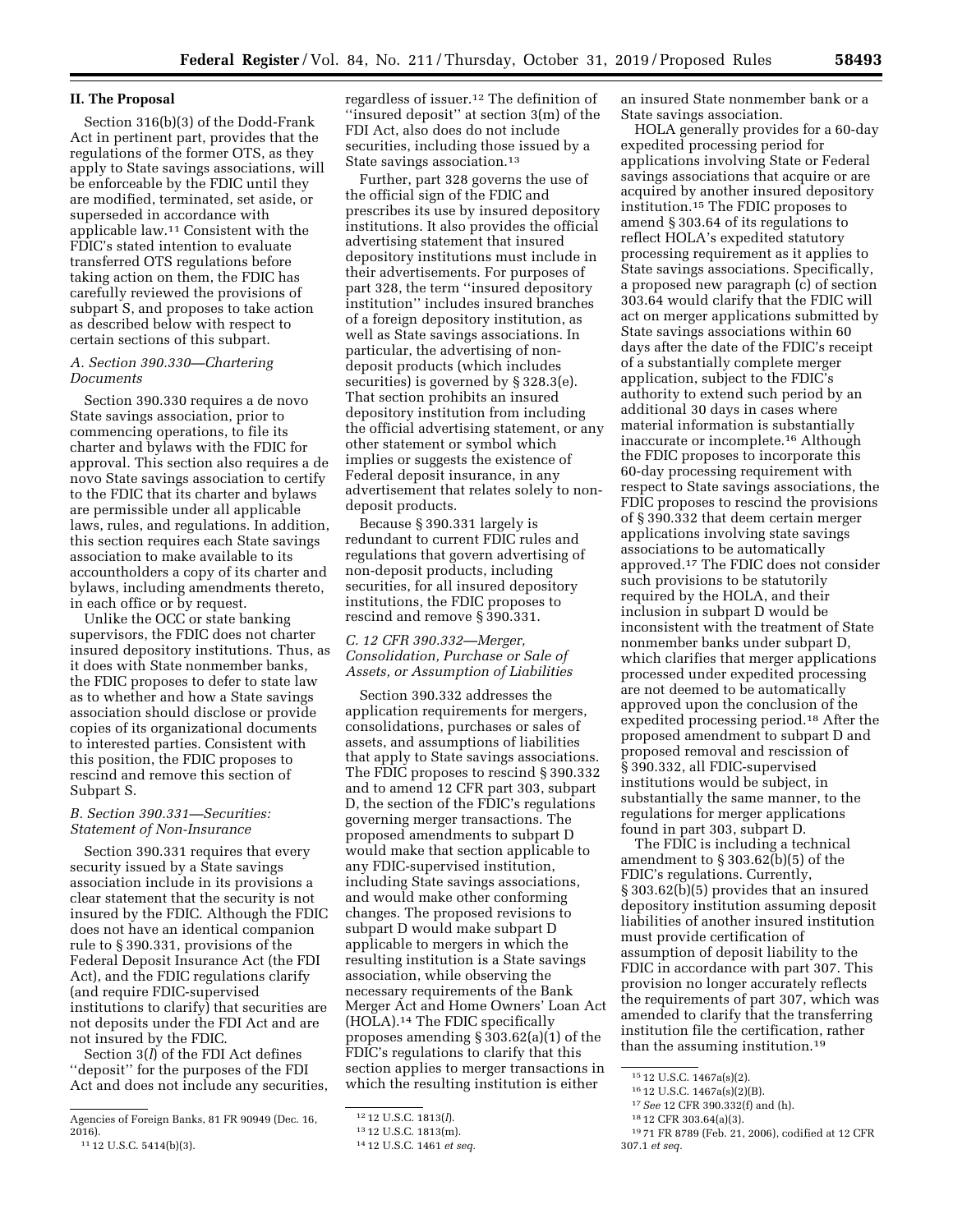## II. The Proposal

Section 316(b)(3) of the Dodd-Frank Act in pertinent part, provides that the regulations of the former OTS, as they apply to State savings associations, will be enforceable by the FDIC until they are modified, terminated, set aside, or superseded in accordance with applicable law.[11] Consistent with the FDIC's stated intention to evaluate transferred OTS regulations before taking action on them, the FDIC has carefully reviewed the provisions of subpart S, and proposes to take action as described below with respect to certain sections of this subpart.

### A. Section 390.330—Chartering Documents

Section 390.330 requires a de novo State savings association, prior to commencing operations, to file its charter and bylaws with the FDIC for approval. This section also requires a de novo State savings association to certify to the FDIC that its charter and bylaws are permissible under all applicable laws, rules, and regulations. In addition, this section requires each State savings association to make available to its accountholders a copy of its charter and bylaws, including amendments thereto, in each office or by request.

Unlike the OCC or state banking supervisors, the FDIC does not charter insured depository institutions. Thus, as it does with State nonmember banks, the FDIC proposes to defer to state law as to whether and how a State savings association should disclose or provide copies of its organizational documents to interested parties. Consistent with this position, the FDIC proposes to rescind and remove this section of Subpart S.

### B. Section 390.331—Securities: Statement of Non-Insurance

Section 390.331 requires that every security issued by a State savings association include in its provisions a clear statement that the security is not insured by the FDIC. Although the FDIC does not have an identical companion rule to § 390.331, provisions of the Federal Deposit Insurance Act (the FDI Act), and the FDIC regulations clarify (and require FDIC-supervised institutions to clarify) that securities are not deposits under the FDI Act and are not insured by the FDIC.

Section 3(*l*) of the FDI Act defines ''deposit'' for the purposes of the FDI Act and does not include any securities, regardless of issuer.[12] The definition of ''insured deposit'' at section 3(m) of the FDI Act, also does not include securities, including those issued by a State savings association.[13]

Further, part 328 governs the use of the official sign of the FDIC and prescribes its use by insured depository institutions. It also provides the official advertising statement that insured depository institutions must include in their advertisements. For purposes of part 328, the term ''insured depository institution'' includes insured branches of a foreign depository institution, as well as State savings associations. In particular, the advertising of non-deposit products (which includes securities) is governed by § 328.3(e). That section prohibits an insured depository institution from including the official advertising statement, or any other statement or symbol which implies or suggests the existence of Federal deposit insurance, in any advertisement that relates solely to non-deposit products.

Because § 390.331 largely is redundant to current FDIC rules and regulations that govern advertising of non-deposit products, including securities, for all insured depository institutions, the FDIC proposes to rescind and remove § 390.331.

### C. 12 CFR 390.332—Merger, Consolidation, Purchase or Sale of Assets, or Assumption of Liabilities

Section 390.332 addresses the application requirements for mergers, consolidations, purchases or sales of assets, and assumptions of liabilities that apply to State savings associations. The FDIC proposes to rescind § 390.332 and to amend 12 CFR part 303, subpart D, the section of the FDIC's regulations governing merger transactions. The proposed amendments to subpart D would make that section applicable to any FDIC-supervised institution, including State savings associations, and would make other conforming changes. The proposed revisions to subpart D would make subpart D applicable to mergers in which the resulting institution is a State savings association, while observing the necessary requirements of the Bank Merger Act and Home Owners' Loan Act (HOLA).[14] The FDIC specifically proposes amending § 303.62(a)(1) of the FDIC's regulations to clarify that this section applies to merger transactions in which the resulting institution is either an insured State nonmember bank or a State savings association.

HOLA generally provides for a 60-day expedited processing period for applications involving State or Federal savings associations that acquire or are acquired by another insured depository institution.[15] The FDIC proposes to amend § 303.64 of its regulations to reflect HOLA's expedited statutory processing requirement as it applies to State savings associations. Specifically, a proposed new paragraph (c) of section 303.64 would clarify that the FDIC will act on merger applications submitted by State savings associations within 60 days after the date of the FDIC's receipt of a substantially complete merger application, subject to the FDIC's authority to extend such period by an additional 30 days in cases where material information is substantially inaccurate or incomplete.[16] Although the FDIC proposes to incorporate this 60-day processing requirement with respect to State savings associations, the FDIC proposes to rescind the provisions of § 390.332 that deem certain merger applications involving state savings associations to be automatically approved.[17] The FDIC does not consider such provisions to be statutorily required by the HOLA, and their inclusion in subpart D would be inconsistent with the treatment of State nonmember banks under subpart D, which clarifies that merger applications processed under expedited processing are not deemed to be automatically approved upon the conclusion of the expedited processing period.[18] After the proposed amendment to subpart D and proposed removal and rescission of § 390.332, all FDIC-supervised institutions would be subject, in substantially the same manner, to the regulations for merger applications found in part 303, subpart D.

The FDIC is including a technical amendment to § 303.62(b)(5) of the FDIC's regulations. Currently, § 303.62(b)(5) provides that an insured depository institution assuming deposit liabilities of another insured institution must provide certification of assumption of deposit liability to the FDIC in accordance with part 307. This provision no longer accurately reflects the requirements of part 307, which was amended to clarify that the transferring institution file the certification, rather than the assuming institution.[19]

---

Agencies of Foreign Banks, 81 FR 90949 (Dec. 16, 2016).

[11] 12 U.S.C. 5414(b)(3).

[12] 12 U.S.C. 1813(*l*).

[13] 12 U.S.C. 1813(m).

[14] 12 U.S.C. 1461 *et seq.*

[15] 12 U.S.C. 1467a(s)(2).

[16] 12 U.S.C. 1467a(s)(2)(B).

[17] *See* 12 CFR 390.332(f) and (h).

[18] 12 CFR 303.64(a)(3).

[19] 71 FR 8789 (Feb. 21, 2006), codified at 12 CFR 307.1 *et seq.*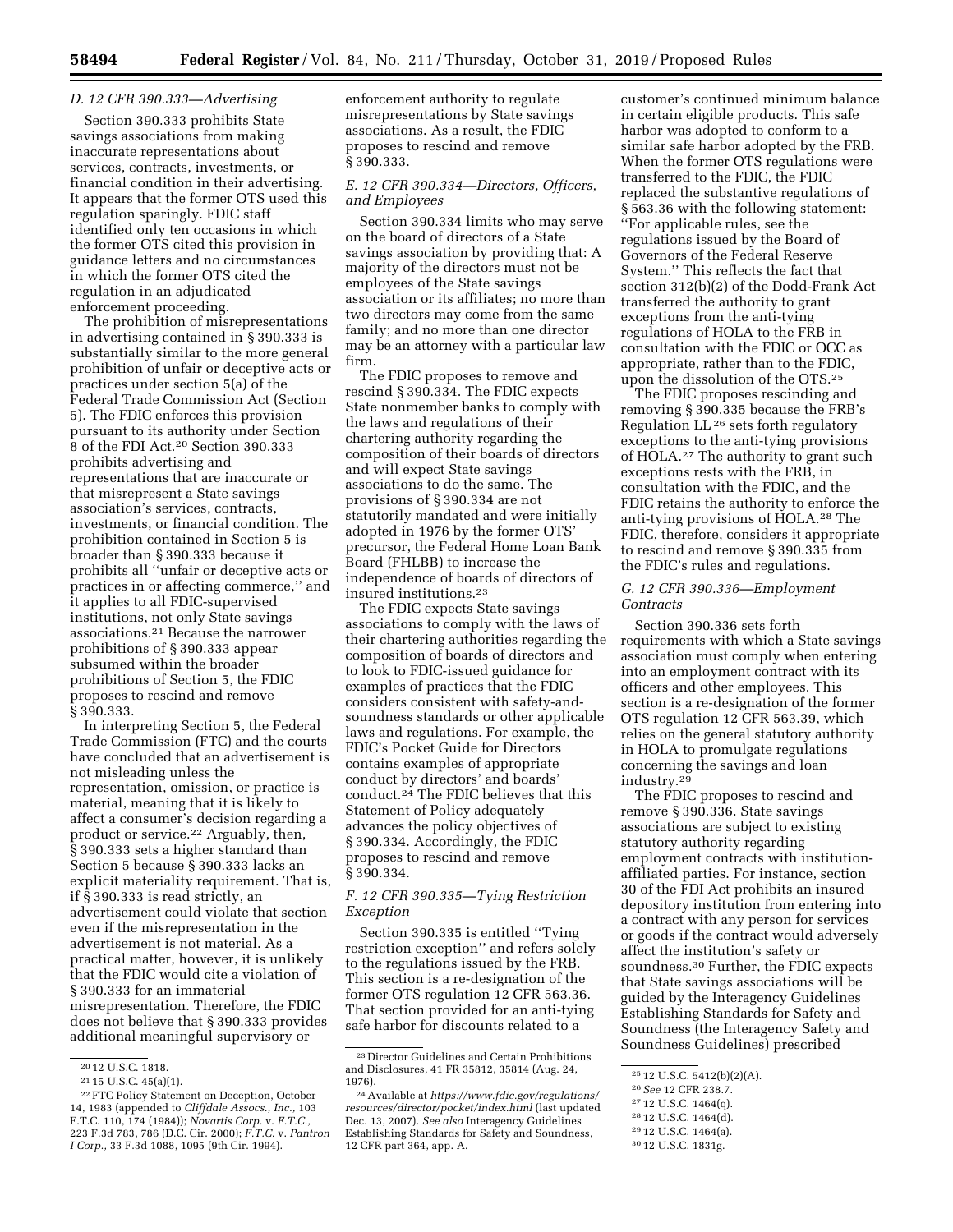### D. 12 CFR 390.333—Advertising

Section 390.333 prohibits State savings associations from making inaccurate representations about services, contracts, investments, or financial condition in their advertising. It appears that the former OTS used this regulation sparingly. FDIC staff identified only ten occasions in which the former OTS cited this provision in guidance letters and no circumstances in which the former OTS cited the regulation in an adjudicated enforcement proceeding.

The prohibition of misrepresentations in advertising contained in § 390.333 is substantially similar to the more general prohibition of unfair or deceptive acts or practices under section 5(a) of the Federal Trade Commission Act (Section 5). The FDIC enforces this provision pursuant to its authority under Section 8 of the FDI Act.[20] Section 390.333 prohibits advertising and representations that are inaccurate or that misrepresent a State savings association's services, contracts, investments, or financial condition. The prohibition contained in Section 5 is broader than § 390.333 because it prohibits all ''unfair or deceptive acts or practices in or affecting commerce,'' and it applies to all FDIC-supervised institutions, not only State savings associations.[21] Because the narrower prohibitions of § 390.333 appear subsumed within the broader prohibitions of Section 5, the FDIC proposes to rescind and remove § 390.333.

In interpreting Section 5, the Federal Trade Commission (FTC) and the courts have concluded that an advertisement is not misleading unless the representation, omission, or practice is material, meaning that it is likely to affect a consumer's decision regarding a product or service.[22] Arguably, then, § 390.333 sets a higher standard than Section 5 because § 390.333 lacks an explicit materiality requirement. That is, if § 390.333 is read strictly, an advertisement could violate that section even if the misrepresentation in the advertisement is not material. As a practical matter, however, it is unlikely that the FDIC would cite a violation of § 390.333 for an immaterial misrepresentation. Therefore, the FDIC does not believe that § 390.333 provides additional meaningful supervisory or enforcement authority to regulate misrepresentations by State savings associations. As a result, the FDIC proposes to rescind and remove § 390.333.

### E. 12 CFR 390.334—Directors, Officers, and Employees

Section 390.334 limits who may serve on the board of directors of a State savings association by providing that: A majority of the directors must not be employees of the State savings association or its affiliates; no more than two directors may come from the same family; and no more than one director may be an attorney with a particular law firm.

The FDIC proposes to remove and rescind § 390.334. The FDIC expects State nonmember banks to comply with the laws and regulations of their chartering authority regarding the composition of their boards of directors and will expect State savings associations to do the same. The provisions of § 390.334 are not statutorily mandated and were initially adopted in 1976 by the former OTS' precursor, the Federal Home Loan Bank Board (FHLBB) to increase the independence of boards of directors of insured institutions.[23]

The FDIC expects State savings associations to comply with the laws of their chartering authorities regarding the composition of boards of directors and to look to FDIC-issued guidance for examples of practices that the FDIC considers consistent with safety-and-soundness standards or other applicable laws and regulations. For example, the FDIC's Pocket Guide for Directors contains examples of appropriate conduct by directors' and boards' conduct.[24] The FDIC believes that this Statement of Policy adequately advances the policy objectives of § 390.334. Accordingly, the FDIC proposes to rescind and remove § 390.334.

### F. 12 CFR 390.335—Tying Restriction Exception

Section 390.335 is entitled ''Tying restriction exception'' and refers solely to the regulations issued by the FRB. This section is a re-designation of the former OTS regulation 12 CFR 563.36. That section provided for an anti-tying safe harbor for discounts related to a customer's continued minimum balance in certain eligible products. This safe harbor was adopted to conform to a similar safe harbor adopted by the FRB. When the former OTS regulations were transferred to the FDIC, the FDIC replaced the substantive regulations of § 563.36 with the following statement: ''For applicable rules, see the regulations issued by the Board of Governors of the Federal Reserve System.'' This reflects the fact that section 312(b)(2) of the Dodd-Frank Act transferred the authority to grant exceptions from the anti-tying regulations of HOLA to the FRB in consultation with the FDIC or OCC as appropriate, rather than to the FDIC, upon the dissolution of the OTS.[25]

The FDIC proposes rescinding and removing § 390.335 because the FRB's Regulation LL[26] sets forth regulatory exceptions to the anti-tying provisions of HOLA.[27] The authority to grant such exceptions rests with the FRB, in consultation with the FDIC, and the FDIC retains the authority to enforce the anti-tying provisions of HOLA.[28] The FDIC, therefore, considers it appropriate to rescind and remove § 390.335 from the FDIC's rules and regulations.

### G. 12 CFR 390.336—Employment Contracts

Section 390.336 sets forth requirements with which a State savings association must comply when entering into an employment contract with its officers and other employees. This section is a re-designation of the former OTS regulation 12 CFR 563.39, which relies on the general statutory authority in HOLA to promulgate regulations concerning the savings and loan industry.[29]

The FDIC proposes to rescind and remove § 390.336. State savings associations are subject to existing statutory authority regarding employment contracts with institution-affiliated parties. For instance, section 30 of the FDI Act prohibits an insured depository institution from entering into a contract with any person for services or goods if the contract would adversely affect the institution's safety or soundness.[30] Further, the FDIC expects that State savings associations will be guided by the Interagency Guidelines Establishing Standards for Safety and Soundness (the Interagency Safety and Soundness Guidelines) prescribed

---

[20] 12 U.S.C. 1818.

[21] 15 U.S.C. 45(a)(1).

[22] FTC Policy Statement on Deception, October 14, 1983 (appended to *Cliffdale Assocs., Inc.,* 103 F.T.C. 110, 174 (1984)); *Novartis Corp.* v. *F.T.C.,* 223 F.3d 783, 786 (D.C. Cir. 2000); *F.T.C.* v. *Pantron I Corp.,* 33 F.3d 1088, 1095 (9th Cir. 1994).

[23] Director Guidelines and Certain Prohibitions and Disclosures, 41 FR 35812, 35814 (Aug. 24, 1976).

[24] Available at *https://www.fdic.gov/regulations/resources/director/pocket/index.html* (last updated Dec. 13, 2007). *See also* Interagency Guidelines Establishing Standards for Safety and Soundness, 12 CFR part 364, app. A.

[25] 12 U.S.C. 5412(b)(2)(A).

[26] *See* 12 CFR 238.7.

[27] 12 U.S.C. 1464(q).

[28] 12 U.S.C. 1464(d).

[29] 12 U.S.C. 1464(a).

[30] 12 U.S.C. 1831g.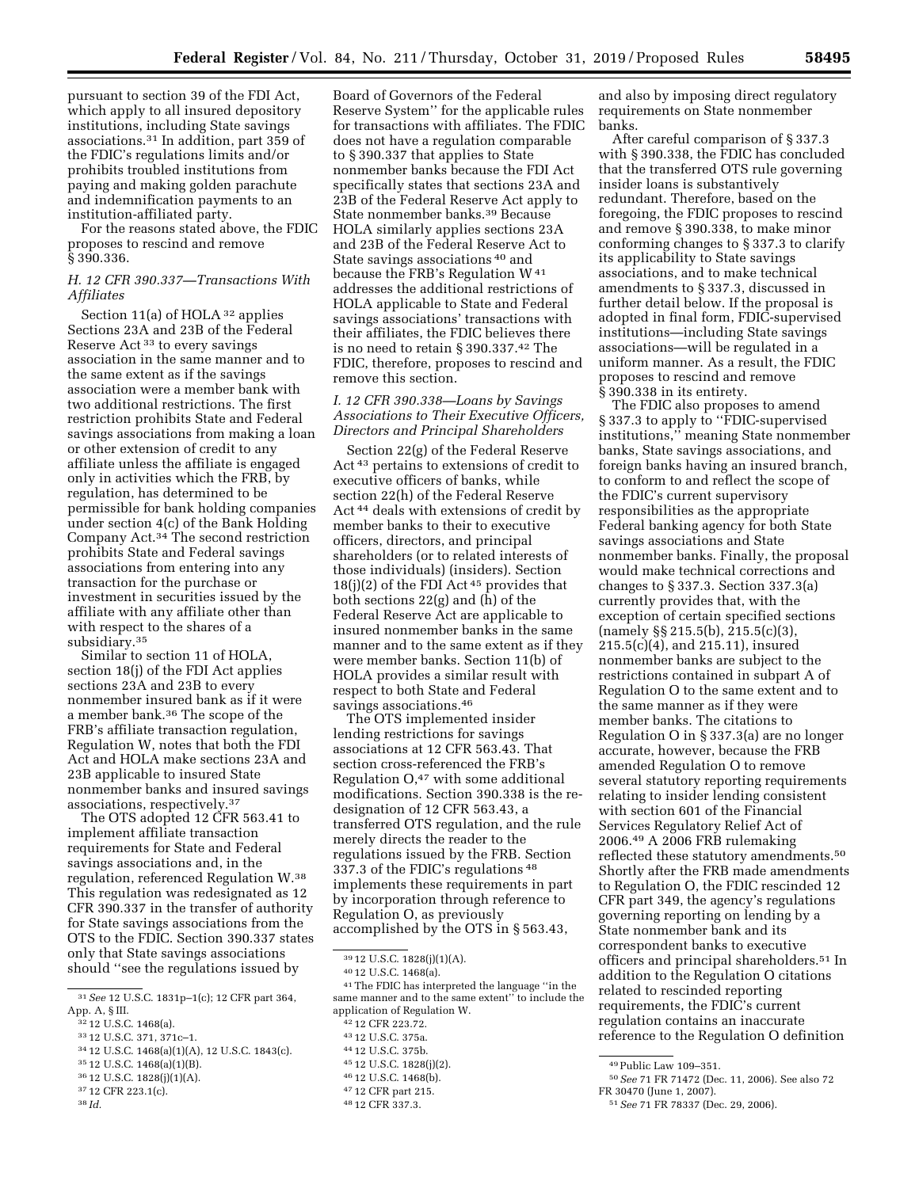pursuant to section 39 of the FDI Act, which apply to all insured depository institutions, including State savings associations.[31] In addition, part 359 of the FDIC's regulations limits and/or prohibits troubled institutions from paying and making golden parachute and indemnification payments to an institution-affiliated party.

For the reasons stated above, the FDIC proposes to rescind and remove § 390.336.

### H. 12 CFR 390.337—Transactions With Affiliates

Section 11(a) of HOLA[32] applies Sections 23A and 23B of the Federal Reserve Act[33] to every savings association in the same manner and to the same extent as if the savings association were a member bank with two additional restrictions. The first restriction prohibits State and Federal savings associations from making a loan or other extension of credit to any affiliate unless the affiliate is engaged only in activities which the FRB, by regulation, has determined to be permissible for bank holding companies under section 4(c) of the Bank Holding Company Act.[34] The second restriction prohibits State and Federal savings associations from entering into any transaction for the purchase or investment in securities issued by the affiliate with any affiliate other than with respect to the shares of a subsidiary.[35]

Similar to section 11 of HOLA, section 18(j) of the FDI Act applies sections 23A and 23B to every nonmember insured bank as if it were a member bank.[36] The scope of the FRB's affiliate transaction regulation, Regulation W, notes that both the FDI Act and HOLA make sections 23A and 23B applicable to insured State nonmember banks and insured savings associations, respectively.[37]

The OTS adopted 12 CFR 563.41 to implement affiliate transaction requirements for State and Federal savings associations and, in the regulation, referenced Regulation W.[38] This regulation was redesignated as 12 CFR 390.337 in the transfer of authority for State savings associations from the OTS to the FDIC. Section 390.337 states only that State savings associations should "see the regulations issued by Board of Governors of the Federal Reserve System" for the applicable rules for transactions with affiliates. The FDIC does not have a regulation comparable to § 390.337 that applies to State nonmember banks because the FDI Act specifically states that sections 23A and 23B of the Federal Reserve Act apply to State nonmember banks.[39] Because HOLA similarly applies sections 23A and 23B of the Federal Reserve Act to State savings associations[40] and because the FRB's Regulation W[41] addresses the additional restrictions of HOLA applicable to State and Federal savings associations' transactions with their affiliates, the FDIC believes there is no need to retain § 390.337.[42] The FDIC, therefore, proposes to rescind and remove this section.

### I. 12 CFR 390.338—Loans by Savings Associations to Their Executive Officers, Directors and Principal Shareholders

Section 22(g) of the Federal Reserve Act[43] pertains to extensions of credit to executive officers of banks, while section 22(h) of the Federal Reserve Act[44] deals with extensions of credit by member banks to their executive officers, directors, and principal shareholders (or to related interests of those individuals) (insiders). Section 18(j)(2) of the FDI Act[45] provides that both sections 22(g) and (h) of the Federal Reserve Act are applicable to insured nonmember banks in the same manner and to the same extent as if they were member banks. Section 11(b) of HOLA provides a similar result with respect to both State and Federal savings associations.[46]

The OTS implemented insider lending restrictions for savings associations at 12 CFR 563.43. That section cross-referenced the FRB's Regulation O,[47] with some additional modifications. Section 390.338 is the re-designation of 12 CFR 563.43, a transferred OTS regulation, and the rule merely directs the reader to the regulations issued by the FRB. Section 337.3 of the FDIC's regulations[48] implements these requirements in part by incorporation through reference to Regulation O, as previously accomplished by the OTS in § 563.43, and also by imposing direct regulatory requirements on State nonmember banks.

After careful comparison of § 337.3 with § 390.338, the FDIC has concluded that the transferred OTS rule governing insider loans is substantively redundant. Therefore, based on the foregoing, the FDIC proposes to rescind and remove § 390.338, to make minor conforming changes to § 337.3 to clarify its applicability to State savings associations, and to make technical amendments to § 337.3, discussed in further detail below. If the proposal is adopted in final form, FDIC-supervised institutions—including State savings associations—will be regulated in a uniform manner. As a result, the FDIC proposes to rescind and remove § 390.338 in its entirety.

The FDIC also proposes to amend § 337.3 to apply to "FDIC-supervised institutions," meaning State nonmember banks, State savings associations, and foreign banks having an insured branch, to conform to and reflect the scope of the FDIC's current supervisory responsibilities as the appropriate Federal banking agency for both State savings associations and State nonmember banks. Finally, the proposal would make technical corrections and changes to § 337.3. Section 337.3(a) currently provides that, with the exception of certain specified sections (namely §§ 215.5(b), 215.5(c)(3), 215.5(c)(4), and 215.11), insured nonmember banks are subject to the restrictions contained in subpart A of Regulation O to the same extent and to the same manner as if they were member banks. The citations to Regulation O in § 337.3(a) are no longer accurate, however, because the FRB amended Regulation O to remove several statutory reporting requirements relating to insider lending consistent with section 601 of the Financial Services Regulatory Relief Act of 2006.[49] A 2006 FRB rulemaking reflected these statutory amendments.[50] Shortly after the FRB made amendments to Regulation O, the FDIC rescinded 12 CFR part 349, the agency's regulations governing reporting on lending by a State nonmember bank and its correspondent banks to executive officers and principal shareholders.[51] In addition to the Regulation O citations related to rescinded reporting requirements, the FDIC's current regulation contains an inaccurate reference to the Regulation O definition

---

[31] *See* 12 U.S.C. 1831p–1(c); 12 CFR part 364, App. A, § III.

[32] 12 U.S.C. 1468(a).

[33] 12 U.S.C. 371, 371c–1.

[34] 12 U.S.C. 1468(a)(1)(A), 12 U.S.C. 1843(c).

[35] 12 U.S.C. 1468(a)(1)(B).

[36] 12 U.S.C. 1828(j)(1)(A).

[37] 12 CFR 223.1(c).

[38] *Id.*

[39] 12 U.S.C. 1828(j)(1)(A).

[40] 12 U.S.C. 1468(a).

[41] The FDIC has interpreted the language "in the same manner and to the same extent" to include the application of Regulation W.

[42] 12 CFR 223.72.

[43] 12 U.S.C. 375a.

[44] 12 U.S.C. 375b.

[45] 12 U.S.C. 1828(j)(2).

[46] 12 U.S.C. 1468(b).

[47] 12 CFR part 215.

[48] 12 CFR 337.3.

[49] Public Law 109–351.

[50] *See* 71 FR 71472 (Dec. 11, 2006). See also 72 FR 30470 (June 1, 2007).

[51] *See* 71 FR 78337 (Dec. 29, 2006).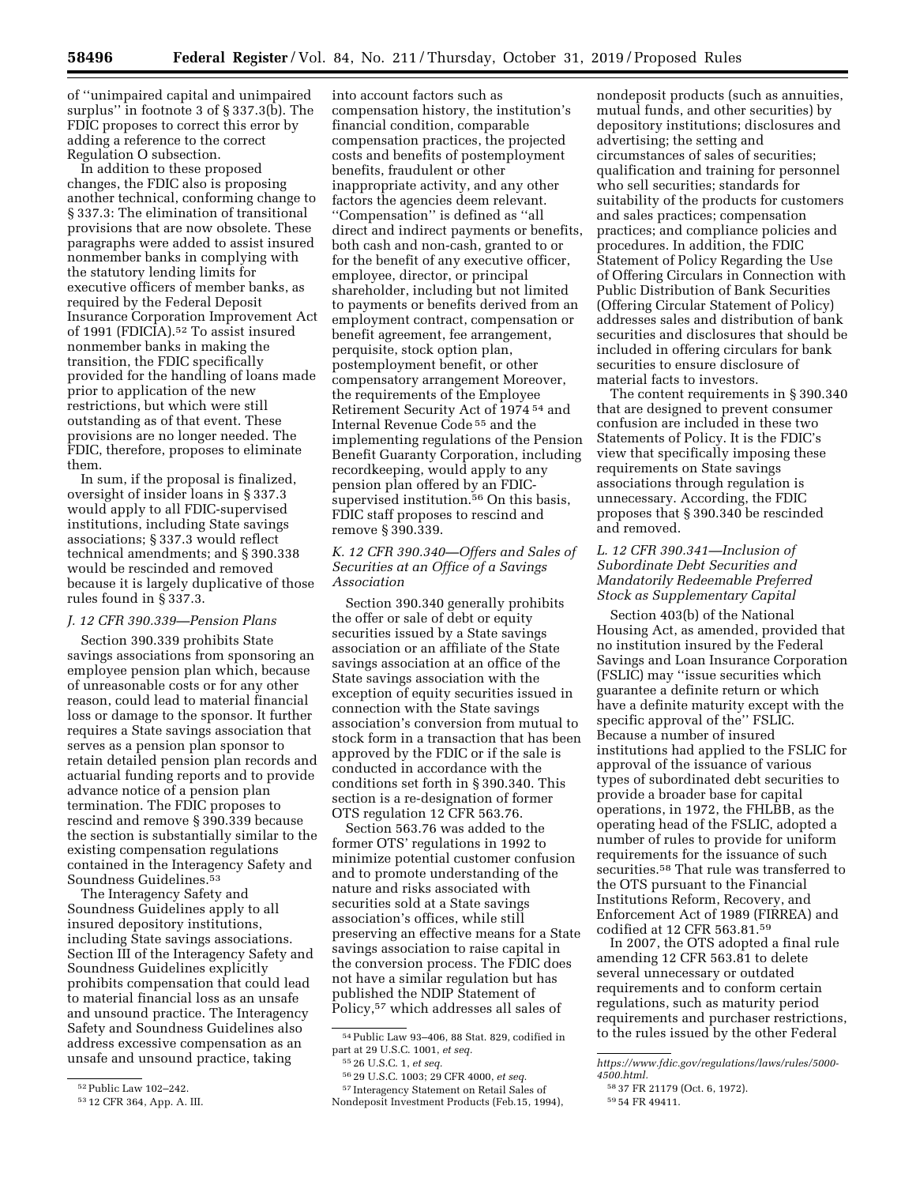of "unimpaired capital and unimpaired surplus" in footnote 3 of § 337.3(b). The FDIC proposes to correct this error by adding a reference to the correct Regulation O subsection.

In addition to these proposed changes, the FDIC also is proposing another technical, conforming change to § 337.3: The elimination of transitional provisions that are now obsolete. These paragraphs were added to assist insured nonmember banks in complying with the statutory lending limits for executive officers of member banks, as required by the Federal Deposit Insurance Corporation Improvement Act of 1991 (FDICIA).[52] To assist insured nonmember banks in making the transition, the FDIC specifically provided for the handling of loans made prior to application of the new restrictions, but which were still outstanding as of that event. These provisions are no longer needed. The FDIC, therefore, proposes to eliminate them.

In sum, if the proposal is finalized, oversight of insider loans in § 337.3 would apply to all FDIC-supervised institutions, including State savings associations; § 337.3 would reflect technical amendments; and § 390.338 would be rescinded and removed because it is largely duplicative of those rules found in § 337.3.

### J. 12 CFR 390.339—Pension Plans

Section 390.339 prohibits State savings associations from sponsoring an employee pension plan which, because of unreasonable costs or for any other reason, could lead to material financial loss or damage to the sponsor. It further requires a State savings association that serves as a pension plan sponsor to retain detailed pension plan records and actuarial funding reports and to provide advance notice of a pension plan termination. The FDIC proposes to rescind and remove § 390.339 because the section is substantially similar to the existing compensation regulations contained in the Interagency Safety and Soundness Guidelines.[53]

The Interagency Safety and Soundness Guidelines apply to all insured depository institutions, including State savings associations. Section III of the Interagency Safety and Soundness Guidelines explicitly prohibits compensation that could lead to material financial loss as an unsafe and unsound practice. The Interagency Safety and Soundness Guidelines also address excessive compensation as an unsafe and unsound practice, taking into account factors such as compensation history, the institution's financial condition, comparable compensation practices, the projected costs and benefits of postemployment benefits, fraudulent or other inappropriate activity, and any other factors the agencies deem relevant. "Compensation" is defined as "all direct and indirect payments or benefits, both cash and non-cash, granted to or for the benefit of any executive officer, employee, director, or principal shareholder, including but not limited to payments or benefits derived from an employment contract, compensation or benefit agreement, fee arrangement, perquisite, stock option plan, postemployment benefit, or other compensatory arrangement Moreover, the requirements of the Employee Retirement Security Act of 1974[54] and Internal Revenue Code[55] and the implementing regulations of the Pension Benefit Guaranty Corporation, including recordkeeping, would apply to any pension plan offered by an FDIC-supervised institution.[56] On this basis, FDIC staff proposes to rescind and remove § 390.339.

### K. 12 CFR 390.340—Offers and Sales of Securities at an Office of a Savings Association

Section 390.340 generally prohibits the offer or sale of debt or equity securities issued by a State savings association or an affiliate of the State savings association at an office of the State savings association with the exception of equity securities issued in connection with the State savings association's conversion from mutual to stock form in a transaction that has been approved by the FDIC or if the sale is conducted in accordance with the conditions set forth in § 390.340. This section is a re-designation of former OTS regulation 12 CFR 563.76.

Section 563.76 was added to the former OTS' regulations in 1992 to minimize potential customer confusion and to promote understanding of the nature and risks associated with securities sold at a State savings association's offices, while still preserving an effective means for a State savings association to raise capital in the conversion process. The FDIC does not have a similar regulation but has published the NDIP Statement of Policy,[57] which addresses all sales of nondeposit products (such as annuities, mutual funds, and other securities) by depository institutions; disclosures and advertising; the setting and circumstances of sales of securities; qualification and training for personnel who sell securities; standards for suitability of the products for customers and sales practices; compensation practices; and compliance policies and procedures. In addition, the FDIC Statement of Policy Regarding the Use of Offering Circulars in Connection with Public Distribution of Bank Securities (Offering Circular Statement of Policy) addresses sales and distribution of bank securities and disclosures that should be included in offering circulars for bank securities to ensure disclosure of material facts to investors.

The content requirements in § 390.340 that are designed to prevent consumer confusion are included in these two Statements of Policy. It is the FDIC's view that specifically imposing these requirements on State savings associations through regulation is unnecessary. According, the FDIC proposes that § 390.340 be rescinded and removed.

### L. 12 CFR 390.341—Inclusion of Subordinate Debt Securities and Mandatorily Redeemable Preferred Stock as Supplementary Capital

Section 403(b) of the National Housing Act, as amended, provided that no institution insured by the Federal Savings and Loan Insurance Corporation (FSLIC) may "issue securities which guarantee a definite return or which have a definite maturity except with the specific approval of the" FSLIC. Because a number of insured institutions had applied to the FSLIC for approval of the issuance of various types of subordinated debt securities to provide a broader base for capital operations, in 1972, the FHLBB, as the operating head of the FSLIC, adopted a number of rules to provide for uniform requirements for the issuance of such securities.[58] That rule was transferred to the OTS pursuant to the Financial Institutions Reform, Recovery, and Enforcement Act of 1989 (FIRREA) and codified at 12 CFR 563.81.[59]

In 2007, the OTS adopted a final rule amending 12 CFR 563.81 to delete several unnecessary or outdated requirements and to conform certain regulations, such as maturity period requirements and purchaser restrictions, to the rules issued by the other Federal

---

[52] Public Law 102–242.

[53] 12 CFR 364, App. A. III.

[54] Public Law 93–406, 88 Stat. 829, codified in part at 29 U.S.C. 1001, *et seq.*

[55] 26 U.S.C. 1, *et seq.*

[56] 29 U.S.C. 1003; 29 CFR 4000, *et seq.*

[57] Interagency Statement on Retail Sales of Nondeposit Investment Products (Feb.15, 1994), *https://www.fdic.gov/regulations/laws/rules/5000-4500.html.*

[58] 37 FR 21179 (Oct. 6, 1972).

[59] 54 FR 49411.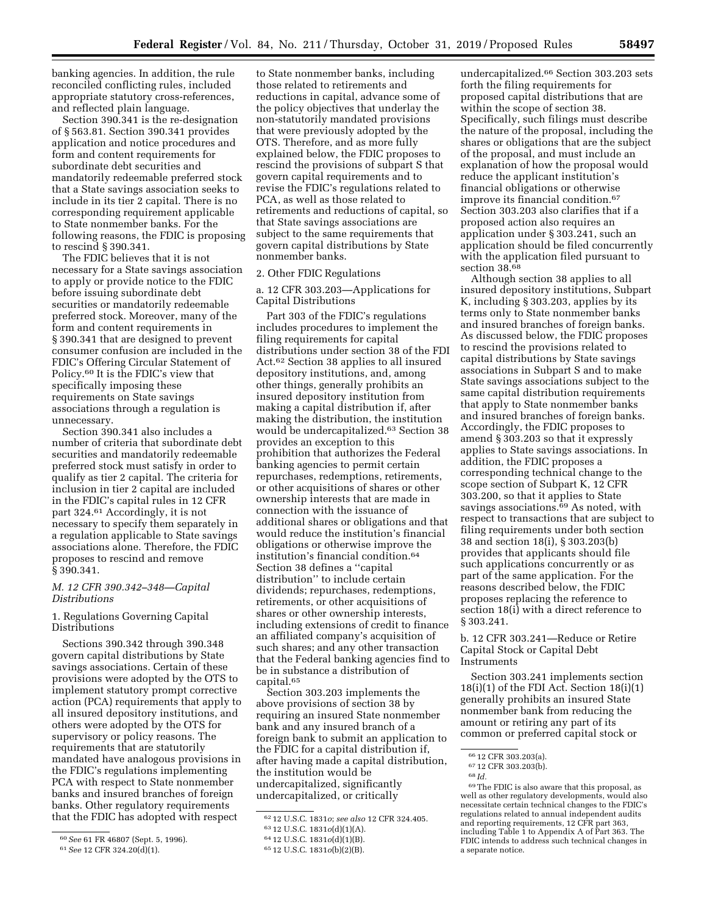banking agencies. In addition, the rule reconciled conflicting rules, included appropriate statutory cross-references, and reflected plain language.

Section 390.341 is the re-designation of § 563.81. Section 390.341 provides application and notice procedures and form and content requirements for subordinate debt securities and mandatorily redeemable preferred stock that a State savings association seeks to include in its tier 2 capital. There is no corresponding requirement applicable to State nonmember banks. For the following reasons, the FDIC is proposing to rescind § 390.341.

The FDIC believes that it is not necessary for a State savings association to apply or provide notice to the FDIC before issuing subordinate debt securities or mandatorily redeemable preferred stock. Moreover, many of the form and content requirements in § 390.341 that are designed to prevent consumer confusion are included in the FDIC's Offering Circular Statement of Policy.[60] It is the FDIC's view that specifically imposing these requirements on State savings associations through a regulation is unnecessary.

Section 390.341 also includes a number of criteria that subordinate debt securities and mandatorily redeemable preferred stock must satisfy in order to qualify as tier 2 capital. The criteria for inclusion in tier 2 capital are included in the FDIC's capital rules in 12 CFR part 324.[61] Accordingly, it is not necessary to specify them separately in a regulation applicable to State savings associations alone. Therefore, the FDIC proposes to rescind and remove § 390.341.

### *M. 12 CFR 390.342–348—Capital Distributions*

1. Regulations Governing Capital Distributions

Sections 390.342 through 390.348 govern capital distributions by State savings associations. Certain of these provisions were adopted by the OTS to implement statutory prompt corrective action (PCA) requirements that apply to all insured depository institutions, and others were adopted by the OTS for supervisory or policy reasons. The requirements that are statutorily mandated have analogous provisions in the FDIC's regulations implementing PCA with respect to State nonmember banks and insured branches of foreign banks. Other regulatory requirements that the FDIC has adopted with respect to State nonmember banks, including those related to retirements and reductions in capital, advance some of the policy objectives that underlay the non-statutorily mandated provisions that were previously adopted by the OTS. Therefore, and as more fully explained below, the FDIC proposes to rescind the provisions of subpart S that govern capital requirements and to revise the FDIC's regulations related to PCA, as well as those related to retirements and reductions of capital, so that State savings associations are subject to the same requirements that govern capital distributions by State nonmember banks.

2. Other FDIC Regulations

a. 12 CFR 303.203—Applications for Capital Distributions

Part 303 of the FDIC's regulations includes procedures to implement the filing requirements for capital distributions under section 38 of the FDI Act.[62] Section 38 applies to all insured depository institutions, and, among other things, generally prohibits an insured depository institution from making a capital distribution if, after making the distribution, the institution would be undercapitalized.[63] Section 38 provides an exception to this prohibition that authorizes the Federal banking agencies to permit certain repurchases, redemptions, retirements, or other acquisitions of shares or other ownership interests that are made in connection with the issuance of additional shares or obligations and that would reduce the institution's financial obligations or otherwise improve the institution's financial condition.[64] Section 38 defines a ''capital distribution'' to include certain dividends; repurchases, redemptions, retirements, or other acquisitions of shares or other ownership interests, including extensions of credit to finance an affiliated company's acquisition of such shares; and any other transaction that the Federal banking agencies find to be in substance a distribution of capital.[65]

Section 303.203 implements the above provisions of section 38 by requiring an insured State nonmember bank and any insured branch of a foreign bank to submit an application to the FDIC for a capital distribution if, after having made a capital distribution, the institution would be undercapitalized, significantly undercapitalized, or critically undercapitalized.[66] Section 303.203 sets forth the filing requirements for proposed capital distributions that are within the scope of section 38. Specifically, such filings must describe the nature of the proposal, including the shares or obligations that are the subject of the proposal, and must include an explanation of how the proposal would reduce the applicant institution's financial obligations or otherwise improve its financial condition.[67] Section 303.203 also clarifies that if a proposed action also requires an application under § 303.241, such an application should be filed concurrently with the application filed pursuant to section 38.[68]

Although section 38 applies to all insured depository institutions, Subpart K, including § 303.203, applies by its terms only to State nonmember banks and insured branches of foreign banks. As discussed below, the FDIC proposes to rescind the provisions related to capital distributions by State savings associations in Subpart S and to make State savings associations subject to the same capital distribution requirements that apply to State nonmember banks and insured branches of foreign banks. Accordingly, the FDIC proposes to amend § 303.203 so that it expressly applies to State savings associations. In addition, the FDIC proposes a corresponding technical change to the scope section of Subpart K, 12 CFR 303.200, so that it applies to State savings associations.[69] As noted, with respect to transactions that are subject to filing requirements under both section 38 and section 18(i), § 303.203(b) provides that applicants should file such applications concurrently or as part of the same application. For the reasons described below, the FDIC proposes replacing the reference to section 18(i) with a direct reference to § 303.241.

b. 12 CFR 303.241—Reduce or Retire Capital Stock or Capital Debt Instruments

Section 303.241 implements section 18(i)(1) of the FDI Act. Section 18(i)(1) generally prohibits an insured State nonmember bank from reducing the amount or retiring any part of its common or preferred capital stock or

---

[60] *See* 61 FR 46807 (Sept. 5, 1996).

[61] *See* 12 CFR 324.20(d)(1).

[62] 12 U.S.C. 1831*o*; *see also* 12 CFR 324.405.

[63] 12 U.S.C. 1831*o*(d)(1)(A).

[64] 12 U.S.C. 1831*o*(d)(1)(B).

[65] 12 U.S.C. 1831*o*(b)(2)(B).

[66] 12 CFR 303.203(a).

[67] 12 CFR 303.203(b).

[68] *Id.*

[69] The FDIC is also aware that this proposal, as well as other regulatory developments, would also necessitate certain technical changes to the FDIC's regulations related to annual independent audits and reporting requirements, 12 CFR part 363, including Table 1 to Appendix A of Part 363. The FDIC intends to address such technical changes in a separate notice.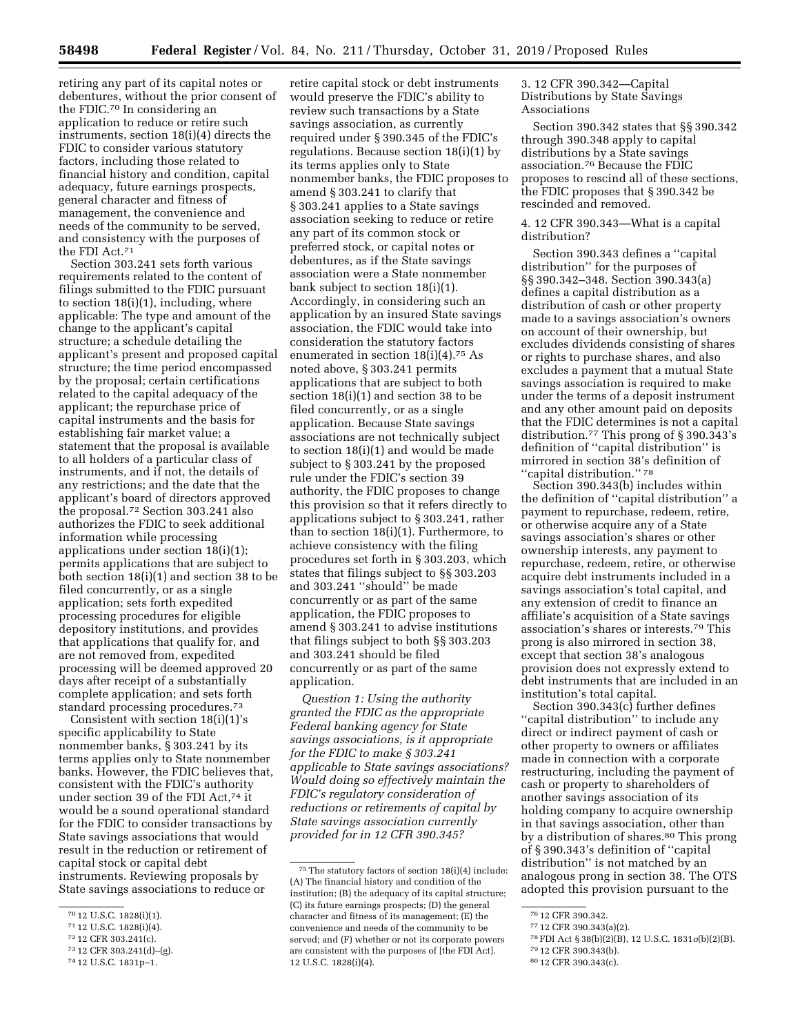retiring any part of its capital notes or debentures, without the prior consent of the FDIC.[70] In considering an application to reduce or retire such instruments, section 18(i)(4) directs the FDIC to consider various statutory factors, including those related to financial history and condition, capital adequacy, future earnings prospects, general character and fitness of management, the convenience and needs of the community to be served, and consistency with the purposes of the FDI Act.[71]

Section 303.241 sets forth various requirements related to the content of filings submitted to the FDIC pursuant to section 18(i)(1), including, where applicable: The type and amount of the change to the applicant's capital structure; a schedule detailing the applicant's present and proposed capital structure; the time period encompassed by the proposal; certain certifications related to the capital adequacy of the applicant; the repurchase price of capital instruments and the basis for establishing fair market value; a statement that the proposal is available to all holders of a particular class of instruments, and if not, the details of any restrictions; and the date that the applicant's board of directors approved the proposal.[72] Section 303.241 also authorizes the FDIC to seek additional information while processing applications under section 18(i)(1); permits applications that are subject to both section 18(i)(1) and section 38 to be filed concurrently, or as a single application; sets forth expedited processing procedures for eligible depository institutions, and provides that applications that qualify for, and are not removed from, expedited processing will be deemed approved 20 days after receipt of a substantially complete application; and sets forth standard processing procedures.[73]

Consistent with section 18(i)(1)'s specific applicability to State nonmember banks, § 303.241 by its terms applies only to State nonmember banks. However, the FDIC believes that, consistent with the FDIC's authority under section 39 of the FDI Act,[74] it would be a sound operational standard for the FDIC to consider transactions by State savings associations that would result in the reduction or retirement of capital stock or capital debt instruments. Reviewing proposals by State savings associations to reduce or retire capital stock or debt instruments would preserve the FDIC's ability to review such transactions by a State savings association, as currently required under § 390.345 of the FDIC's regulations. Because section 18(i)(1) by its terms applies only to State nonmember banks, the FDIC proposes to amend § 303.241 to clarify that § 303.241 applies to a State savings association seeking to reduce or retire any part of its common stock or preferred stock, or capital notes or debentures, as if the State savings association were a State nonmember bank subject to section 18(i)(1). Accordingly, in considering such an application by an insured State savings association, the FDIC would take into consideration the statutory factors enumerated in section 18(i)(4).[75] As noted above, § 303.241 permits applications that are subject to both section 18(i)(1) and section 38 to be filed concurrently, or as a single application. Because State savings associations are not technically subject to section 18(i)(1) and would be made subject to § 303.241 by the proposed rule under the FDIC's section 39 authority, the FDIC proposes to change this provision so that it refers directly to applications subject to § 303.241, rather than to section 18(i)(1). Furthermore, to achieve consistency with the filing procedures set forth in § 303.203, which states that filings subject to §§ 303.203 and 303.241 "should" be made concurrently or as part of the same application, the FDIC proposes to amend § 303.241 to advise institutions that filings subject to both §§ 303.203 and 303.241 should be filed concurrently or as part of the same application.

*Question 1: Using the authority granted the FDIC as the appropriate Federal banking agency for State savings associations, is it appropriate for the FDIC to make § 303.241 applicable to State savings associations? Would doing so effectively maintain the FDIC's regulatory consideration of reductions or retirements of capital by State savings association currently provided for in 12 CFR 390.345?*

### 3. 12 CFR 390.342—Capital Distributions by State Savings Associations

Section 390.342 states that §§ 390.342 through 390.348 apply to capital distributions by a State savings association.[76] Because the FDIC proposes to rescind all of these sections, the FDIC proposes that § 390.342 be rescinded and removed.

### 4. 12 CFR 390.343—What is a capital distribution?

Section 390.343 defines a "capital distribution" for the purposes of §§ 390.342–348. Section 390.343(a) defines a capital distribution as a distribution of cash or other property made to a savings association's owners on account of their ownership, but excludes dividends consisting of shares or rights to purchase shares, and also excludes a payment that a mutual State savings association is required to make under the terms of a deposit instrument and any other amount paid on deposits that the FDIC determines is not a capital distribution.[77] This prong of § 390.343's definition of "capital distribution" is mirrored in section 38's definition of "capital distribution."[78]

Section 390.343(b) includes within the definition of "capital distribution" a payment to repurchase, redeem, retire, or otherwise acquire any of a State savings association's shares or other ownership interests, any payment to repurchase, redeem, retire, or otherwise acquire debt instruments included in a savings association's total capital, and any extension of credit to finance an affiliate's acquisition of a State savings association's shares or interests.[79] This prong is also mirrored in section 38, except that section 38's analogous provision does not expressly extend to debt instruments that are included in an institution's total capital.

Section 390.343(c) further defines "capital distribution" to include any direct or indirect payment of cash or other property to owners or affiliates made in connection with a corporate restructuring, including the payment of cash or property to shareholders of another savings association of its holding company to acquire ownership in that savings association, other than by a distribution of shares.[80] This prong of § 390.343's definition of "capital distribution" is not matched by an analogous prong in section 38. The OTS adopted this provision pursuant to the

---

[70] 12 U.S.C. 1828(i)(1).

[71] 12 U.S.C. 1828(i)(4).

[72] 12 CFR 303.241(c).

[73] 12 CFR 303.241(d)–(g).

[74] 12 U.S.C. 1831p–1.

[75] The statutory factors of section 18(i)(4) include: (A) The financial history and condition of the institution; (B) the adequacy of its capital structure; (C) its future earnings prospects; (D) the general character and fitness of its management; (E) the convenience and needs of the community to be served; and (F) whether or not its corporate powers are consistent with the purposes of [the FDI Act]. 12 U.S.C. 1828(i)(4).

[76] 12 CFR 390.342.

[77] 12 CFR 390.343(a)(2).

[78] FDI Act § 38(b)(2)(B), 12 U.S.C. 1831*o*(b)(2)(B).

[79] 12 CFR 390.343(b).

[80] 12 CFR 390.343(c).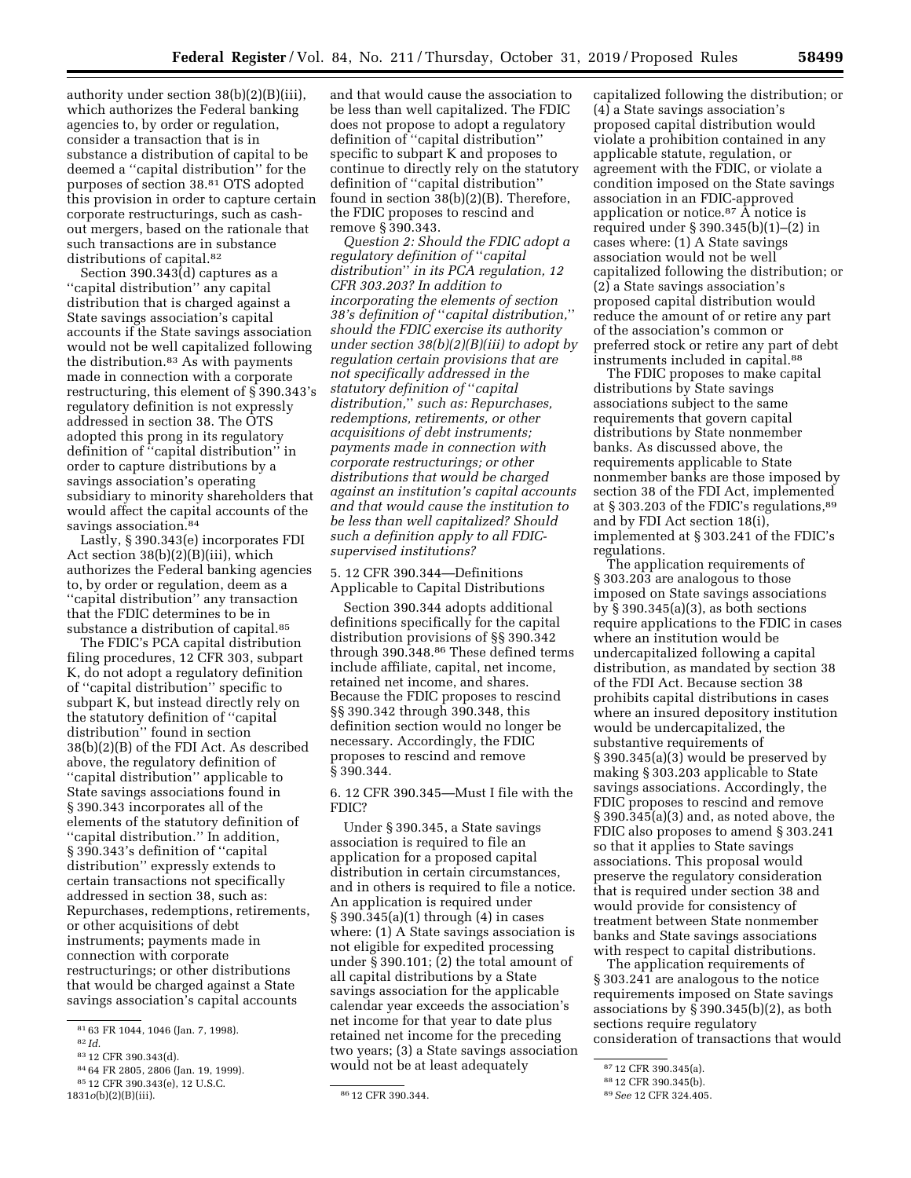authority under section 38(b)(2)(B)(iii), which authorizes the Federal banking agencies to, by order or regulation, consider a transaction that is in substance a distribution of capital to be deemed a ''capital distribution'' for the purposes of section 38.[81] OTS adopted this provision in order to capture certain corporate restructurings, such as cash-out mergers, based on the rationale that such transactions are in substance distributions of capital.[82]

Section 390.343(d) captures as a ''capital distribution'' any capital distribution that is charged against a State savings association's capital accounts if the State savings association would not be well capitalized following the distribution.[83] As with payments made in connection with a corporate restructuring, this element of § 390.343's regulatory definition is not expressly addressed in section 38. The OTS adopted this prong in its regulatory definition of ''capital distribution'' in order to capture distributions by a savings association's operating subsidiary to minority shareholders that would affect the capital accounts of the savings association.[84]

Lastly, § 390.343(e) incorporates FDI Act section 38(b)(2)(B)(iii), which authorizes the Federal banking agencies to, by order or regulation, deem as a ''capital distribution'' any transaction that the FDIC determines to be in substance a distribution of capital.[85]

The FDIC's PCA capital distribution filing procedures, 12 CFR 303, subpart K, do not adopt a regulatory definition of ''capital distribution'' specific to subpart K, but instead directly rely on the statutory definition of ''capital distribution'' found in section 38(b)(2)(B) of the FDI Act. As described above, the regulatory definition of ''capital distribution'' applicable to State savings associations found in § 390.343 incorporates all of the elements of the statutory definition of ''capital distribution.'' In addition, § 390.343's definition of ''capital distribution'' expressly extends to certain transactions not specifically addressed in section 38, such as: Repurchases, redemptions, retirements, or other acquisitions of debt instruments; payments made in connection with corporate restructurings; or other distributions that would be charged against a State savings association's capital accounts and that would cause the association to be less than well capitalized. The FDIC does not propose to adopt a regulatory definition of ''capital distribution'' specific to subpart K and proposes to continue to directly rely on the statutory definition of ''capital distribution'' found in section 38(b)(2)(B). Therefore, the FDIC proposes to rescind and remove § 390.343.

*Question 2: Should the FDIC adopt a regulatory definition of ''capital distribution'' in its PCA regulation, 12 CFR 303.203? In addition to incorporating the elements of section 38's definition of ''capital distribution,'' should the FDIC exercise its authority under section 38(b)(2)(B)(iii) to adopt by regulation certain provisions that are not specifically addressed in the statutory definition of ''capital distribution,'' such as: Repurchases, redemptions, retirements, or other acquisitions of debt instruments; payments made in connection with corporate restructurings; or other distributions that would be charged against an institution's capital accounts and that would cause the institution to be less than well capitalized? Should such a definition apply to all FDIC-supervised institutions?*

5. 12 CFR 390.344—Definitions Applicable to Capital Distributions

Section 390.344 adopts additional definitions specifically for the capital distribution provisions of §§ 390.342 through 390.348.[86] These defined terms include affiliate, capital, net income, retained net income, and shares. Because the FDIC proposes to rescind §§ 390.342 through 390.348, this definition section would no longer be necessary. Accordingly, the FDIC proposes to rescind and remove § 390.344.

6. 12 CFR 390.345—Must I file with the FDIC?

Under § 390.345, a State savings association is required to file an application for a proposed capital distribution in certain circumstances, and in others is required to file a notice. An application is required under § 390.345(a)(1) through (4) in cases where: (1) A State savings association is not eligible for expedited processing under § 390.101; (2) the total amount of all capital distributions by a State savings association for the applicable calendar year exceeds the association's net income for that year to date plus retained net income for the preceding two years; (3) a State savings association would not be at least adequately capitalized following the distribution; or (4) a State savings association's proposed capital distribution would violate a prohibition contained in any applicable statute, regulation, or agreement with the FDIC, or violate a condition imposed on the State savings association in an FDIC-approved application or notice.[87] A notice is required under § 390.345(b)(1)–(2) in cases where: (1) A State savings association would not be well capitalized following the distribution; or (2) a State savings association's proposed capital distribution would reduce the amount of or retire any part of the association's common or preferred stock or retire any part of debt instruments included in capital.[88]

The FDIC proposes to make capital distributions by State savings associations subject to the same requirements that govern capital distributions by State nonmember banks. As discussed above, the requirements applicable to State nonmember banks are those imposed by section 38 of the FDI Act, implemented at § 303.203 of the FDIC's regulations,[89] and by FDI Act section 18(i), implemented at § 303.241 of the FDIC's regulations.

The application requirements of § 303.203 are analogous to those imposed on State savings associations by § 390.345(a)(3), as both sections require applications to the FDIC in cases where an institution would be undercapitalized following a capital distribution, as mandated by section 38 of the FDI Act. Because section 38 prohibits capital distributions in cases where an insured depository institution would be undercapitalized, the substantive requirements of § 390.345(a)(3) would be preserved by making § 303.203 applicable to State savings associations. Accordingly, the FDIC proposes to rescind and remove § 390.345(a)(3) and, as noted above, the FDIC also proposes to amend § 303.241 so that it applies to State savings associations. This proposal would preserve the regulatory consideration that is required under section 38 and would provide for consistency of treatment between State nonmember banks and State savings associations with respect to capital distributions.

The application requirements of § 303.241 are analogous to the notice requirements imposed on State savings associations by § 390.345(b)(2), as both sections require regulatory consideration of transactions that would

[81] 63 FR 1044, 1046 (Jan. 7, 1998).

[82] *Id.*

[83] 12 CFR 390.343(d).

[84] 64 FR 2805, 2806 (Jan. 19, 1999).

[85] 12 CFR 390.343(e), 12 U.S.C. 1831*o*(b)(2)(B)(iii).

[86] 12 CFR 390.344.

[87] 12 CFR 390.345(a).

[88] 12 CFR 390.345(b).

[89] *See* 12 CFR 324.405.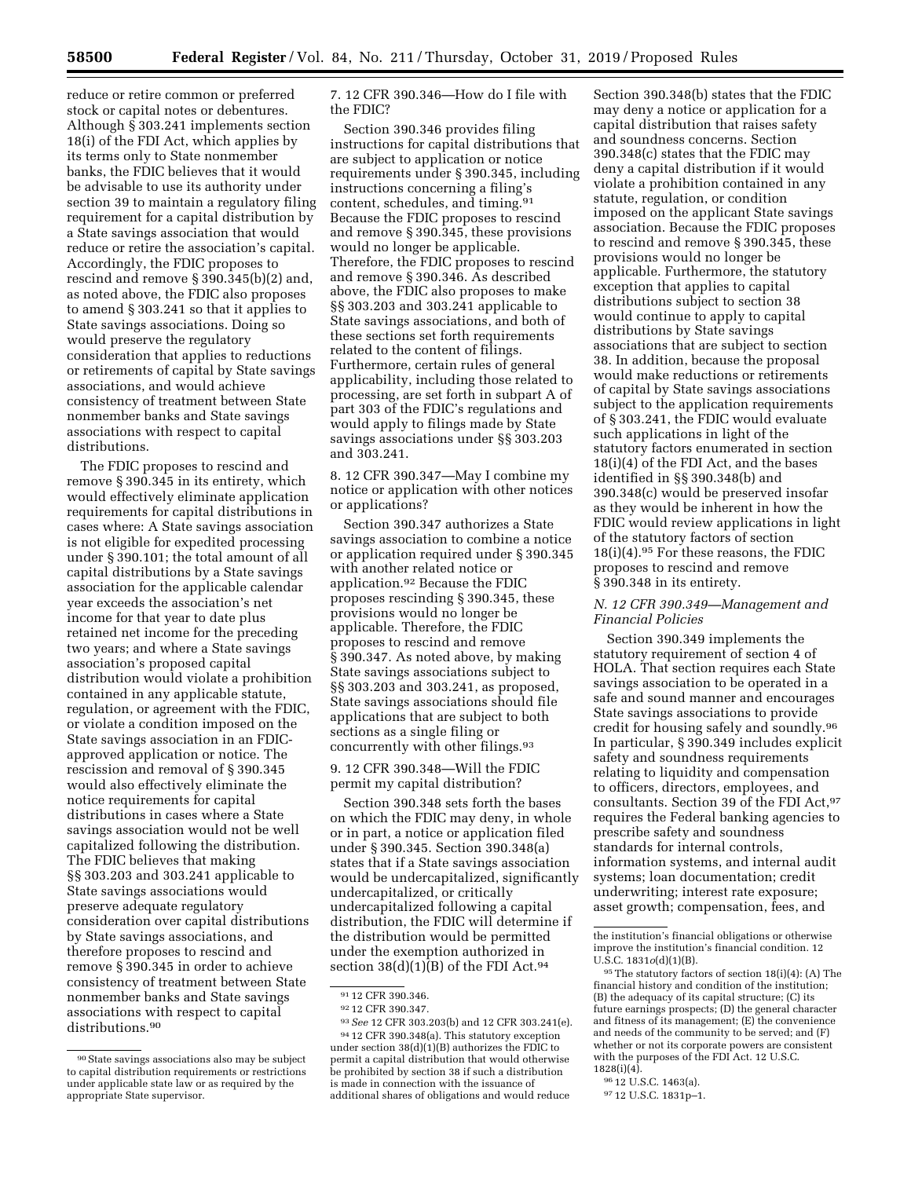reduce or retire common or preferred stock or capital notes or debentures. Although § 303.241 implements section 18(i) of the FDI Act, which applies by its terms only to State nonmember banks, the FDIC believes that it would be advisable to use its authority under section 39 to maintain a regulatory filing requirement for a capital distribution by a State savings association that would reduce or retire the association's capital. Accordingly, the FDIC proposes to rescind and remove § 390.345(b)(2) and, as noted above, the FDIC also proposes to amend § 303.241 so that it applies to State savings associations. Doing so would preserve the regulatory consideration that applies to reductions or retirements of capital by State savings associations, and would achieve consistency of treatment between State nonmember banks and State savings associations with respect to capital distributions.

The FDIC proposes to rescind and remove § 390.345 in its entirety, which would effectively eliminate application requirements for capital distributions in cases where: A State savings association is not eligible for expedited processing under § 390.101; the total amount of all capital distributions by a State savings association for the applicable calendar year exceeds the association's net income for that year to date plus retained net income for the preceding two years; and where a State savings association's proposed capital distribution would violate a prohibition contained in any applicable statute, regulation, or agreement with the FDIC, or violate a condition imposed on the State savings association in an FDIC-approved application or notice. The rescission and removal of § 390.345 would also effectively eliminate the notice requirements for capital distributions in cases where a State savings association would not be well capitalized following the distribution. The FDIC believes that making §§ 303.203 and 303.241 applicable to State savings associations would preserve adequate regulatory consideration over capital distributions by State savings associations, and therefore proposes to rescind and remove § 390.345 in order to achieve consistency of treatment between State nonmember banks and State savings associations with respect to capital distributions.[90]

7. 12 CFR 390.346—How do I file with the FDIC?

Section 390.346 provides filing instructions for capital distributions that are subject to application or notice requirements under § 390.345, including instructions concerning a filing's content, schedules, and timing.[91] Because the FDIC proposes to rescind and remove § 390.345, these provisions would no longer be applicable. Therefore, the FDIC proposes to rescind and remove § 390.346. As described above, the FDIC also proposes to make §§ 303.203 and 303.241 applicable to State savings associations, and both of these sections set forth requirements related to the content of filings. Furthermore, certain rules of general applicability, including those related to processing, are set forth in subpart A of part 303 of the FDIC's regulations and would apply to filings made by State savings associations under §§ 303.203 and 303.241.

8. 12 CFR 390.347—May I combine my notice or application with other notices or applications?

Section 390.347 authorizes a State savings association to combine a notice or application required under § 390.345 with another related notice or application.[92] Because the FDIC proposes rescinding § 390.345, these provisions would no longer be applicable. Therefore, the FDIC proposes to rescind and remove § 390.347. As noted above, by making State savings associations subject to §§ 303.203 and 303.241, as proposed, State savings associations should file applications that are subject to both sections as a single filing or concurrently with other filings.[93]

9. 12 CFR 390.348—Will the FDIC permit my capital distribution?

Section 390.348 sets forth the bases on which the FDIC may deny, in whole or in part, a notice or application filed under § 390.345. Section 390.348(a) states that if a State savings association would be undercapitalized, significantly undercapitalized, or critically undercapitalized following a capital distribution, the FDIC will determine if the distribution would be permitted under the exemption authorized in section 38(d)(1)(B) of the FDI Act.[94] Section 390.348(b) states that the FDIC may deny a notice or application for a capital distribution that raises safety and soundness concerns. Section 390.348(c) states that the FDIC may deny a capital distribution if it would violate a prohibition contained in any statute, regulation, or condition imposed on the applicant State savings association. Because the FDIC proposes to rescind and remove § 390.345, these provisions would no longer be applicable. Furthermore, the statutory exception that applies to capital distributions subject to section 38 would continue to apply to capital distributions by State savings associations that are subject to section 38. In addition, because the proposal would make reductions or retirements of capital by State savings associations subject to the application requirements of § 303.241, the FDIC would evaluate such applications in light of the statutory factors enumerated in section 18(i)(4) of the FDI Act, and the bases identified in §§ 390.348(b) and 390.348(c) would be preserved insofar as they would be inherent in how the FDIC would review applications in light of the statutory factors of section 18(i)(4).[95] For these reasons, the FDIC proposes to rescind and remove § 390.348 in its entirety.

### *N. 12 CFR 390.349—Management and Financial Policies*

Section 390.349 implements the statutory requirement of section 4 of HOLA. That section requires each State savings association to be operated in a safe and sound manner and encourages State savings associations to provide credit for housing safely and soundly.[96] In particular, § 390.349 includes explicit safety and soundness requirements relating to liquidity and compensation to officers, directors, employees, and consultants. Section 39 of the FDI Act,[97] requires the Federal banking agencies to prescribe safety and soundness standards for internal controls, information systems, and internal audit systems; loan documentation; credit underwriting; interest rate exposure; asset growth; compensation, fees, and

---

[90] State savings associations also may be subject to capital distribution requirements or restrictions under applicable state law or as required by the appropriate State supervisor.

[91] 12 CFR 390.346.

[92] 12 CFR 390.347.

[93] *See* 12 CFR 303.203(b) and 12 CFR 303.241(e).

[94] 12 CFR 390.348(a). This statutory exception under section 38(d)(1)(B) authorizes the FDIC to permit a capital distribution that would otherwise be prohibited by section 38 if such a distribution is made in connection with the issuance of additional shares of obligations and would reduce the institution's financial obligations or otherwise improve the institution's financial condition. 12 U.S.C. 1831*o*(d)(1)(B).

[95] The statutory factors of section 18(i)(4): (A) The financial history and condition of the institution; (B) the adequacy of its capital structure; (C) its future earnings prospects; (D) the general character and fitness of its management; (E) the convenience and needs of the community to be served; and (F) whether or not its corporate powers are consistent with the purposes of the FDI Act. 12 U.S.C. 1828(i)(4).

[96] 12 U.S.C. 1463(a).

[97] 12 U.S.C. 1831p–1.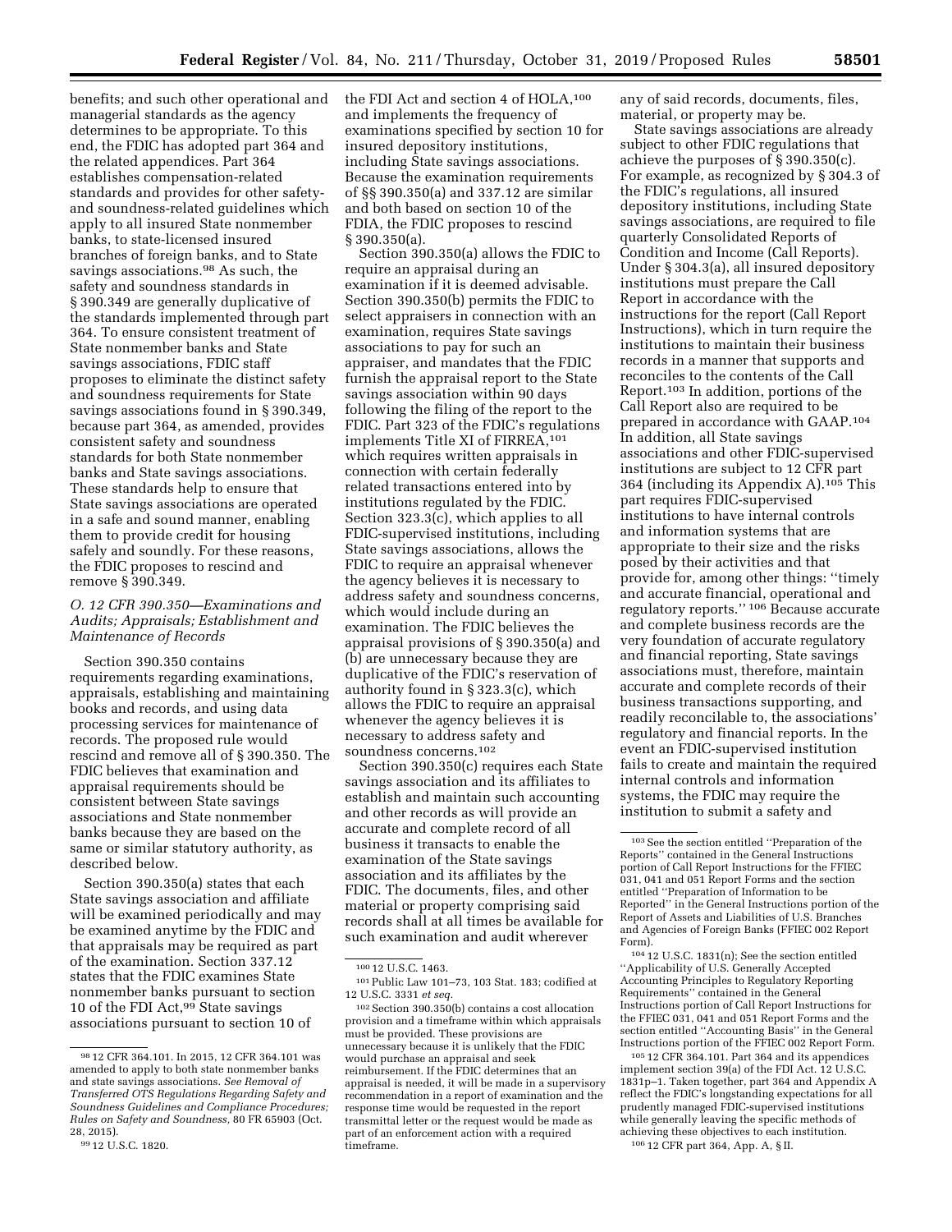benefits; and such other operational and managerial standards as the agency determines to be appropriate. To this end, the FDIC has adopted part 364 and the related appendices. Part 364 establishes compensation-related standards and provides for other safety- and soundness-related guidelines which apply to all insured State nonmember banks, to state-licensed insured branches of foreign banks, and to State savings associations.[98] As such, the safety and soundness standards in § 390.349 are generally duplicative of the standards implemented through part 364. To ensure consistent treatment of State nonmember banks and State savings associations, FDIC staff proposes to eliminate the distinct safety and soundness requirements for State savings associations found in § 390.349, because part 364, as amended, provides consistent safety and soundness standards for both State nonmember banks and State savings associations. These standards help to ensure that State savings associations are operated in a safe and sound manner, enabling them to provide credit for housing safely and soundly. For these reasons, the FDIC proposes to rescind and remove § 390.349.

### *O. 12 CFR 390.350—Examinations and Audits; Appraisals; Establishment and Maintenance of Records*

Section 390.350 contains requirements regarding examinations, appraisals, establishing and maintaining books and records, and using data processing services for maintenance of records. The proposed rule would rescind and remove all of § 390.350. The FDIC believes that examination and appraisal requirements should be consistent between State savings associations and State nonmember banks because they are based on the same or similar statutory authority, as described below.

Section 390.350(a) states that each State savings association and affiliate will be examined periodically and may be examined anytime by the FDIC and that appraisals may be required as part of the examination. Section 337.12 states that the FDIC examines State nonmember banks pursuant to section 10 of the FDI Act,[99] State savings associations pursuant to section 10 of the FDI Act and section 4 of HOLA,[100] and implements the frequency of examinations specified by section 10 for insured depository institutions, including State savings associations. Because the examination requirements of §§ 390.350(a) and 337.12 are similar and both based on section 10 of the FDIA, the FDIC proposes to rescind § 390.350(a).

Section 390.350(a) allows the FDIC to require an appraisal during an examination if it is deemed advisable. Section 390.350(b) permits the FDIC to select appraisers in connection with an examination, requires State savings associations to pay for such an appraiser, and mandates that the FDIC furnish the appraisal report to the State savings association within 90 days following the filing of the report to the FDIC. Part 323 of the FDIC's regulations implements Title XI of FIRREA,[101] which requires written appraisals in connection with certain federally related transactions entered into by institutions regulated by the FDIC. Section 323.3(c), which applies to all FDIC-supervised institutions, including State savings associations, allows the FDIC to require an appraisal whenever the agency believes it is necessary to address safety and soundness concerns, which would include during an examination. The FDIC believes the appraisal provisions of § 390.350(a) and (b) are unnecessary because they are duplicative of the FDIC's reservation of authority found in § 323.3(c), which allows the FDIC to require an appraisal whenever the agency believes it is necessary to address safety and soundness concerns.[102]

Section 390.350(c) requires each State savings association and its affiliates to establish and maintain such accounting and other records as will provide an accurate and complete record of all business it transacts to enable the examination of the State savings association and its affiliates by the FDIC. The documents, files, and other material or property comprising said records shall at all times be available for such examination and audit wherever any of said records, documents, files, material, or property may be.

State savings associations are already subject to other FDIC regulations that achieve the purposes of § 390.350(c). For example, as recognized by § 304.3 of the FDIC's regulations, all insured depository institutions, including State savings associations, are required to file quarterly Consolidated Reports of Condition and Income (Call Reports). Under § 304.3(a), all insured depository institutions must prepare the Call Report in accordance with the instructions for the report (Call Report Instructions), which in turn require the institutions to maintain their business records in a manner that supports and reconciles to the contents of the Call Report.[103] In addition, portions of the Call Report also are required to be prepared in accordance with GAAP.[104] In addition, all State savings associations and other FDIC-supervised institutions are subject to 12 CFR part 364 (including its Appendix A).[105] This part requires FDIC-supervised institutions to have internal controls and information systems that are appropriate to their size and the risks posed by their activities and that provide for, among other things: ''timely and accurate financial, operational and regulatory reports.'' [106] Because accurate and complete business records are the very foundation of accurate regulatory and financial reporting, State savings associations must, therefore, maintain accurate and complete records of their business transactions supporting, and readily reconcilable to, the associations' regulatory and financial reports. In the event an FDIC-supervised institution fails to create and maintain the required internal controls and information systems, the FDIC may require the institution to submit a safety and

---

[98] 12 CFR 364.101. In 2015, 12 CFR 364.101 was amended to apply to both state nonmember banks and state savings associations. *See Removal of Transferred OTS Regulations Regarding Safety and Soundness Guidelines and Compliance Procedures; Rules on Safety and Soundness,* 80 FR 65903 (Oct. 28, 2015).

[99] 12 U.S.C. 1820.

[100] 12 U.S.C. 1463.

[101] Public Law 101–73, 103 Stat. 183; codified at 12 U.S.C. 3331 *et seq.*

[102] Section 390.350(b) contains a cost allocation provision and a timeframe within which appraisals must be provided. These provisions are unnecessary because it is unlikely that the FDIC would purchase an appraisal and seek reimbursement. If the FDIC determines that an appraisal is needed, it will be made in a supervisory recommendation in a report of examination and the response time would be requested in the report transmittal letter or the request would be made as part of an enforcement action with a required timeframe.

[103] See the section entitled ''Preparation of the Reports'' contained in the General Instructions portion of Call Report Instructions for the FFIEC 031, 041 and 051 Report Forms and the section entitled ''Preparation of Information to be Reported'' in the General Instructions portion of the Report of Assets and Liabilities of U.S. Branches and Agencies of Foreign Banks (FFIEC 002 Report Form).

[104] 12 U.S.C. 1831(n); See the section entitled ''Applicability of U.S. Generally Accepted Accounting Principles to Regulatory Reporting Requirements'' contained in the General Instructions portion of Call Report Instructions for the FFIEC 031, 041 and 051 Report Forms and the section entitled ''Accounting Basis'' in the General Instructions portion of the FFIEC 002 Report Form.

[105] 12 CFR 364.101. Part 364 and its appendices implement section 39(a) of the FDI Act. 12 U.S.C. 1831p–1. Taken together, part 364 and Appendix A reflect the FDIC's longstanding expectations for all prudently managed FDIC-supervised institutions while generally leaving the specific methods of achieving these objectives to each institution.

[106] 12 CFR part 364, App. A, § II.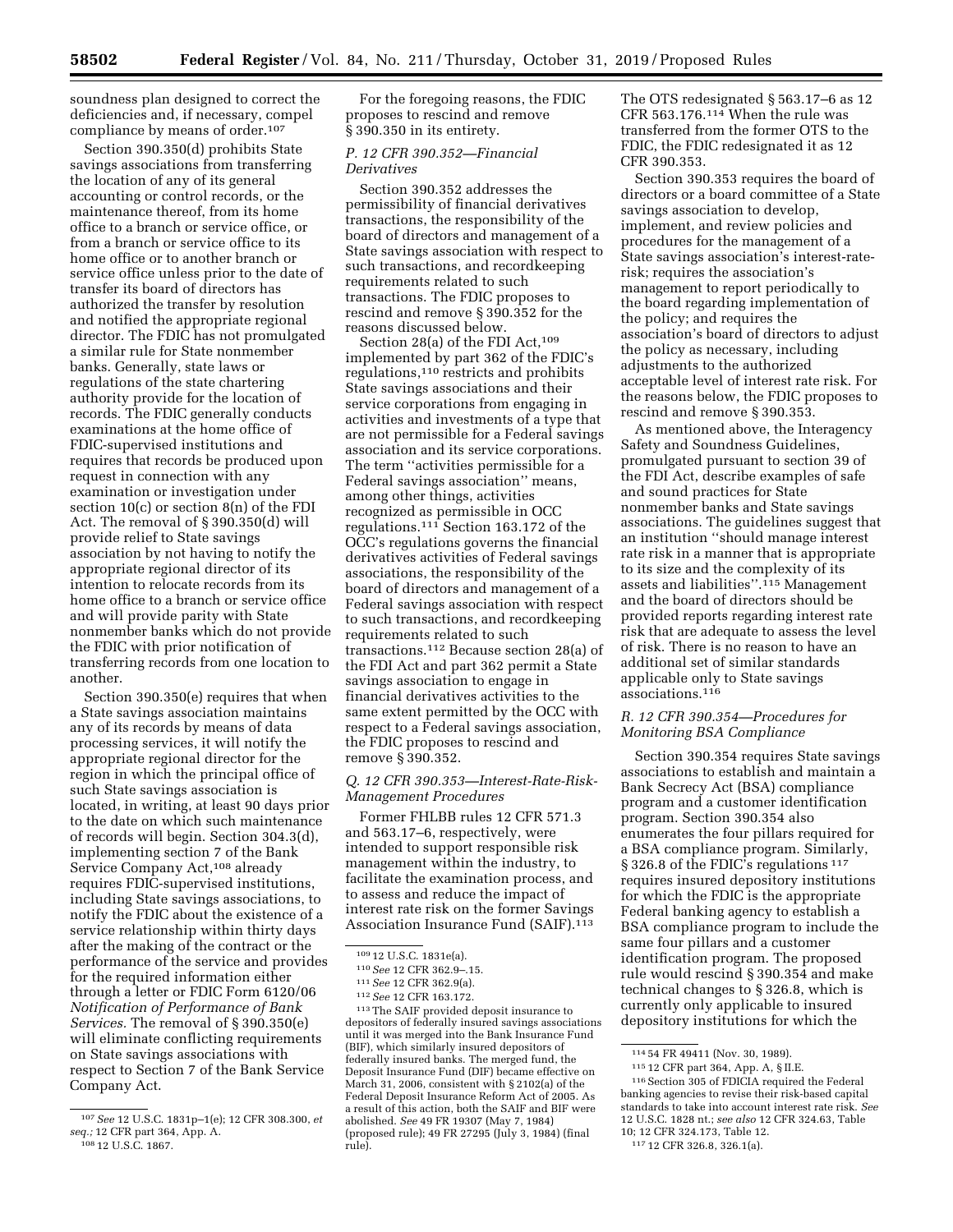soundness plan designed to correct the deficiencies and, if necessary, compel compliance by means of order.[107]

Section 390.350(d) prohibits State savings associations from transferring the location of any of its general accounting or control records, or the maintenance thereof, from its home office to a branch or service office, or from a branch or service office to its home office or to another branch or service office unless prior to the date of transfer its board of directors has authorized the transfer by resolution and notified the appropriate regional director. The FDIC has not promulgated a similar rule for State nonmember banks. Generally, state laws or regulations of the state chartering authority provide for the location of records. The FDIC generally conducts examinations at the home office of FDIC-supervised institutions and requires that records be produced upon request in connection with any examination or investigation under section 10(c) or section 8(n) of the FDI Act. The removal of § 390.350(d) will provide relief to State savings association by not having to notify the appropriate regional director of its intention to relocate records from its home office to a branch or service office and will provide parity with State nonmember banks which do not provide the FDIC with prior notification of transferring records from one location to another.

Section 390.350(e) requires that when a State savings association maintains any of its records by means of data processing services, it will notify the appropriate regional director for the region in which the principal office of such State savings association is located, in writing, at least 90 days prior to the date on which such maintenance of records will begin. Section 304.3(d), implementing section 7 of the Bank Service Company Act,[108] already requires FDIC-supervised institutions, including State savings associations, to notify the FDIC about the existence of a service relationship within thirty days after the making of the contract or the performance of the service and provides for the required information either through a letter or FDIC Form 6120/06 *Notification of Performance of Bank Services.* The removal of § 390.350(e) will eliminate conflicting requirements on State savings associations with respect to Section 7 of the Bank Service Company Act.

For the foregoing reasons, the FDIC proposes to rescind and remove § 390.350 in its entirety.

### *P. 12 CFR 390.352—Financial Derivatives*

Section 390.352 addresses the permissibility of financial derivatives transactions, the responsibility of the board of directors and management of a State savings association with respect to such transactions, and recordkeeping requirements related to such transactions. The FDIC proposes to rescind and remove § 390.352 for the reasons discussed below.

Section 28(a) of the FDI Act,[109] implemented by part 362 of the FDIC's regulations,[110] restricts and prohibits State savings associations and their service corporations from engaging in activities and investments of a type that are not permissible for a Federal savings association and its service corporations. The term ''activities permissible for a Federal savings association'' means, among other things, activities recognized as permissible in OCC regulations.[111] Section 163.172 of the OCC's regulations governs the financial derivatives activities of Federal savings associations, the responsibility of the board of directors and management of a Federal savings association with respect to such transactions, and recordkeeping requirements related to such transactions.[112] Because section 28(a) of the FDI Act and part 362 permit a State savings association to engage in financial derivatives activities to the same extent permitted by the OCC with respect to a Federal savings association, the FDIC proposes to rescind and remove § 390.352.

### *Q. 12 CFR 390.353—Interest-Rate-Risk-Management Procedures*

Former FHLBB rules 12 CFR 571.3 and 563.17–6, respectively, were intended to support responsible risk management within the industry, to facilitate the examination process, and to assess and reduce the impact of interest rate risk on the former Savings Association Insurance Fund (SAIF).[113] The OTS redesignated § 563.17–6 as 12 CFR 563.176.[114] When the rule was transferred from the former OTS to the FDIC, the FDIC redesignated it as 12 CFR 390.353.

Section 390.353 requires the board of directors or a board committee of a State savings association to develop, implement, and review policies and procedures for the management of a State savings association's interest-rate-risk; requires the association's management to report periodically to the board regarding implementation of the policy; and requires the association's board of directors to adjust the policy as necessary, including adjustments to the authorized acceptable level of interest rate risk. For the reasons below, the FDIC proposes to rescind and remove § 390.353.

As mentioned above, the Interagency Safety and Soundness Guidelines, promulgated pursuant to section 39 of the FDI Act, describe examples of safe and sound practices for State nonmember banks and State savings associations. The guidelines suggest that an institution ''should manage interest rate risk in a manner that is appropriate to its size and the complexity of its assets and liabilities''.[115] Management and the board of directors should be provided reports regarding interest rate risk that are adequate to assess the level of risk. There is no reason to have an additional set of similar standards applicable only to State savings associations.[116]

### *R. 12 CFR 390.354—Procedures for Monitoring BSA Compliance*

Section 390.354 requires State savings associations to establish and maintain a Bank Secrecy Act (BSA) compliance program and a customer identification program. Section 390.354 also enumerates the four pillars required for a BSA compliance program. Similarly, § 326.8 of the FDIC's regulations [117] requires insured depository institutions for which the FDIC is the appropriate Federal banking agency to establish a BSA compliance program to include the same four pillars and a customer identification program. The proposed rule would rescind § 390.354 and make technical changes to § 326.8, which is currently only applicable to insured depository institutions for which the

---

[107] *See* 12 U.S.C. 1831p–1(e); 12 CFR 308.300, *et seq.;* 12 CFR part 364, App. A.

[108] 12 U.S.C. 1867.

[109] 12 U.S.C. 1831e(a).

[110] *See* 12 CFR 362.9–.15.

[111] *See* 12 CFR 362.9(a).

[112] *See* 12 CFR 163.172.

[113] The SAIF provided deposit insurance to depositors of federally insured savings associations until it was merged into the Bank Insurance Fund (BIF), which similarly insured depositors of federally insured banks. The merged fund, the Deposit Insurance Fund (DIF) became effective on March 31, 2006, consistent with § 2102(a) of the Federal Deposit Insurance Reform Act of 2005. As a result of this action, both the SAIF and BIF were abolished. *See* 49 FR 19307 (May 7, 1984) (proposed rule); 49 FR 27295 (July 3, 1984) (final rule).

[114] 54 FR 49411 (Nov. 30, 1989).

[115] 12 CFR part 364, App. A, § II.E.

[116] Section 305 of FDICIA required the Federal banking agencies to revise their risk-based capital standards to take into account interest rate risk. *See* 12 U.S.C. 1828 nt.; *see also* 12 CFR 324.63, Table 10; 12 CFR 324.173, Table 12.

[117] 12 CFR 326.8, 326.1(a).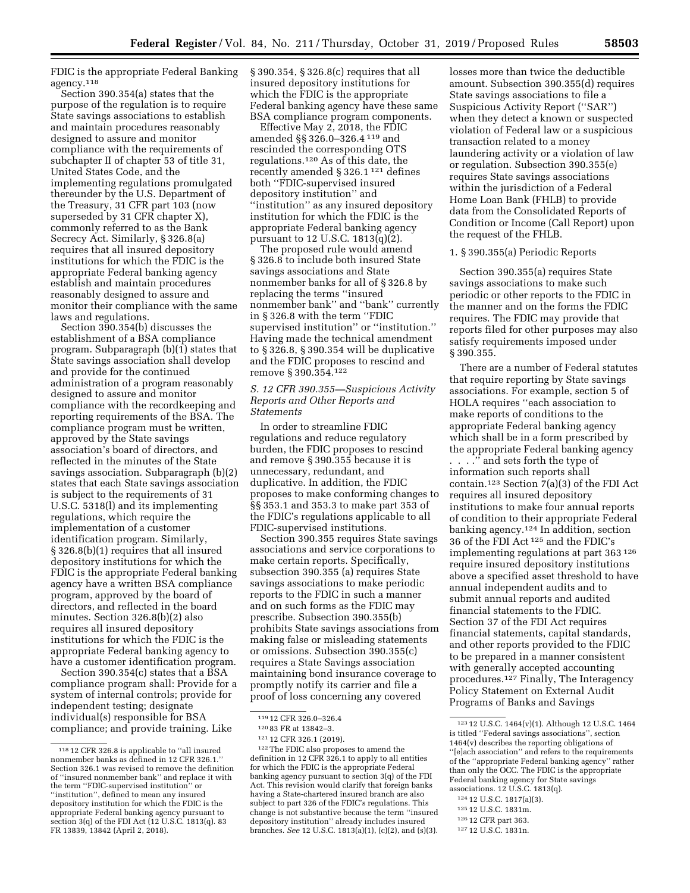FDIC is the appropriate Federal Banking agency.[118]

Section 390.354(a) states that the purpose of the regulation is to require State savings associations to establish and maintain procedures reasonably designed to assure and monitor compliance with the requirements of subchapter II of chapter 53 of title 31, United States Code, and the implementing regulations promulgated thereunder by the U.S. Department of the Treasury, 31 CFR part 103 (now superseded by 31 CFR chapter X), commonly referred to as the Bank Secrecy Act. Similarly, § 326.8(a) requires that all insured depository institutions for which the FDIC is the appropriate Federal banking agency establish and maintain procedures reasonably designed to assure and monitor their compliance with the same laws and regulations.

Section 390.354(b) discusses the establishment of a BSA compliance program. Subparagraph (b)(1) states that State savings association shall develop and provide for the continued administration of a program reasonably designed to assure and monitor compliance with the recordkeeping and reporting requirements of the BSA. The compliance program must be written, approved by the State savings association's board of directors, and reflected in the minutes of the State savings association. Subparagraph (b)(2) states that each State savings association is subject to the requirements of 31 U.S.C. 5318(l) and its implementing regulations, which require the implementation of a customer identification program. Similarly, § 326.8(b)(1) requires that all insured depository institutions for which the FDIC is the appropriate Federal banking agency have a written BSA compliance program, approved by the board of directors, and reflected in the board minutes. Section 326.8(b)(2) also requires all insured depository institutions for which the FDIC is the appropriate Federal banking agency to have a customer identification program.

Section 390.354(c) states that a BSA compliance program shall: Provide for a system of internal controls; provide for independent testing; designate individual(s) responsible for BSA compliance; and provide training. Like § 390.354, § 326.8(c) requires that all insured depository institutions for which the FDIC is the appropriate Federal banking agency have these same BSA compliance program components.

Effective May 2, 2018, the FDIC amended §§ 326.0–326.4 [119] and rescinded the corresponding OTS regulations.[120] As of this date, the recently amended § 326.1 [121] defines both "FDIC-supervised insured depository institution" and "institution" as any insured depository institution for which the FDIC is the appropriate Federal banking agency pursuant to 12 U.S.C. 1813(q)(2).

The proposed rule would amend § 326.8 to include both insured State savings associations and State nonmember banks for all of § 326.8 by replacing the terms "insured nonmember bank" and "bank" currently in § 326.8 with the term "FDIC supervised institution" or "institution." Having made the technical amendment to § 326.8, § 390.354 will be duplicative and the FDIC proposes to rescind and remove § 390.354.[122]

### *S. 12 CFR 390.355—Suspicious Activity Reports and Other Reports and Statements*

In order to streamline FDIC regulations and reduce regulatory burden, the FDIC proposes to rescind and remove § 390.355 because it is unnecessary, redundant, and duplicative. In addition, the FDIC proposes to make conforming changes to §§ 353.1 and 353.3 to make part 353 of the FDIC's regulations applicable to all FDIC-supervised institutions.

Section 390.355 requires State savings associations and service corporations to make certain reports. Specifically, subsection 390.355 (a) requires State savings associations to make periodic reports to the FDIC in such a manner and on such forms as the FDIC may prescribe. Subsection 390.355(b) prohibits State savings associations from making false or misleading statements or omissions. Subsection 390.355(c) requires a State Savings association maintaining bond insurance coverage to promptly notify its carrier and file a proof of loss concerning any covered losses more than twice the deductible amount. Subsection 390.355(d) requires State savings associations to file a Suspicious Activity Report ("SAR") when they detect a known or suspected violation of Federal law or a suspicious transaction related to a money laundering activity or a violation of law or regulation. Subsection 390.355(e) requires State savings associations within the jurisdiction of a Federal Home Loan Bank (FHLB) to provide data from the Consolidated Reports of Condition or Income (Call Report) upon the request of the FHLB.

1. § 390.355(a) Periodic Reports

Section 390.355(a) requires State savings associations to make such periodic or other reports to the FDIC in the manner and on the forms the FDIC requires. The FDIC may provide that reports filed for other purposes may also satisfy requirements imposed under § 390.355.

There are a number of Federal statutes that require reporting by State savings associations. For example, section 5 of HOLA requires "each association to make reports of conditions to the appropriate Federal banking agency which shall be in a form prescribed by the appropriate Federal banking agency . . . ." and sets forth the type of information such reports shall contain.[123] Section 7(a)(3) of the FDI Act requires all insured depository institutions to make four annual reports of condition to their appropriate Federal banking agency.[124] In addition, section 36 of the FDI Act [125] and the FDIC's implementing regulations at part 363 [126] require insured depository institutions above a specified asset threshold to have annual independent audits and to submit annual reports and audited financial statements to the FDIC. Section 37 of the FDI Act requires financial statements, capital standards, and other reports provided to the FDIC to be prepared in a manner consistent with generally accepted accounting procedures.[127] Finally, The Interagency Policy Statement on External Audit Programs of Banks and Savings

---

[118] 12 CFR 326.8 is applicable to "all insured nonmember banks as defined in 12 CFR 326.1." Section 326.1 was revised to remove the definition of "insured nonmember bank" and replace it with the term "FDIC-supervised institution" or "institution", defined to mean any insured depository institution for which the FDIC is the appropriate Federal banking agency pursuant to section 3(q) of the FDI Act (12 U.S.C. 1813(q). 83 FR 13839, 13842 (April 2, 2018).

[119] 12 CFR 326.0–326.4

[120] 83 FR at 13842–3.

[121] 12 CFR 326.1 (2019).

[122] The FDIC also proposes to amend the definition in 12 CFR 326.1 to apply to all entities for which the FDIC is the appropriate Federal banking agency pursuant to section 3(q) of the FDI Act. This revision would clarify that foreign banks having a State-chartered insured branch are also subject to part 326 of the FDIC's regulations. This change is not substantive because the term "insured depository institution" already includes insured branches. *See* 12 U.S.C. 1813(a)(1), (c)(2), and (s)(3).

[123] 12 U.S.C. 1464(v)(1). Although 12 U.S.C. 1464 is titled "Federal savings associations", section 1464(v) describes the reporting obligations of "[e]ach association" and refers to the requirements of the "appropriate Federal banking agency" rather than only the OCC. The FDIC is the appropriate Federal banking agency for State savings associations. 12 U.S.C. 1813(q).

[124] 12 U.S.C. 1817(a)(3).

[125] 12 U.S.C. 1831m.

[126] 12 CFR part 363.

[127] 12 U.S.C. 1831n.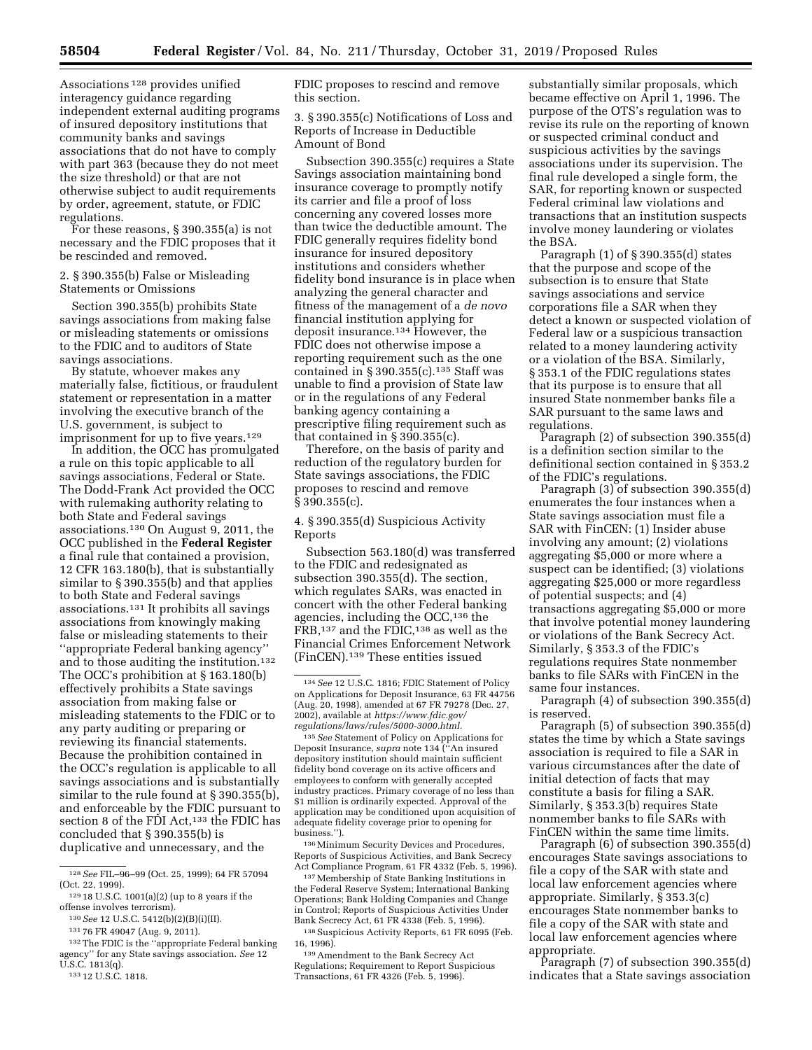Associations[128] provides unified interagency guidance regarding independent external auditing programs of insured depository institutions that community banks and savings associations that do not have to comply with part 363 (because they do not meet the size threshold) or that are not otherwise subject to audit requirements by order, agreement, statute, or FDIC regulations.

For these reasons, § 390.355(a) is not necessary and the FDIC proposes that it be rescinded and removed.

2. § 390.355(b) False or Misleading Statements or Omissions

Section 390.355(b) prohibits State savings associations from making false or misleading statements or omissions to the FDIC and to auditors of State savings associations.

By statute, whoever makes any materially false, fictitious, or fraudulent statement or representation in a matter involving the executive branch of the U.S. government, is subject to imprisonment for up to five years.[129]

In addition, the OCC has promulgated a rule on this topic applicable to all savings associations, Federal or State. The Dodd-Frank Act provided the OCC with rulemaking authority relating to both State and Federal savings associations.[130] On August 9, 2011, the OCC published in the **Federal Register** a final rule that contained a provision, 12 CFR 163.180(b), that is substantially similar to § 390.355(b) and that applies to both State and Federal savings associations.[131] It prohibits all savings associations from knowingly making false or misleading statements to their ''appropriate Federal banking agency'' and to those auditing the institution.[132] The OCC's prohibition at § 163.180(b) effectively prohibits a State savings association from making false or misleading statements to the FDIC or to any party auditing or preparing or reviewing its financial statements. Because the prohibition contained in the OCC's regulation is applicable to all savings associations and is substantially similar to the rule found at § 390.355(b), and enforceable by the FDIC pursuant to section 8 of the FDI Act,[133] the FDIC has concluded that § 390.355(b) is duplicative and unnecessary, and the FDIC proposes to rescind and remove this section.

3. § 390.355(c) Notifications of Loss and Reports of Increase in Deductible Amount of Bond

Subsection 390.355(c) requires a State Savings association maintaining bond insurance coverage to promptly notify its carrier and file a proof of loss concerning any covered losses more than twice the deductible amount. The FDIC generally requires fidelity bond insurance for insured depository institutions and considers whether fidelity bond insurance is in place when analyzing the general character and fitness of the management of a *de novo* financial institution applying for deposit insurance.[134] However, the FDIC does not otherwise impose a reporting requirement such as the one contained in § 390.355(c).[135] Staff was unable to find a provision of State law or in the regulations of any Federal banking agency containing a prescriptive filing requirement such as that contained in § 390.355(c).

Therefore, on the basis of parity and reduction of the regulatory burden for State savings associations, the FDIC proposes to rescind and remove § 390.355(c).

4. § 390.355(d) Suspicious Activity Reports

Subsection 563.180(d) was transferred to the FDIC and redesignated as subsection 390.355(d). The section, which regulates SARs, was enacted in concert with the other Federal banking agencies, including the OCC,[136] the FRB,[137] and the FDIC,[138] as well as the Financial Crimes Enforcement Network (FinCEN).[139] These entities issued substantially similar proposals, which became effective on April 1, 1996. The purpose of the OTS's regulation was to revise its rule on the reporting of known or suspected criminal conduct and suspicious activities by the savings associations under its supervision. The final rule developed a single form, the SAR, for reporting known or suspected Federal criminal law violations and transactions that an institution suspects involve money laundering or violates the BSA.

Paragraph (1) of § 390.355(d) states that the purpose and scope of the subsection is to ensure that State savings associations and service corporations file a SAR when they detect a known or suspected violation of Federal law or a suspicious transaction related to a money laundering activity or a violation of the BSA. Similarly, § 353.1 of the FDIC regulations states that its purpose is to ensure that all insured State nonmember banks file a SAR pursuant to the same laws and regulations.

Paragraph (2) of subsection 390.355(d) is a definition section similar to the definitional section contained in § 353.2 of the FDIC's regulations.

Paragraph (3) of subsection 390.355(d) enumerates the four instances when a State savings association must file a SAR with FinCEN: (1) Insider abuse involving any amount; (2) violations aggregating $5,000 or more where a suspect can be identified; (3) violations aggregating $25,000 or more regardless of potential suspects; and (4) transactions aggregating $5,000 or more that involve potential money laundering or violations of the Bank Secrecy Act. Similarly, § 353.3 of the FDIC's regulations requires State nonmember banks to file SARs with FinCEN in the same four instances.

Paragraph (4) of subsection 390.355(d) is reserved.

Paragraph (5) of subsection 390.355(d) states the time by which a State savings association is required to file a SAR in various circumstances after the date of initial detection of facts that may constitute a basis for filing a SAR. Similarly, § 353.3(b) requires State nonmember banks to file SARs with FinCEN within the same time limits.

Paragraph (6) of subsection 390.355(d) encourages State savings associations to file a copy of the SAR with state and local law enforcement agencies where appropriate. Similarly, § 353.3(c) encourages State nonmember banks to file a copy of the SAR with state and local law enforcement agencies where appropriate.

Paragraph (7) of subsection 390.355(d) indicates that a State savings association

---

[128] *See* FIL–96–99 (Oct. 25, 1999); 64 FR 57094 (Oct. 22, 1999).

[129] 18 U.S.C. 1001(a)(2) (up to 8 years if the offense involves terrorism).

[130] *See* 12 U.S.C. 5412(b)(2)(B)(i)(II).

[131] 76 FR 49047 (Aug. 9, 2011).

[132] The FDIC is the ''appropriate Federal banking agency'' for any State savings association. *See* 12 U.S.C. 1813(q).

[133] 12 U.S.C. 1818.

[134] *See* 12 U.S.C. 1816; FDIC Statement of Policy on Applications for Deposit Insurance, 63 FR 44756 (Aug. 20, 1998), amended at 67 FR 79278 (Dec. 27, 2002), available at *https://www.fdic.gov/regulations/laws/rules/5000-3000.html.*

[135] *See* Statement of Policy on Applications for Deposit Insurance, *supra* note 134 (''An insured depository institution should maintain sufficient fidelity bond coverage on its active officers and employees to conform with generally accepted industry practices. Primary coverage of no less than $1 million is ordinarily expected. Approval of the application may be conditioned upon acquisition of adequate fidelity coverage prior to opening for business.'').

[136] Minimum Security Devices and Procedures, Reports of Suspicious Activities, and Bank Secrecy Act Compliance Program, 61 FR 4332 (Feb. 5, 1996).

[137] Membership of State Banking Institutions in the Federal Reserve System; International Banking Operations; Bank Holding Companies and Change in Control; Reports of Suspicious Activities Under Bank Secrecy Act, 61 FR 4338 (Feb. 5, 1996).

[138] Suspicious Activity Reports, 61 FR 6095 (Feb. 16, 1996).

[139] Amendment to the Bank Secrecy Act Regulations; Requirement to Report Suspicious Transactions, 61 FR 4326 (Feb. 5, 1996).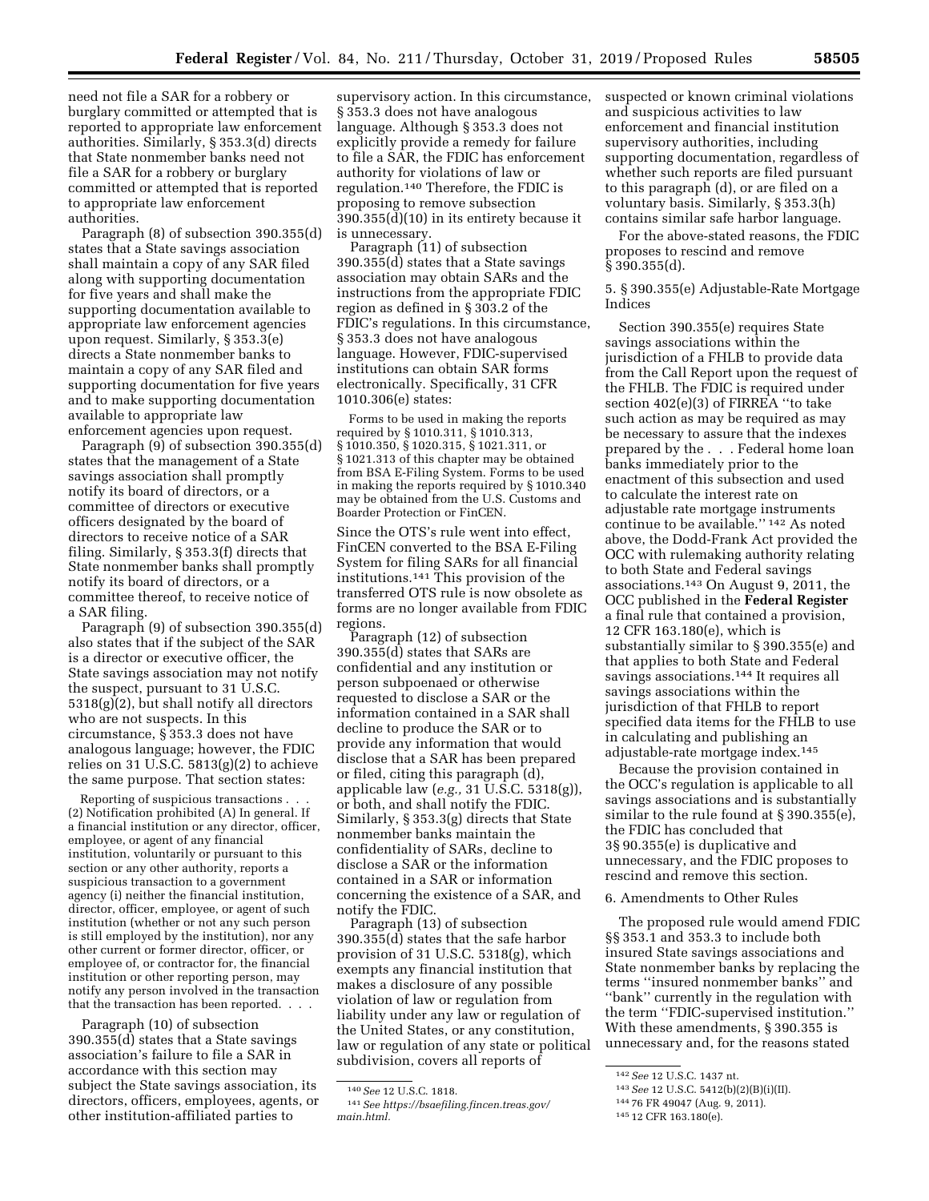need not file a SAR for a robbery or burglary committed or attempted that is reported to appropriate law enforcement authorities. Similarly, § 353.3(d) directs that State nonmember banks need not file a SAR for a robbery or burglary committed or attempted that is reported to appropriate law enforcement authorities.

Paragraph (8) of subsection 390.355(d) states that a State savings association shall maintain a copy of any SAR filed along with supporting documentation for five years and shall make the supporting documentation available to appropriate law enforcement agencies upon request. Similarly, § 353.3(e) directs a State nonmember banks to maintain a copy of any SAR filed and supporting documentation for five years and to make supporting documentation available to appropriate law enforcement agencies upon request.

Paragraph (9) of subsection 390.355(d) states that the management of a State savings association shall promptly notify its board of directors, or a committee of directors or executive officers designated by the board of directors to receive notice of a SAR filing. Similarly, § 353.3(f) directs that State nonmember banks shall promptly notify its board of directors, or a committee thereof, to receive notice of a SAR filing.

Paragraph (9) of subsection 390.355(d) also states that if the subject of the SAR is a director or executive officer, the State savings association may not notify the suspect, pursuant to 31 U.S.C. 5318(g)(2), but shall notify all directors who are not suspects. In this circumstance, § 353.3 does not have analogous language; however, the FDIC relies on 31 U.S.C. 5813(g)(2) to achieve the same purpose. That section states:

> Reporting of suspicious transactions . . . (2) Notification prohibited (A) In general. If a financial institution or any director, officer, employee, or agent of any financial institution, voluntarily or pursuant to this section or any other authority, reports a suspicious transaction to a government agency (i) neither the financial institution, director, officer, employee, or agent of such institution (whether or not any such person is still employed by the institution), nor any other current or former director, officer, or employee of, or contractor for, the financial institution or other reporting person, may notify any person involved in the transaction that the transaction has been reported. . . .

Paragraph (10) of subsection 390.355(d) states that a State savings association's failure to file a SAR in accordance with this section may subject the State savings association, its directors, officers, employees, agents, or other institution-affiliated parties to supervisory action. In this circumstance, § 353.3 does not have analogous language. Although § 353.3 does not explicitly provide a remedy for failure to file a SAR, the FDIC has enforcement authority for violations of law or regulation.[140] Therefore, the FDIC is proposing to remove subsection 390.355(d)(10) in its entirety because it is unnecessary.

Paragraph (11) of subsection 390.355(d) states that a State savings association may obtain SARs and the instructions from the appropriate FDIC region as defined in § 303.2 of the FDIC's regulations. In this circumstance, § 353.3 does not have analogous language. However, FDIC-supervised institutions can obtain SAR forms electronically. Specifically, 31 CFR 1010.306(e) states:

> Forms to be used in making the reports required by § 1010.311, § 1010.313, § 1010.350, § 1020.315, § 1021.311, or § 1021.313 of this chapter may be obtained from BSA E-Filing System. Forms to be used in making the reports required by § 1010.340 may be obtained from the U.S. Customs and Boarder Protection or FinCEN.

Since the OTS's rule went into effect, FinCEN converted to the BSA E-Filing System for filing SARs for all financial institutions.[141] This provision of the transferred OTS rule is now obsolete as forms are no longer available from FDIC regions.

Paragraph (12) of subsection 390.355(d) states that SARs are confidential and any institution or person subpoenaed or otherwise requested to disclose a SAR or the information contained in a SAR shall decline to produce the SAR or to provide any information that would disclose that a SAR has been prepared or filed, citing this paragraph (d), applicable law (*e.g.,* 31 U.S.C. 5318(g)), or both, and shall notify the FDIC. Similarly, § 353.3(g) directs that State nonmember banks maintain the confidentiality of SARs, decline to disclose a SAR or the information contained in a SAR or information concerning the existence of a SAR, and notify the FDIC.

Paragraph (13) of subsection 390.355(d) states that the safe harbor provision of 31 U.S.C. 5318(g), which exempts any financial institution that makes a disclosure of any possible violation of law or regulation from liability under any law or regulation of the United States, or any constitution, law or regulation of any state or political subdivision, covers all reports of suspected or known criminal violations and suspicious activities to law enforcement and financial institution supervisory authorities, including supporting documentation, regardless of whether such reports are filed pursuant to this paragraph (d), or are filed on a voluntary basis. Similarly, § 353.3(h) contains similar safe harbor language.

For the above-stated reasons, the FDIC proposes to rescind and remove § 390.355(d).

5. § 390.355(e) Adjustable-Rate Mortgage Indices

Section 390.355(e) requires State savings associations within the jurisdiction of a FHLB to provide data from the Call Report upon the request of the FHLB. The FDIC is required under section 402(e)(3) of FIRREA "to take such action as may be required as may be necessary to assure that the indexes prepared by the . . . Federal home loan banks immediately prior to the enactment of this subsection and used to calculate the interest rate on adjustable rate mortgage instruments continue to be available." [142] As noted above, the Dodd-Frank Act provided the OCC with rulemaking authority relating to both State and Federal savings associations.[143] On August 9, 2011, the OCC published in the **Federal Register** a final rule that contained a provision, 12 CFR 163.180(e), which is substantially similar to § 390.355(e) and that applies to both State and Federal savings associations.[144] It requires all savings associations within the jurisdiction of that FHLB to report specified data items for the FHLB to use in calculating and publishing an adjustable-rate mortgage index.[145]

Because the provision contained in the OCC's regulation is applicable to all savings associations and is substantially similar to the rule found at § 390.355(e), the FDIC has concluded that 3§ 90.355(e) is duplicative and unnecessary, and the FDIC proposes to rescind and remove this section.

6. Amendments to Other Rules

The proposed rule would amend FDIC §§ 353.1 and 353.3 to include both insured State savings associations and State nonmember banks by replacing the terms "insured nonmember banks" and "bank" currently in the regulation with the term "FDIC-supervised institution." With these amendments, § 390.355 is unnecessary and, for the reasons stated

---

[140] *See* 12 U.S.C. 1818.

[141] *See https://bsaefiling.fincen.treas.gov/main.html.*

[142] *See* 12 U.S.C. 1437 nt.

[143] *See* 12 U.S.C. 5412(b)(2)(B)(i)(II).

[144] 76 FR 49047 (Aug. 9, 2011).

[145] 12 CFR 163.180(e).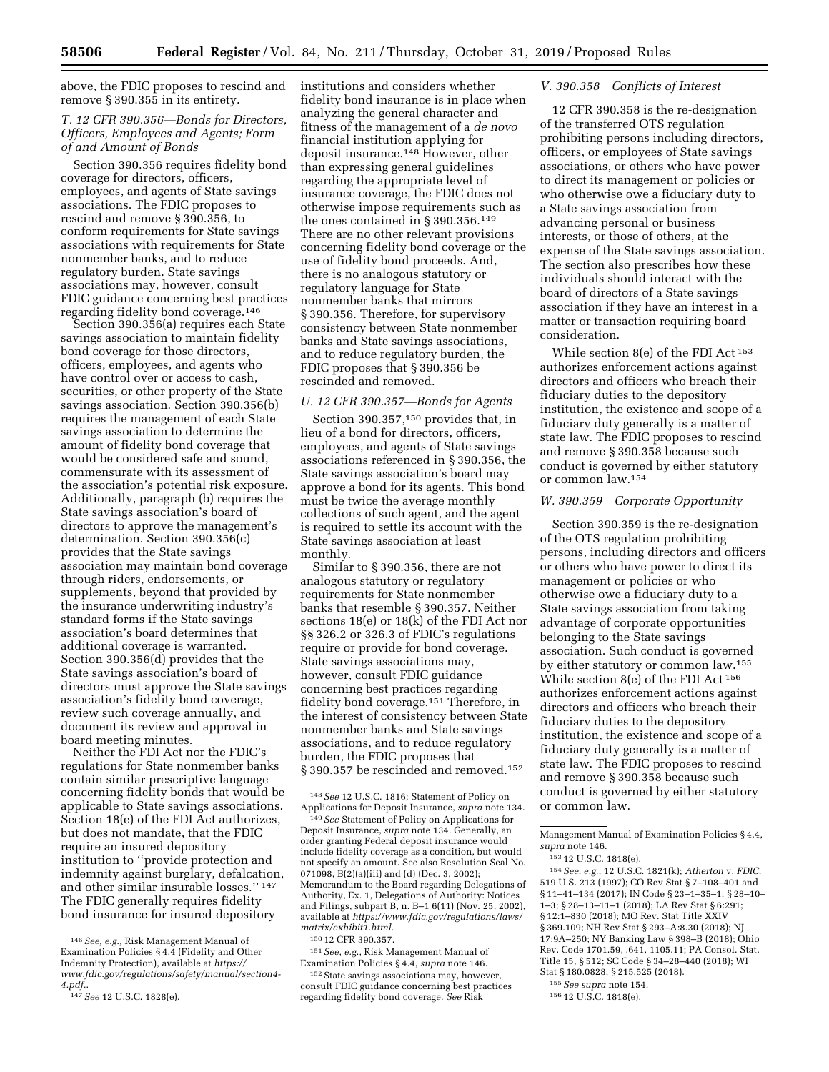above, the FDIC proposes to rescind and remove § 390.355 in its entirety.

### T. 12 CFR 390.356—Bonds for Directors, Officers, Employees and Agents; Form of and Amount of Bonds

Section 390.356 requires fidelity bond coverage for directors, officers, employees, and agents of State savings associations. The FDIC proposes to rescind and remove § 390.356, to conform requirements for State savings associations with requirements for State nonmember banks, and to reduce regulatory burden. State savings associations may, however, consult FDIC guidance concerning best practices regarding fidelity bond coverage.[146]

Section 390.356(a) requires each State savings association to maintain fidelity bond coverage for those directors, officers, employees, and agents who have control over or access to cash, securities, or other property of the State savings association. Section 390.356(b) requires the management of each State savings association to determine the amount of fidelity bond coverage that would be considered safe and sound, commensurate with its assessment of the association's potential risk exposure. Additionally, paragraph (b) requires the State savings association's board of directors to approve the management's determination. Section 390.356(c) provides that the State savings association may maintain bond coverage through riders, endorsements, or supplements, beyond that provided by the insurance underwriting industry's standard forms if the State savings association's board determines that additional coverage is warranted. Section 390.356(d) provides that the State savings association's board of directors must approve the State savings association's fidelity bond coverage, review such coverage annually, and document its review and approval in board meeting minutes.

Neither the FDI Act nor the FDIC's regulations for State nonmember banks contain similar prescriptive language concerning fidelity bonds that would be applicable to State savings associations. Section 18(e) of the FDI Act authorizes, but does not mandate, that the FDIC require an insured depository institution to "provide protection and indemnity against burglary, defalcation, and other similar insurable losses."[147] The FDIC generally requires fidelity bond insurance for insured depository institutions and considers whether fidelity bond insurance is in place when analyzing the general character and fitness of the management of a *de novo* financial institution applying for deposit insurance.[148] However, other than expressing general guidelines regarding the appropriate level of insurance coverage, the FDIC does not otherwise impose requirements such as the ones contained in § 390.356.[149] There are no other relevant provisions concerning fidelity bond coverage or the use of fidelity bond proceeds. And, there is no analogous statutory or regulatory language for State nonmember banks that mirrors § 390.356. Therefore, for supervisory consistency between State nonmember banks and State savings associations, and to reduce regulatory burden, the FDIC proposes that § 390.356 be rescinded and removed.

### U. 12 CFR 390.357—Bonds for Agents

Section 390.357,[150] provides that, in lieu of a bond for directors, officers, employees, and agents of State savings associations referenced in § 390.356, the State savings association's board may approve a bond for its agents. This bond must be twice the average monthly collections of such agent, and the agent is required to settle its account with the State savings association at least monthly.

Similar to § 390.356, there are not analogous statutory or regulatory requirements for State nonmember banks that resemble § 390.357. Neither sections 18(e) or 18(k) of the FDI Act nor §§ 326.2 or 326.3 of FDIC's regulations require or provide for bond coverage. State savings associations may, however, consult FDIC guidance concerning best practices regarding fidelity bond coverage.[151] Therefore, in the interest of consistency between State nonmember banks and State savings associations, and to reduce regulatory burden, the FDIC proposes that § 390.357 be rescinded and removed.[152]

### V. 390.358 Conflicts of Interest

12 CFR 390.358 is the re-designation of the transferred OTS regulation prohibiting persons including directors, officers, or employees of State savings associations, or others who have power to direct its management or policies or who otherwise owe a fiduciary duty to a State savings association from advancing personal or business interests, or those of others, at the expense of the State savings association. The section also prescribes how these individuals should interact with the board of directors of a State savings association if they have an interest in a matter or transaction requiring board consideration.

While section 8(e) of the FDI Act[153] authorizes enforcement actions against directors and officers who breach their fiduciary duties to the depository institution, the existence and scope of a fiduciary duty generally is a matter of state law. The FDIC proposes to rescind and remove § 390.358 because such conduct is governed by either statutory or common law.[154]

### W. 390.359 Corporate Opportunity

Section 390.359 is the re-designation of the OTS regulation prohibiting persons, including directors and officers or others who have power to direct its management or policies or who otherwise owe a fiduciary duty to a State savings association from taking advantage of corporate opportunities belonging to the State savings association. Such conduct is governed by either statutory or common law.[155] While section 8(e) of the FDI Act[156] authorizes enforcement actions against directors and officers who breach their fiduciary duties to the depository institution, the existence and scope of a fiduciary duty generally is a matter of state law. The FDIC proposes to rescind and remove § 390.358 because such conduct is governed by either statutory or common law.

---

[146] *See, e.g.,* Risk Management Manual of Examination Policies § 4.4 (Fidelity and Other Indemnity Protection), available at *https://www.fdic.gov/regulations/safety/manual/section4-4.pdf.*.

[147] *See* 12 U.S.C. 1828(e).

[148] *See* 12 U.S.C. 1816; Statement of Policy on Applications for Deposit Insurance, *supra* note 134.

[149] *See* Statement of Policy on Applications for Deposit Insurance, *supra* note 134. Generally, an order granting Federal deposit insurance would include fidelity coverage as a condition, but would not specify an amount. See also Resolution Seal No. 071098, B(2)(a)(iii) and (d) (Dec. 3, 2002); Memorandum to the Board regarding Delegations of Authority, Ex. 1, Delegations of Authority: Notices and Filings, subpart B, n. B–1 6(11) (Nov. 25, 2002), available at *https://www.fdic.gov/regulations/laws/matrix/exhibit1.html.*

[150] 12 CFR 390.357.

[151] *See, e.g.,* Risk Management Manual of Examination Policies § 4.4, *supra* note 146.

[152] State savings associations may, however, consult FDIC guidance concerning best practices regarding fidelity bond coverage. *See* Risk Management Manual of Examination Policies § 4.4, *supra* note 146.

[153] 12 U.S.C. 1818(e).

[154] *See, e.g.,* 12 U.S.C. 1821(k); *Atherton* v. *FDIC,* 519 U.S. 213 (1997); CO Rev Stat § 7–108–401 and § 11–41–134 (2017); IN Code § 23–1–35–1; § 28–10–1–3; § 28–13–11–1 (2018); LA Rev Stat § 6:291; § 12:1–830 (2018); MO Rev. Stat Title XXIV § 369.109; NH Rev Stat § 293–A:8.30 (2018); NJ 17:9A–250; NY Banking Law § 398–B (2018); Ohio Rev. Code 1701.59, .641, 1105.11; PA Consol. Stat, Title 15, § 512; SC Code § 34–28–440 (2018); WI Stat § 180.0828; § 215.525 (2018).

[155] *See supra* note 154.

[156] 12 U.S.C. 1818(e).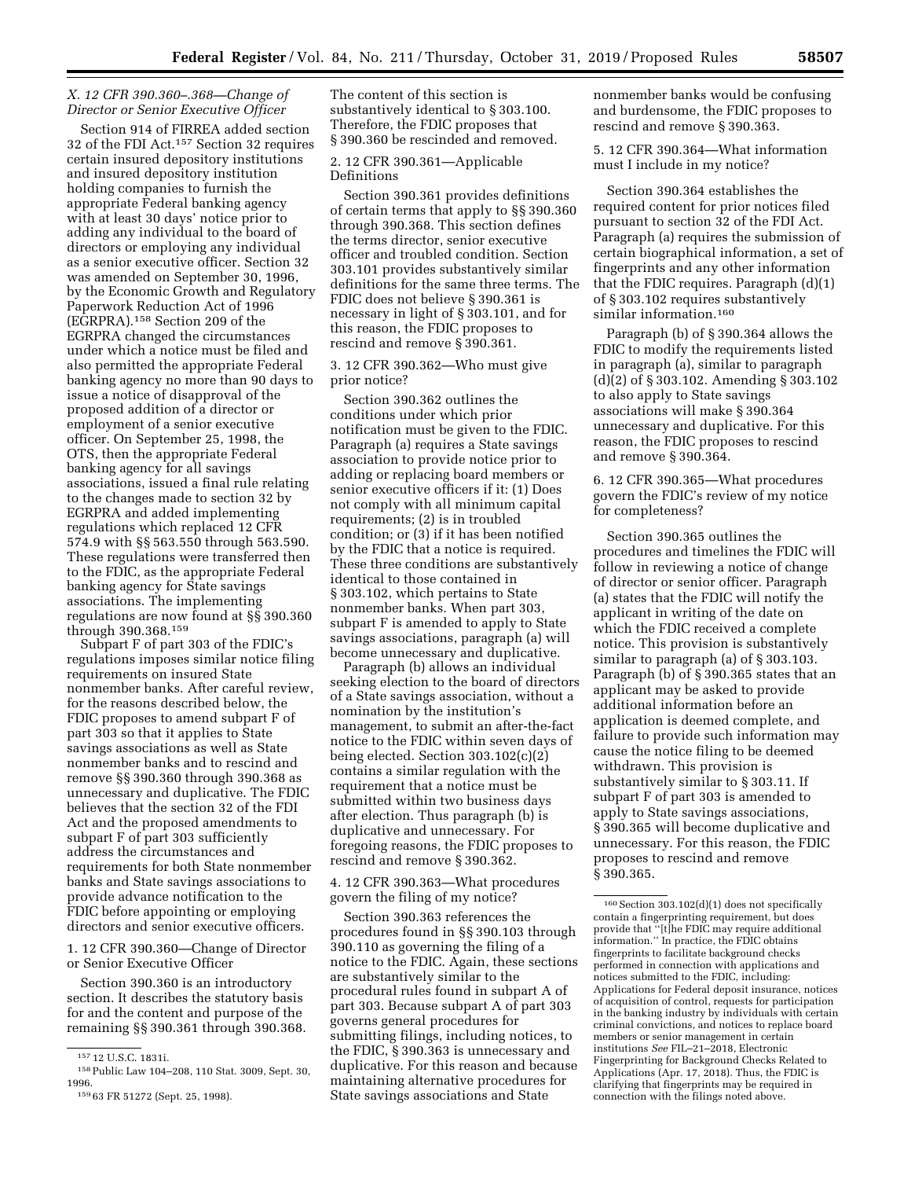### X. 12 CFR 390.360–.368—Change of Director or Senior Executive Officer

Section 914 of FIRREA added section 32 of the FDI Act.[157] Section 32 requires certain insured depository institutions and insured depository institution holding companies to furnish the appropriate Federal banking agency with at least 30 days' notice prior to adding any individual to the board of directors or employing any individual as a senior executive officer. Section 32 was amended on September 30, 1996, by the Economic Growth and Regulatory Paperwork Reduction Act of 1996 (EGRPRA).[158] Section 209 of the EGRPRA changed the circumstances under which a notice must be filed and also permitted the appropriate Federal banking agency no more than 90 days to issue a notice of disapproval of the proposed addition of a director or employment of a senior executive officer. On September 25, 1998, the OTS, then the appropriate Federal banking agency for all savings associations, issued a final rule relating to the changes made to section 32 by EGRPRA and added implementing regulations which replaced 12 CFR 574.9 with §§ 563.550 through 563.590. These regulations were transferred then to the FDIC, as the appropriate Federal banking agency for State savings associations. The implementing regulations are now found at §§ 390.360 through 390.368.[159]

Subpart F of part 303 of the FDIC's regulations imposes similar notice filing requirements on insured State nonmember banks. After careful review, for the reasons described below, the FDIC proposes to amend subpart F of part 303 so that it applies to State savings associations as well as State nonmember banks and to rescind and remove §§ 390.360 through 390.368 as unnecessary and duplicative. The FDIC believes that the section 32 of the FDI Act and the proposed amendments to subpart F of part 303 sufficiently address the circumstances and requirements for both State nonmember banks and State savings associations to provide advance notification to the FDIC before appointing or employing directors and senior executive officers.

1. 12 CFR 390.360—Change of Director or Senior Executive Officer

Section 390.360 is an introductory section. It describes the statutory basis for and the content and purpose of the remaining §§ 390.361 through 390.368. The content of this section is substantively identical to § 303.100. Therefore, the FDIC proposes that § 390.360 be rescinded and removed.

2. 12 CFR 390.361—Applicable Definitions

Section 390.361 provides definitions of certain terms that apply to §§ 390.360 through 390.368. This section defines the terms director, senior executive officer and troubled condition. Section 303.101 provides substantively similar definitions for the same three terms. The FDIC does not believe § 390.361 is necessary in light of § 303.101, and for this reason, the FDIC proposes to rescind and remove § 390.361.

3. 12 CFR 390.362—Who must give prior notice?

Section 390.362 outlines the conditions under which prior notification must be given to the FDIC. Paragraph (a) requires a State savings association to provide notice prior to adding or replacing board members or senior executive officers if it: (1) Does not comply with all minimum capital requirements; (2) is in troubled condition; or (3) if it has been notified by the FDIC that a notice is required. These three conditions are substantively identical to those contained in § 303.102, which pertains to State nonmember banks. When part 303, subpart F is amended to apply to State savings associations, paragraph (a) will become unnecessary and duplicative.

Paragraph (b) allows an individual seeking election to the board of directors of a State savings association, without a nomination by the institution's management, to submit an after-the-fact notice to the FDIC within seven days of being elected. Section 303.102(c)(2) contains a similar regulation with the requirement that a notice must be submitted within two business days after election. Thus paragraph (b) is duplicative and unnecessary. For foregoing reasons, the FDIC proposes to rescind and remove § 390.362.

4. 12 CFR 390.363—What procedures govern the filing of my notice?

Section 390.363 references the procedures found in §§ 390.103 through 390.110 as governing the filing of a notice to the FDIC. Again, these sections are substantively similar to the procedural rules found in subpart A of part 303. Because subpart A of part 303 governs general procedures for submitting filings, including notices, to the FDIC, § 390.363 is unnecessary and duplicative. For this reason and because maintaining alternative procedures for State savings associations and State nonmember banks would be confusing and burdensome, the FDIC proposes to rescind and remove § 390.363.

5. 12 CFR 390.364—What information must I include in my notice?

Section 390.364 establishes the required content for prior notices filed pursuant to section 32 of the FDI Act. Paragraph (a) requires the submission of certain biographical information, a set of fingerprints and any other information that the FDIC requires. Paragraph (d)(1) of § 303.102 requires substantively similar information.[160]

Paragraph (b) of § 390.364 allows the FDIC to modify the requirements listed in paragraph (a), similar to paragraph (d)(2) of § 303.102. Amending § 303.102 to also apply to State savings associations will make § 390.364 unnecessary and duplicative. For this reason, the FDIC proposes to rescind and remove § 390.364.

6. 12 CFR 390.365—What procedures govern the FDIC's review of my notice for completeness?

Section 390.365 outlines the procedures and timelines the FDIC will follow in reviewing a notice of change of director or senior officer. Paragraph (a) states that the FDIC will notify the applicant in writing of the date on which the FDIC received a complete notice. This provision is substantively similar to paragraph (a) of § 303.103. Paragraph (b) of § 390.365 states that an applicant may be asked to provide additional information before an application is deemed complete, and failure to provide such information may cause the notice filing to be deemed withdrawn. This provision is substantively similar to § 303.11. If subpart F of part 303 is amended to apply to State savings associations, § 390.365 will become duplicative and unnecessary. For this reason, the FDIC proposes to rescind and remove § 390.365.

---

[157] 12 U.S.C. 1831i.

[158] Public Law 104–208, 110 Stat. 3009, Sept. 30, 1996.

[159] 63 FR 51272 (Sept. 25, 1998).

[160] Section 303.102(d)(1) does not specifically contain a fingerprinting requirement, but does provide that "[t]he FDIC may require additional information." In practice, the FDIC obtains fingerprints to facilitate background checks performed in connection with applications and notices submitted to the FDIC, including: Applications for Federal deposit insurance, notices of acquisition of control, requests for participation in the banking industry by individuals with certain criminal convictions, and notices to replace board members or senior management in certain institutions *See* FIL–21–2018, Electronic Fingerprinting for Background Checks Related to Applications (Apr. 17, 2018). Thus, the FDIC is clarifying that fingerprints may be required in connection with the filings noted above.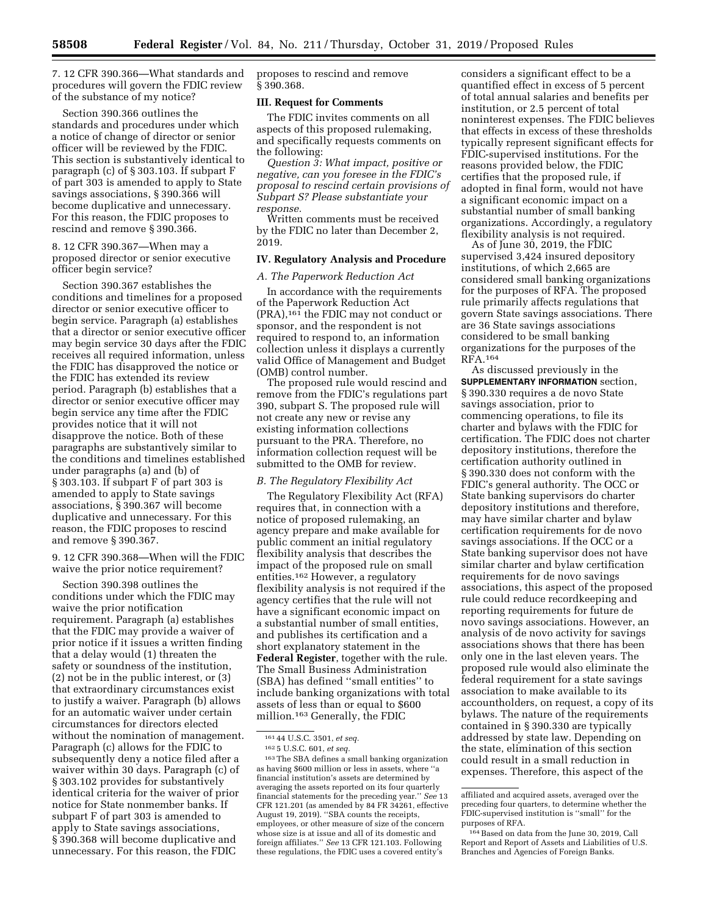7. 12 CFR 390.366—What standards and procedures will govern the FDIC review of the substance of my notice?

Section 390.366 outlines the standards and procedures under which a notice of change of director or senior officer will be reviewed by the FDIC. This section is substantively identical to paragraph (c) of § 303.103. If subpart F of part 303 is amended to apply to State savings associations, § 390.366 will become duplicative and unnecessary. For this reason, the FDIC proposes to rescind and remove § 390.366.

8. 12 CFR 390.367—When may a proposed director or senior executive officer begin service?

Section 390.367 establishes the conditions and timelines for a proposed director or senior executive officer to begin service. Paragraph (a) establishes that a director or senior executive officer may begin service 30 days after the FDIC receives all required information, unless the FDIC has disapproved the notice or the FDIC has extended its review period. Paragraph (b) establishes that a director or senior executive officer may begin service any time after the FDIC provides notice that it will not disapprove the notice. Both of these paragraphs are substantively similar to the conditions and timelines established under paragraphs (a) and (b) of § 303.103. If subpart F of part 303 is amended to apply to State savings associations, § 390.367 will become duplicative and unnecessary. For this reason, the FDIC proposes to rescind and remove § 390.367.

9. 12 CFR 390.368—When will the FDIC waive the prior notice requirement?

Section 390.398 outlines the conditions under which the FDIC may waive the prior notification requirement. Paragraph (a) establishes that the FDIC may provide a waiver of prior notice if it issues a written finding that a delay would (1) threaten the safety or soundness of the institution, (2) not be in the public interest, or (3) that extraordinary circumstances exist to justify a waiver. Paragraph (b) allows for an automatic waiver under certain circumstances for directors elected without the nomination of management. Paragraph (c) allows for the FDIC to subsequently deny a notice filed after a waiver within 30 days. Paragraph (c) of § 303.102 provides for substantively identical criteria for the waiver of prior notice for State nonmember banks. If subpart F of part 303 is amended to apply to State savings associations, § 390.368 will become duplicative and unnecessary. For this reason, the FDIC proposes to rescind and remove § 390.368.

## III. Request for Comments

The FDIC invites comments on all aspects of this proposed rulemaking, and specifically requests comments on the following:

*Question 3: What impact, positive or negative, can you foresee in the FDIC's proposal to rescind certain provisions of Subpart S? Please substantiate your response.*

Written comments must be received by the FDIC no later than December 2, 2019.

## IV. Regulatory Analysis and Procedure

### *A. The Paperwork Reduction Act*

In accordance with the requirements of the Paperwork Reduction Act (PRA),[161] the FDIC may not conduct or sponsor, and the respondent is not required to respond to, an information collection unless it displays a currently valid Office of Management and Budget (OMB) control number.

The proposed rule would rescind and remove from the FDIC's regulations part 390, subpart S. The proposed rule will not create any new or revise any existing information collections pursuant to the PRA. Therefore, no information collection request will be submitted to the OMB for review.

### *B. The Regulatory Flexibility Act*

The Regulatory Flexibility Act (RFA) requires that, in connection with a notice of proposed rulemaking, an agency prepare and make available for public comment an initial regulatory flexibility analysis that describes the impact of the proposed rule on small entities.[162] However, a regulatory flexibility analysis is not required if the agency certifies that the rule will not have a significant economic impact on a substantial number of small entities, and publishes its certification and a short explanatory statement in the **Federal Register**, together with the rule. The Small Business Administration (SBA) has defined ''small entities'' to include banking organizations with total assets of less than or equal to $600 million.[163] Generally, the FDIC considers a significant effect to be a quantified effect in excess of 5 percent of total annual salaries and benefits per institution, or 2.5 percent of total noninterest expenses. The FDIC believes that effects in excess of these thresholds typically represent significant effects for FDIC-supervised institutions. For the reasons provided below, the FDIC certifies that the proposed rule, if adopted in final form, would not have a significant economic impact on a substantial number of small banking organizations. Accordingly, a regulatory flexibility analysis is not required.

As of June 30, 2019, the FDIC supervised 3,424 insured depository institutions, of which 2,665 are considered small banking organizations for the purposes of RFA. The proposed rule primarily affects regulations that govern State savings associations. There are 36 State savings associations considered to be small banking organizations for the purposes of the RFA.[164]

As discussed previously in the **SUPPLEMENTARY INFORMATION** section, § 390.330 requires a de novo State savings association, prior to commencing operations, to file its charter and bylaws with the FDIC for certification. The FDIC does not charter depository institutions, therefore the certification authority outlined in § 390.330 does not conform with the FDIC's general authority. The OCC or State banking supervisors do charter depository institutions and therefore, may have similar charter and bylaw certification requirements for de novo savings associations. If the OCC or a State banking supervisor does not have similar charter and bylaw certification requirements for de novo savings associations, this aspect of the proposed rule could reduce recordkeeping and reporting requirements for future de novo savings associations. However, an analysis of de novo activity for savings associations shows that there has been only one in the last eleven years. The proposed rule would also eliminate the federal requirement for a state savings association to make available to its accountholders, on request, a copy of its bylaws. The nature of the requirements contained in § 390.330 are typically addressed by state law. Depending on the state, elimination of this section could result in a small reduction in expenses. Therefore, this aspect of the

---

[161] 44 U.S.C. 3501, *et seq.*

[162] 5 U.S.C. 601, *et seq.*

[163] The SBA defines a small banking organization as having $600 million or less in assets, where ''a financial institution's assets are determined by averaging the assets reported on its four quarterly financial statements for the preceding year.'' *See* 13 CFR 121.201 (as amended by 84 FR 34261, effective August 19, 2019). ''SBA counts the receipts, employees, or other measure of size of the concern whose size is at issue and all of its domestic and foreign affiliates.'' *See* 13 CFR 121.103. Following these regulations, the FDIC uses a covered entity's affiliated and acquired assets, averaged over the preceding four quarters, to determine whether the FDIC-supervised institution is ''small'' for the purposes of RFA.

[164] Based on data from the June 30, 2019, Call Report and Report of Assets and Liabilities of U.S. Branches and Agencies of Foreign Banks.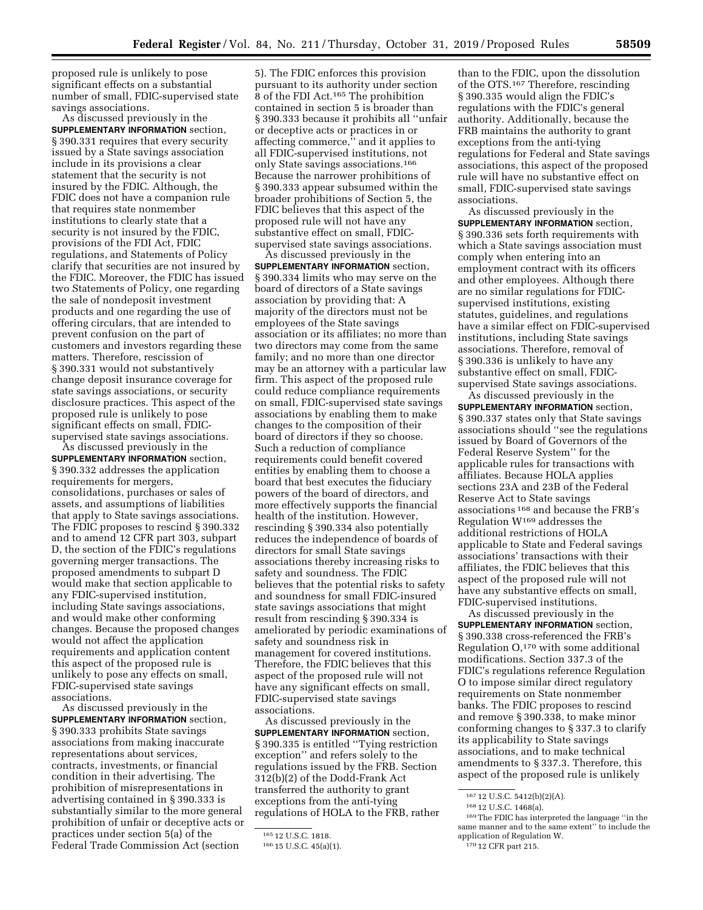proposed rule is unlikely to pose significant effects on a substantial number of small, FDIC-supervised state savings associations.

As discussed previously in the **SUPPLEMENTARY INFORMATION** section, § 390.331 requires that every security issued by a State savings association include in its provisions a clear statement that the security is not insured by the FDIC. Although, the FDIC does not have a companion rule that requires state nonmember institutions to clearly state that a security is not insured by the FDIC, provisions of the FDI Act, FDIC regulations, and Statements of Policy clarify that securities are not insured by the FDIC. Moreover, the FDIC has issued two Statements of Policy, one regarding the sale of nondeposit investment products and one regarding the use of offering circulars, that are intended to prevent confusion on the part of customers and investors regarding these matters. Therefore, rescission of § 390.331 would not substantively change deposit insurance coverage for state savings associations, or security disclosure practices. This aspect of the proposed rule is unlikely to pose significant effects on small, FDIC-supervised state savings associations.

As discussed previously in the **SUPPLEMENTARY INFORMATION** section, § 390.332 addresses the application requirements for mergers, consolidations, purchases or sales of assets, and assumptions of liabilities that apply to State savings associations. The FDIC proposes to rescind § 390.332 and to amend 12 CFR part 303, subpart D, the section of the FDIC's regulations governing merger transactions. The proposed amendments to subpart D would make that section applicable to any FDIC-supervised institution, including State savings associations, and would make other conforming changes. Because the proposed changes would not affect the application requirements and application content this aspect of the proposed rule is unlikely to pose any effects on small, FDIC-supervised state savings associations.

As discussed previously in the **SUPPLEMENTARY INFORMATION** section, § 390.333 prohibits State savings associations from making inaccurate representations about services, contracts, investments, or financial condition in their advertising. The prohibition of misrepresentations in advertising contained in § 390.333 is substantially similar to the more general prohibition of unfair or deceptive acts or practices under section 5(a) of the Federal Trade Commission Act (section 5). The FDIC enforces this provision pursuant to its authority under section 8 of the FDI Act.[165] The prohibition contained in section 5 is broader than § 390.333 because it prohibits all ''unfair or deceptive acts or practices in or affecting commerce,'' and it applies to all FDIC-supervised institutions, not only State savings associations.[166] Because the narrower prohibitions of § 390.333 appear subsumed within the broader prohibitions of Section 5, the FDIC believes that this aspect of the proposed rule will not have any substantive effect on small, FDIC-supervised state savings associations.

As discussed previously in the **SUPPLEMENTARY INFORMATION** section, § 390.334 limits who may serve on the board of directors of a State savings association by providing that: A majority of the directors must not be employees of the State savings association or its affiliates; no more than two directors may come from the same family; and no more than one director may be an attorney with a particular law firm. This aspect of the proposed rule could reduce compliance requirements on small, FDIC-supervised state savings associations by enabling them to make changes to the composition of their board of directors if they so choose. Such a reduction of compliance requirements could benefit covered entities by enabling them to choose a board that best executes the fiduciary powers of the board of directors, and more effectively supports the financial health of the institution. However, rescinding § 390.334 also potentially reduces the independence of boards of directors for small State savings associations thereby increasing risks to safety and soundness. The FDIC believes that the potential risks to safety and soundness for small FDIC-insured state savings associations that might result from rescinding § 390.334 is ameliorated by periodic examinations of safety and soundness risk in management for covered institutions. Therefore, the FDIC believes that this aspect of the proposed rule will not have any significant effects on small, FDIC-supervised state savings associations.

As discussed previously in the **SUPPLEMENTARY INFORMATION** section, § 390.335 is entitled ''Tying restriction exception'' and refers solely to the regulations issued by the FRB. Section 312(b)(2) of the Dodd-Frank Act transferred the authority to grant exceptions from the anti-tying regulations of HOLA to the FRB, rather than to the FDIC, upon the dissolution of the OTS.[167] Therefore, rescinding § 390.335 would align the FDIC's regulations with the FDIC's general authority. Additionally, because the FRB maintains the authority to grant exceptions from the anti-tying regulations for Federal and State savings associations, this aspect of the proposed rule will have no substantive effect on small, FDIC-supervised state savings associations.

As discussed previously in the **SUPPLEMENTARY INFORMATION** section, § 390.336 sets forth requirements with which a State savings association must comply when entering into an employment contract with its officers and other employees. Although there are no similar regulations for FDIC-supervised institutions, existing statutes, guidelines, and regulations have a similar effect on FDIC-supervised institutions, including State savings associations. Therefore, removal of § 390.336 is unlikely to have any substantive effect on small, FDIC-supervised State savings associations.

As discussed previously in the **SUPPLEMENTARY INFORMATION** section, § 390.337 states only that State savings associations should ''see the regulations issued by Board of Governors of the Federal Reserve System'' for the applicable rules for transactions with affiliates. Because HOLA applies sections 23A and 23B of the Federal Reserve Act to State savings associations[168] and because the FRB's Regulation W[169] addresses the additional restrictions of HOLA applicable to State and Federal savings associations' transactions with their affiliates, the FDIC believes that this aspect of the proposed rule will not have any substantive effects on small, FDIC-supervised institutions.

As discussed previously in the **SUPPLEMENTARY INFORMATION** section, § 390.338 cross-referenced the FRB's Regulation O,[170] with some additional modifications. Section 337.3 of the FDIC's regulations reference Regulation O to impose similar direct regulatory requirements on State nonmember banks. The FDIC proposes to rescind and remove § 390.338, to make minor conforming changes to § 337.3 to clarify its applicability to State savings associations, and to make technical amendments to § 337.3. Therefore, this aspect of the proposed rule is unlikely

---

[165] 12 U.S.C. 1818.

[166] 15 U.S.C. 45(a)(1).

[167] 12 U.S.C. 5412(b)(2)(A).

[168] 12 U.S.C. 1468(a).

[169] The FDIC has interpreted the language ''in the same manner and to the same extent'' to include the application of Regulation W.

[170] 12 CFR part 215.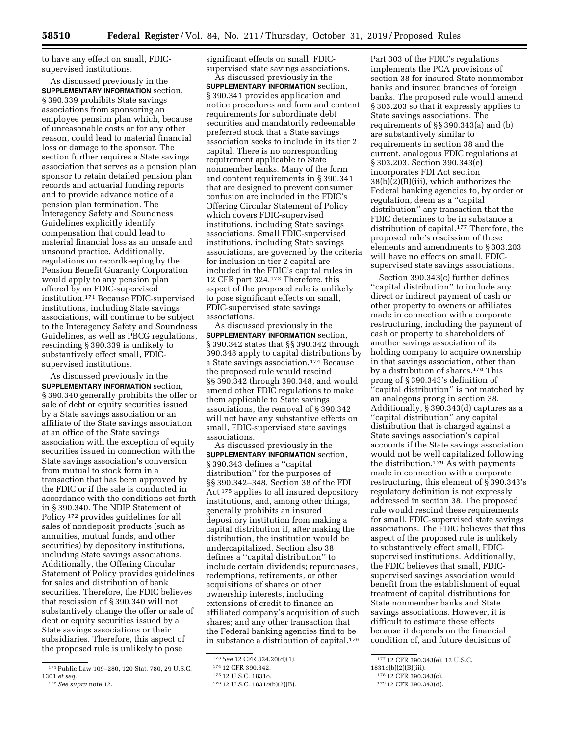to have any effect on small, FDIC-supervised institutions.

As discussed previously in the **SUPPLEMENTARY INFORMATION** section, § 390.339 prohibits State savings associations from sponsoring an employee pension plan which, because of unreasonable costs or for any other reason, could lead to material financial loss or damage to the sponsor. The section further requires a State savings association that serves as a pension plan sponsor to retain detailed pension plan records and actuarial funding reports and to provide advance notice of a pension plan termination. The Interagency Safety and Soundness Guidelines explicitly identify compensation that could lead to material financial loss as an unsafe and unsound practice. Additionally, regulations on recordkeeping by the Pension Benefit Guaranty Corporation would apply to any pension plan offered by an FDIC-supervised institution.[171] Because FDIC-supervised institutions, including State savings associations, will continue to be subject to the Interagency Safety and Soundness Guidelines, as well as PBCG regulations, rescinding § 390.339 is unlikely to substantively effect small, FDIC-supervised institutions.

As discussed previously in the **SUPPLEMENTARY INFORMATION** section, § 390.340 generally prohibits the offer or sale of debt or equity securities issued by a State savings association or an affiliate of the State savings association at an office of the State savings association with the exception of equity securities issued in connection with the State savings association's conversion from mutual to stock form in a transaction that has been approved by the FDIC or if the sale is conducted in accordance with the conditions set forth in § 390.340. The NDIP Statement of Policy[172] provides guidelines for all sales of nondeposit products (such as annuities, mutual funds, and other securities) by depository institutions, including State savings associations. Additionally, the Offering Circular Statement of Policy provides guidelines for sales and distribution of bank securities. Therefore, the FDIC believes that rescission of § 390.340 will not substantively change the offer or sale of debt or equity securities issued by a State savings associations or their subsidiaries. Therefore, this aspect of the proposed rule is unlikely to pose significant effects on small, FDIC-supervised state savings associations.

As discussed previously in the **SUPPLEMENTARY INFORMATION** section, § 390.341 provides application and notice procedures and form and content requirements for subordinate debt securities and mandatorily redeemable preferred stock that a State savings association seeks to include in its tier 2 capital. There is no corresponding requirement applicable to State nonmember banks. Many of the form and content requirements in § 390.341 that are designed to prevent consumer confusion are included in the FDIC's Offering Circular Statement of Policy which covers FDIC-supervised institutions, including State savings associations. Small FDIC-supervised institutions, including State savings associations, are governed by the criteria for inclusion in tier 2 capital are included in the FDIC's capital rules in 12 CFR part 324.[173] Therefore, this aspect of the proposed rule is unlikely to pose significant effects on small, FDIC-supervised state savings associations.

As discussed previously in the **SUPPLEMENTARY INFORMATION** section, § 390.342 states that §§ 390.342 through 390.348 apply to capital distributions by a State savings association.[174] Because the proposed rule would rescind §§ 390.342 through 390.348, and would amend other FDIC regulations to make them applicable to State savings associations, the removal of § 390.342 will not have any substantive effects on small, FDIC-supervised state savings associations.

As discussed previously in the **SUPPLEMENTARY INFORMATION** section, § 390.343 defines a "capital distribution" for the purposes of §§ 390.342–348. Section 38 of the FDI Act[175] applies to all insured depository institutions, and, among other things, generally prohibits an insured depository institution from making a capital distribution if, after making the distribution, the institution would be undercapitalized. Section also 38 defines a "capital distribution" to include certain dividends; repurchases, redemptions, retirements, or other acquisitions of shares or other ownership interests, including extensions of credit to finance an affiliated company's acquisition of such shares; and any other transaction that the Federal banking agencies find to be in substance a distribution of capital.[176] Part 303 of the FDIC's regulations implements the PCA provisions of section 38 for insured State nonmember banks and insured branches of foreign banks. The proposed rule would amend § 303.203 so that it expressly applies to State savings associations. The requirements of §§ 390.343(a) and (b) are substantively similar to requirements in section 38 and the current, analogous FDIC regulations at § 303.203. Section 390.343(e) incorporates FDI Act section 38(b)(2)(B)(iii), which authorizes the Federal banking agencies to, by order or regulation, deem as a "capital distribution" any transaction that the FDIC determines to be in substance a distribution of capital.[177] Therefore, the proposed rule's rescission of these elements and amendments to § 303.203 will have no effects on small, FDIC-supervised state savings associations.

Section 390.343(c) further defines "capital distribution" to include any direct or indirect payment of cash or other property to owners or affiliates made in connection with a corporate restructuring, including the payment of cash or property to shareholders of another savings association of its holding company to acquire ownership in that savings association, other than by a distribution of shares.[178] This prong of § 390.343's definition of "capital distribution" is not matched by an analogous prong in section 38. Additionally, § 390.343(d) captures as a "capital distribution" any capital distribution that is charged against a State savings association's capital accounts if the State savings association would not be well capitalized following the distribution.[179] As with payments made in connection with a corporate restructuring, this element of § 390.343's regulatory definition is not expressly addressed in section 38. The proposed rule would rescind these requirements for small, FDIC-supervised state savings associations. The FDIC believes that this aspect of the proposed rule is unlikely to substantively effect small, FDIC-supervised institutions. Additionally, the FDIC believes that small, FDIC-supervised savings association would benefit from the establishment of equal treatment of capital distributions for State nonmember banks and State savings associations. However, it is difficult to estimate these effects because it depends on the financial condition of, and future decisions of

---

[171] Public Law 109–280, 120 Stat. 780, 29 U.S.C. 1301 *et seq.*

[172] *See supra* note 12.

[173] *See* 12 CFR 324.20(d)(1).

[174] 12 CFR 390.342.

[175] 12 U.S.C. 1831o.

[176] 12 U.S.C. 1831*o*(b)(2)(B).

[177] 12 CFR 390.343(e), 12 U.S.C. 1831*o*(b)(2)(B)(iii).

[178] 12 CFR 390.343(c).

[179] 12 CFR 390.343(d).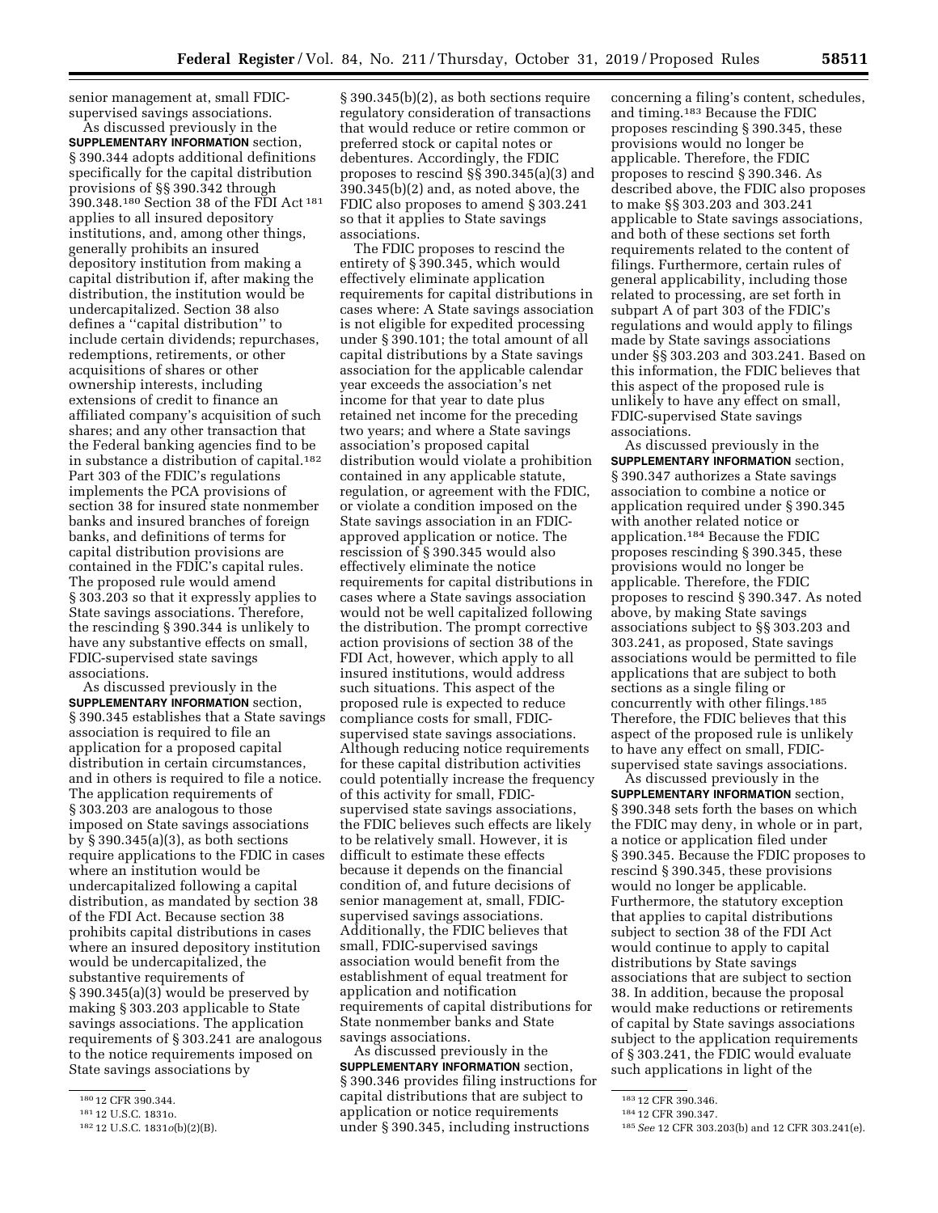senior management at, small FDIC-supervised savings associations.

As discussed previously in the **SUPPLEMENTARY INFORMATION** section, § 390.344 adopts additional definitions specifically for the capital distribution provisions of §§ 390.342 through 390.348.[180] Section 38 of the FDI Act[181] applies to all insured depository institutions, and, among other things, generally prohibits an insured depository institution from making a capital distribution if, after making the distribution, the institution would be undercapitalized. Section 38 also defines a ''capital distribution'' to include certain dividends; repurchases, redemptions, retirements, or other acquisitions of shares or other ownership interests, including extensions of credit to finance an affiliated company's acquisition of such shares; and any other transaction that the Federal banking agencies find to be in substance a distribution of capital.[182] Part 303 of the FDIC's regulations implements the PCA provisions of section 38 for insured state nonmember banks and insured branches of foreign banks, and definitions of terms for capital distribution provisions are contained in the FDIC's capital rules. The proposed rule would amend § 303.203 so that it expressly applies to State savings associations. Therefore, the rescinding § 390.344 is unlikely to have any substantive effects on small, FDIC-supervised state savings associations.

As discussed previously in the **SUPPLEMENTARY INFORMATION** section, § 390.345 establishes that a State savings association is required to file an application for a proposed capital distribution in certain circumstances, and in others is required to file a notice. The application requirements of § 303.203 are analogous to those imposed on State savings associations by § 390.345(a)(3), as both sections require applications to the FDIC in cases where an institution would be undercapitalized following a capital distribution, as mandated by section 38 of the FDI Act. Because section 38 prohibits capital distributions in cases where an insured depository institution would be undercapitalized, the substantive requirements of § 390.345(a)(3) would be preserved by making § 303.203 applicable to State savings associations. The application requirements of § 303.241 are analogous to the notice requirements imposed on State savings associations by § 390.345(b)(2), as both sections require regulatory consideration of transactions that would reduce or retire common or preferred stock or capital notes or debentures. Accordingly, the FDIC proposes to rescind §§ 390.345(a)(3) and 390.345(b)(2) and, as noted above, the FDIC also proposes to amend § 303.241 so that it applies to State savings associations.

The FDIC proposes to rescind the entirety of § 390.345, which would effectively eliminate application requirements for capital distributions in cases where: A State savings association is not eligible for expedited processing under § 390.101; the total amount of all capital distributions by a State savings association for the applicable calendar year exceeds the association's net income for that year to date plus retained net income for the preceding two years; and where a State savings association's proposed capital distribution would violate a prohibition contained in any applicable statute, regulation, or agreement with the FDIC, or violate a condition imposed on the State savings association in an FDIC-approved application or notice. The rescission of § 390.345 would also effectively eliminate the notice requirements for capital distributions in cases where a State savings association would not be well capitalized following the distribution. The prompt corrective action provisions of section 38 of the FDI Act, however, which apply to all insured institutions, would address such situations. This aspect of the proposed rule is expected to reduce compliance costs for small, FDIC-supervised state savings associations. Although reducing notice requirements for these capital distribution activities could potentially increase the frequency of this activity for small, FDIC-supervised state savings associations, the FDIC believes such effects are likely to be relatively small. However, it is difficult to estimate these effects because it depends on the financial condition of, and future decisions of senior management at, small, FDIC-supervised savings associations. Additionally, the FDIC believes that small, FDIC-supervised savings association would benefit from the establishment of equal treatment for application and notification requirements of capital distributions for State nonmember banks and State savings associations.

As discussed previously in the **SUPPLEMENTARY INFORMATION** section, § 390.346 provides filing instructions for capital distributions that are subject to application or notice requirements under § 390.345, including instructions concerning a filing's content, schedules, and timing.[183] Because the FDIC proposes rescinding § 390.345, these provisions would no longer be applicable. Therefore, the FDIC proposes to rescind § 390.346. As described above, the FDIC also proposes to make §§ 303.203 and 303.241 applicable to State savings associations, and both of these sections set forth requirements related to the content of filings. Furthermore, certain rules of general applicability, including those related to processing, are set forth in subpart A of part 303 of the FDIC's regulations and would apply to filings made by State savings associations under §§ 303.203 and 303.241. Based on this information, the FDIC believes that this aspect of the proposed rule is unlikely to have any effect on small, FDIC-supervised State savings associations.

As discussed previously in the **SUPPLEMENTARY INFORMATION** section, § 390.347 authorizes a State savings association to combine a notice or application required under § 390.345 with another related notice or application.[184] Because the FDIC proposes rescinding § 390.345, these provisions would no longer be applicable. Therefore, the FDIC proposes to rescind § 390.347. As noted above, by making State savings associations subject to §§ 303.203 and 303.241, as proposed, State savings associations would be permitted to file applications that are subject to both sections as a single filing or concurrently with other filings.[185] Therefore, the FDIC believes that this aspect of the proposed rule is unlikely to have any effect on small, FDIC-supervised state savings associations.

As discussed previously in the **SUPPLEMENTARY INFORMATION** section, § 390.348 sets forth the bases on which the FDIC may deny, in whole or in part, a notice or application filed under § 390.345. Because the FDIC proposes to rescind § 390.345, these provisions would no longer be applicable. Furthermore, the statutory exception that applies to capital distributions subject to section 38 of the FDI Act would continue to apply to capital distributions by State savings associations that are subject to section 38. In addition, because the proposal would make reductions or retirements of capital by State savings associations subject to the application requirements of § 303.241, the FDIC would evaluate such applications in light of the

[180] 12 CFR 390.344.

[181] 12 U.S.C. 1831o.

[182] 12 U.S.C. 1831*o*(b)(2)(B).

[183] 12 CFR 390.346.

[184] 12 CFR 390.347.

[185] *See* 12 CFR 303.203(b) and 12 CFR 303.241(e).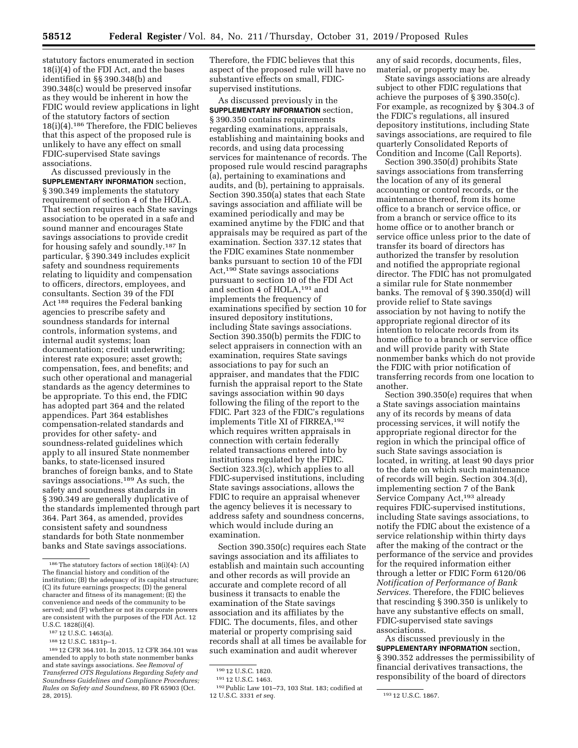statutory factors enumerated in section 18(i)(4) of the FDI Act, and the bases identified in §§ 390.348(b) and 390.348(c) would be preserved insofar as they would be inherent in how the FDIC would review applications in light of the statutory factors of section 18(i)(4).[186] Therefore, the FDIC believes that this aspect of the proposed rule is unlikely to have any effect on small FDIC-supervised State savings associations.

As discussed previously in the **SUPPLEMENTARY INFORMATION** section, § 390.349 implements the statutory requirement of section 4 of the HOLA. That section requires each State savings association to be operated in a safe and sound manner and encourages State savings associations to provide credit for housing safely and soundly.[187] In particular, § 390.349 includes explicit safety and soundness requirements relating to liquidity and compensation to officers, directors, employees, and consultants. Section 39 of the FDI Act[188] requires the Federal banking agencies to prescribe safety and soundness standards for internal controls, information systems, and internal audit systems; loan documentation; credit underwriting; interest rate exposure; asset growth; compensation, fees, and benefits; and such other operational and managerial standards as the agency determines to be appropriate. To this end, the FDIC has adopted part 364 and the related appendices. Part 364 establishes compensation-related standards and provides for other safety- and soundness-related guidelines which apply to all insured State nonmember banks, to state-licensed insured branches of foreign banks, and to State savings associations.[189] As such, the safety and soundness standards in § 390.349 are generally duplicative of the standards implemented through part 364. Part 364, as amended, provides consistent safety and soundness standards for both State nonmember banks and State savings associations. Therefore, the FDIC believes that this aspect of the proposed rule will have no substantive effects on small, FDIC-supervised institutions.

As discussed previously in the **SUPPLEMENTARY INFORMATION** section, § 390.350 contains requirements regarding examinations, appraisals, establishing and maintaining books and records, and using data processing services for maintenance of records. The proposed rule would rescind paragraphs (a), pertaining to examinations and audits, and (b), pertaining to appraisals. Section 390.350(a) states that each State savings association and affiliate will be examined periodically and may be examined anytime by the FDIC and that appraisals may be required as part of the examination. Section 337.12 states that the FDIC examines State nonmember banks pursuant to section 10 of the FDI Act,[190] State savings associations pursuant to section 10 of the FDI Act and section 4 of HOLA,[191] and implements the frequency of examinations specified by section 10 for insured depository institutions, including State savings associations. Section 390.350(b) permits the FDIC to select appraisers in connection with an examination, requires State savings associations to pay for such an appraiser, and mandates that the FDIC furnish the appraisal report to the State savings association within 90 days following the filing of the report to the FDIC. Part 323 of the FDIC's regulations implements Title XI of FIRREA,[192] which requires written appraisals in connection with certain federally related transactions entered into by institutions regulated by the FDIC. Section 323.3(c), which applies to all FDIC-supervised institutions, including State savings associations, allows the FDIC to require an appraisal whenever the agency believes it is necessary to address safety and soundness concerns, which would include during an examination.

Section 390.350(c) requires each State savings association and its affiliates to establish and maintain such accounting and other records as will provide an accurate and complete record of all business it transacts to enable the examination of the State savings association and its affiliates by the FDIC. The documents, files, and other material or property comprising said records shall at all times be available for such examination and audit wherever any of said records, documents, files, material, or property may be.

State savings associations are already subject to other FDIC regulations that achieve the purposes of § 390.350(c). For example, as recognized by § 304.3 of the FDIC's regulations, all insured depository institutions, including State savings associations, are required to file quarterly Consolidated Reports of Condition and Income (Call Reports).

Section 390.350(d) prohibits State savings associations from transferring the location of any of its general accounting or control records, or the maintenance thereof, from its home office to a branch or service office, or from a branch or service office to its home office or to another branch or service office unless prior to the date of transfer its board of directors has authorized the transfer by resolution and notified the appropriate regional director. The FDIC has not promulgated a similar rule for State nonmember banks. The removal of § 390.350(d) will provide relief to State savings association by not having to notify the appropriate regional director of its intention to relocate records from its home office to a branch or service office and will provide parity with State nonmember banks which do not provide the FDIC with prior notification of transferring records from one location to another.

Section 390.350(e) requires that when a State savings association maintains any of its records by means of data processing services, it will notify the appropriate regional director for the region in which the principal office of such State savings association is located, in writing, at least 90 days prior to the date on which such maintenance of records will begin. Section 304.3(d), implementing section 7 of the Bank Service Company Act,[193] already requires FDIC-supervised institutions, including State savings associations, to notify the FDIC about the existence of a service relationship within thirty days after the making of the contract or the performance of the service and provides for the required information either through a letter or FDIC Form 6120/06 *Notification of Performance of Bank Services.* Therefore, the FDIC believes that rescinding § 390.350 is unlikely to have any substantive effects on small, FDIC-supervised state savings associations.

As discussed previously in the **SUPPLEMENTARY INFORMATION** section, § 390.352 addresses the permissibility of financial derivatives transactions, the responsibility of the board of directors

[186] The statutory factors of section 18(i)(4): (A) The financial history and condition of the institution; (B) the adequacy of its capital structure; (C) its future earnings prospects; (D) the general character and fitness of its management; (E) the convenience and needs of the community to be served; and (F) whether or not its corporate powers are consistent with the purposes of the FDI Act. 12 U.S.C. 1828(i)(4).

[187] 12 U.S.C. 1463(a).

[188] 12 U.S.C. 1831p–1.

[189] 12 CFR 364.101. In 2015, 12 CFR 364.101 was amended to apply to both state nonmember banks and state savings associations. *See Removal of Transferred OTS Regulations Regarding Safety and Soundness Guidelines and Compliance Procedures; Rules on Safety and Soundness,* 80 FR 65903 (Oct. 28, 2015).

[190] 12 U.S.C. 1820.

[191] 12 U.S.C. 1463.

[192] Public Law 101–73, 103 Stat. 183; codified at 12 U.S.C. 3331 *et seq.*

[193] 12 U.S.C. 1867.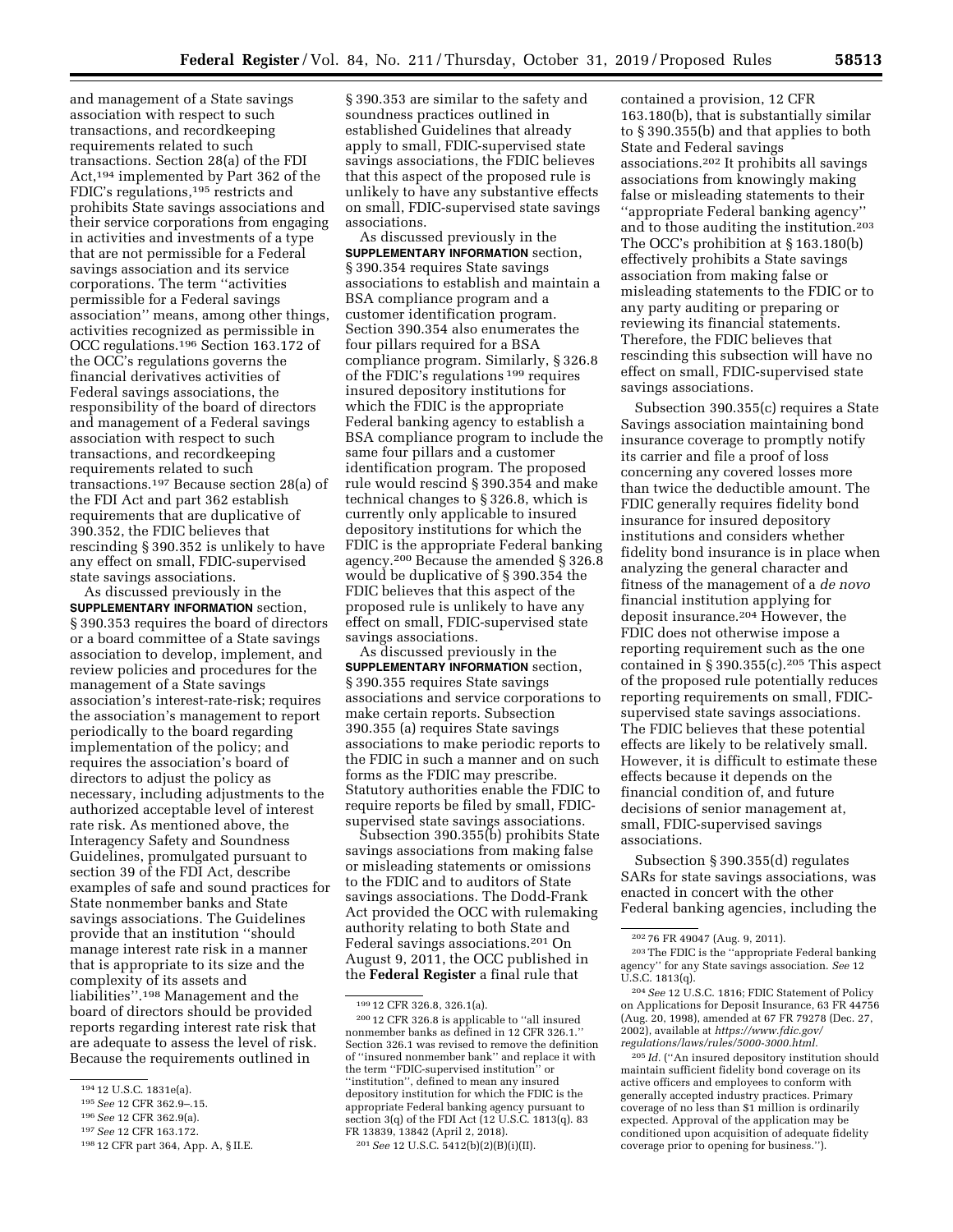and management of a State savings association with respect to such transactions, and recordkeeping requirements related to such transactions. Section 28(a) of the FDI Act,[194] implemented by Part 362 of the FDIC's regulations,[195] restricts and prohibits State savings associations and their service corporations from engaging in activities and investments of a type that are not permissible for a Federal savings association and its service corporations. The term ''activities permissible for a Federal savings association'' means, among other things, activities recognized as permissible in OCC regulations.[196] Section 163.172 of the OCC's regulations governs the financial derivatives activities of Federal savings associations, the responsibility of the board of directors and management of a Federal savings association with respect to such transactions, and recordkeeping requirements related to such transactions.[197] Because section 28(a) of the FDI Act and part 362 establish requirements that are duplicative of 390.352, the FDIC believes that rescinding § 390.352 is unlikely to have any effect on small, FDIC-supervised state savings associations.

As discussed previously in the **SUPPLEMENTARY INFORMATION** section, § 390.353 requires the board of directors or a board committee of a State savings association to develop, implement, and review policies and procedures for the management of a State savings association's interest-rate-risk; requires the association's management to report periodically to the board regarding implementation of the policy; and requires the association's board of directors to adjust the policy as necessary, including adjustments to the authorized acceptable level of interest rate risk. As mentioned above, the Interagency Safety and Soundness Guidelines, promulgated pursuant to section 39 of the FDI Act, describe examples of safe and sound practices for State nonmember banks and State savings associations. The Guidelines provide that an institution ''should manage interest rate risk in a manner that is appropriate to its size and the complexity of its assets and liabilities''.[198] Management and the board of directors should be provided reports regarding interest rate risk that are adequate to assess the level of risk. Because the requirements outlined in § 390.353 are similar to the safety and soundness practices outlined in established Guidelines that already apply to small, FDIC-supervised state savings associations, the FDIC believes that this aspect of the proposed rule is unlikely to have any substantive effects on small, FDIC-supervised state savings associations.

As discussed previously in the **SUPPLEMENTARY INFORMATION** section, § 390.354 requires State savings associations to establish and maintain a BSA compliance program and a customer identification program. Section 390.354 also enumerates the four pillars required for a BSA compliance program. Similarly, § 326.8 of the FDIC's regulations[199] requires insured depository institutions for which the FDIC is the appropriate Federal banking agency to establish a BSA compliance program to include the same four pillars and a customer identification program. The proposed rule would rescind § 390.354 and make technical changes to § 326.8, which is currently only applicable to insured depository institutions for which the FDIC is the appropriate Federal banking agency.[200] Because the amended § 326.8 would be duplicative of § 390.354 the FDIC believes that this aspect of the proposed rule is unlikely to have any effect on small, FDIC-supervised state savings associations.

As discussed previously in the **SUPPLEMENTARY INFORMATION** section, § 390.355 requires State savings associations and service corporations to make certain reports. Subsection 390.355 (a) requires State savings associations to make periodic reports to the FDIC in such a manner and on such forms as the FDIC may prescribe. Statutory authorities enable the FDIC to require reports be filed by small, FDIC-supervised state savings associations.

Subsection 390.355(b) prohibits State savings associations from making false or misleading statements or omissions to the FDIC and to auditors of State savings associations. The Dodd-Frank Act provided the OCC with rulemaking authority relating to both State and Federal savings associations.[201] On August 9, 2011, the OCC published in the **Federal Register** a final rule that contained a provision, 12 CFR 163.180(b), that is substantially similar to § 390.355(b) and that applies to both State and Federal savings associations.[202] It prohibits all savings associations from knowingly making false or misleading statements to their ''appropriate Federal banking agency'' and to those auditing the institution.[203] The OCC's prohibition at § 163.180(b) effectively prohibits a State savings association from making false or misleading statements to the FDIC or to any party auditing or preparing or reviewing its financial statements. Therefore, the FDIC believes that rescinding this subsection will have no effect on small, FDIC-supervised state savings associations.

Subsection 390.355(c) requires a State Savings association maintaining bond insurance coverage to promptly notify its carrier and file a proof of loss concerning any covered losses more than twice the deductible amount. The FDIC generally requires fidelity bond insurance for insured depository institutions and considers whether fidelity bond insurance is in place when analyzing the general character and fitness of the management of a *de novo* financial institution applying for deposit insurance.[204] However, the FDIC does not otherwise impose a reporting requirement such as the one contained in § 390.355(c).[205] This aspect of the proposed rule potentially reduces reporting requirements on small, FDIC-supervised state savings associations. The FDIC believes that these potential effects are likely to be relatively small. However, it is difficult to estimate these effects because it depends on the financial condition of, and future decisions of senior management at, small, FDIC-supervised savings associations.

Subsection § 390.355(d) regulates SARs for state savings associations, was enacted in concert with the other Federal banking agencies, including the

[194] 12 U.S.C. 1831e(a).

[195] *See* 12 CFR 362.9–.15.

[196] *See* 12 CFR 362.9(a).

[197] *See* 12 CFR 163.172.

[198] 12 CFR part 364, App. A, § II.E.

[199] 12 CFR 326.8, 326.1(a).

[200] 12 CFR 326.8 is applicable to ''all insured nonmember banks as defined in 12 CFR 326.1.'' Section 326.1 was revised to remove the definition of ''insured nonmember bank'' and replace it with the term ''FDIC-supervised institution'' or ''institution'', defined to mean any insured depository institution for which the FDIC is the appropriate Federal banking agency pursuant to section 3(q) of the FDI Act (12 U.S.C. 1813(q). 83 FR 13839, 13842 (April 2, 2018).

[201] *See* 12 U.S.C. 5412(b)(2)(B)(i)(II).

[202] 76 FR 49047 (Aug. 9, 2011).

[203] The FDIC is the ''appropriate Federal banking agency'' for any State savings association. *See* 12 U.S.C. 1813(q).

[204] *See* 12 U.S.C. 1816; FDIC Statement of Policy on Applications for Deposit Insurance, 63 FR 44756 (Aug. 20, 1998), amended at 67 FR 79278 (Dec. 27, 2002), available at *https://www.fdic.gov/regulations/laws/rules/5000-3000.html*.

[205] *Id.* (''An insured depository institution should maintain sufficient fidelity bond coverage on its active officers and employees to conform with generally accepted industry practices. Primary coverage of no less than $1 million is ordinarily expected. Approval of the application may be conditioned upon acquisition of adequate fidelity coverage prior to opening for business.'').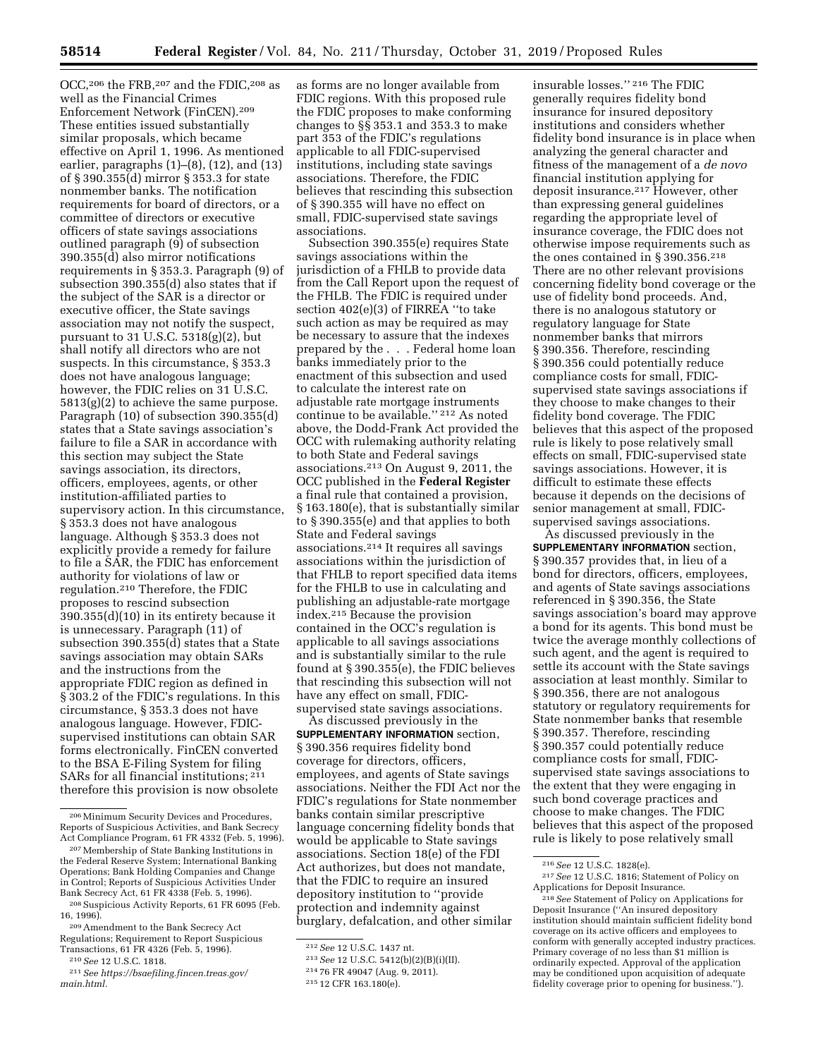OCC,[206] the FRB,[207] and the FDIC,[208] as well as the Financial Crimes Enforcement Network (FinCEN).[209] These entities issued substantially similar proposals, which became effective on April 1, 1996. As mentioned earlier, paragraphs (1)–(8), (12), and (13) of § 390.355(d) mirror § 353.3 for state nonmember banks. The notification requirements for board of directors, or a committee of directors or executive officers of state savings associations outlined paragraph (9) of subsection 390.355(d) also mirror notifications requirements in § 353.3. Paragraph (9) of subsection 390.355(d) also states that if the subject of the SAR is a director or executive officer, the State savings association may not notify the suspect, pursuant to 31 U.S.C. 5318(g)(2), but shall notify all directors who are not suspects. In this circumstance, § 353.3 does not have analogous language; however, the FDIC relies on 31 U.S.C. 5813(g)(2) to achieve the same purpose. Paragraph (10) of subsection 390.355(d) states that a State savings association's failure to file a SAR in accordance with this section may subject the State savings association, its directors, officers, employees, agents, or other institution-affiliated parties to supervisory action. In this circumstance, § 353.3 does not have analogous language. Although § 353.3 does not explicitly provide a remedy for failure to file a SAR, the FDIC has enforcement authority for violations of law or regulation.[210] Therefore, the FDIC proposes to rescind subsection 390.355(d)(10) in its entirety because it is unnecessary. Paragraph (11) of subsection 390.355(d) states that a State savings association may obtain SARs and the instructions from the appropriate FDIC region as defined in § 303.2 of the FDIC's regulations. In this circumstance, § 353.3 does not have analogous language. However, FDIC-supervised institutions can obtain SAR forms electronically. FinCEN converted to the BSA E-Filing System for filing SARs for all financial institutions;[211] therefore this provision is now obsolete as forms are no longer available from FDIC regions. With this proposed rule the FDIC proposes to make conforming changes to §§ 353.1 and 353.3 to make part 353 of the FDIC's regulations applicable to all FDIC-supervised institutions, including state savings associations. Therefore, the FDIC believes that rescinding this subsection of § 390.355 will have no effect on small, FDIC-supervised state savings associations.

Subsection 390.355(e) requires State savings associations within the jurisdiction of a FHLB to provide data from the Call Report upon the request of the FHLB. The FDIC is required under section 402(e)(3) of FIRREA "to take such action as may be required as may be necessary to assure that the indexes prepared by the . . . Federal home loan banks immediately prior to the enactment of this subsection and used to calculate the interest rate on adjustable rate mortgage instruments continue to be available." [212] As noted above, the Dodd-Frank Act provided the OCC with rulemaking authority relating to both State and Federal savings associations.[213] On August 9, 2011, the OCC published in the **Federal Register** a final rule that contained a provision, § 163.180(e), that is substantially similar to § 390.355(e) and that applies to both State and Federal savings associations.[214] It requires all savings associations within the jurisdiction of that FHLB to report specified data items for the FHLB to use in calculating and publishing an adjustable-rate mortgage index.[215] Because the provision contained in the OCC's regulation is applicable to all savings associations and is substantially similar to the rule found at § 390.355(e), the FDIC believes that rescinding this subsection will not have any effect on small, FDIC-supervised state savings associations.

As discussed previously in the **SUPPLEMENTARY INFORMATION** section, § 390.356 requires fidelity bond coverage for directors, officers, employees, and agents of State savings associations. Neither the FDI Act nor the FDIC's regulations for State nonmember banks contain similar prescriptive language concerning fidelity bonds that would be applicable to State savings associations. Section 18(e) of the FDI Act authorizes, but does not mandate, that the FDIC to require an insured depository institution to "provide protection and indemnity against burglary, defalcation, and other similar insurable losses." [216] The FDIC generally requires fidelity bond insurance for insured depository institutions and considers whether fidelity bond insurance is in place when analyzing the general character and fitness of the management of a *de novo* financial institution applying for deposit insurance.[217] However, other than expressing general guidelines regarding the appropriate level of insurance coverage, the FDIC does not otherwise impose requirements such as the ones contained in § 390.356.[218] There are no other relevant provisions concerning fidelity bond coverage or the use of fidelity bond proceeds. And, there is no analogous statutory or regulatory language for State nonmember banks that mirrors § 390.356. Therefore, rescinding § 390.356 could potentially reduce compliance costs for small, FDIC-supervised state savings associations if they choose to make changes to their fidelity bond coverage. The FDIC believes that this aspect of the proposed rule is likely to pose relatively small effects on small, FDIC-supervised state savings associations. However, it is difficult to estimate these effects because it depends on the decisions of senior management at small, FDIC-supervised savings associations.

As discussed previously in the **SUPPLEMENTARY INFORMATION** section, § 390.357 provides that, in lieu of a bond for directors, officers, employees, and agents of State savings associations referenced in § 390.356, the State savings association's board may approve a bond for its agents. This bond must be twice the average monthly collections of such agent, and the agent is required to settle its account with the State savings association at least monthly. Similar to § 390.356, there are not analogous statutory or regulatory requirements for State nonmember banks that resemble § 390.357. Therefore, rescinding § 390.357 could potentially reduce compliance costs for small, FDIC-supervised state savings associations to the extent that they were engaging in such bond coverage practices and choose to make changes. The FDIC believes that this aspect of the proposed rule is likely to pose relatively small

---

[206] Minimum Security Devices and Procedures, Reports of Suspicious Activities, and Bank Secrecy Act Compliance Program, 61 FR 4332 (Feb. 5, 1996).

[207] Membership of State Banking Institutions in the Federal Reserve System; International Banking Operations; Bank Holding Companies and Change in Control; Reports of Suspicious Activities Under Bank Secrecy Act, 61 FR 4338 (Feb. 5, 1996).

[208] Suspicious Activity Reports, 61 FR 6095 (Feb. 16, 1996).

[209] Amendment to the Bank Secrecy Act Regulations; Requirement to Report Suspicious Transactions, 61 FR 4326 (Feb. 5, 1996).

[210] *See* 12 U.S.C. 1818.

[211] *See https://bsaefiling.fincen.treas.gov/main.html.*

[212] *See* 12 U.S.C. 1437 nt.

[213] *See* 12 U.S.C. 5412(b)(2)(B)(i)(II).

[214] 76 FR 49047 (Aug. 9, 2011).

[215] 12 CFR 163.180(e).

[216] *See* 12 U.S.C. 1828(e).

[217] *See* 12 U.S.C. 1816; Statement of Policy on Applications for Deposit Insurance.

[218] *See* Statement of Policy on Applications for Deposit Insurance ("An insured depository institution should maintain sufficient fidelity bond coverage on its active officers and employees to conform with generally accepted industry practices. Primary coverage of no less than $1 million is ordinarily expected. Approval of the application may be conditioned upon acquisition of adequate fidelity coverage prior to opening for business.").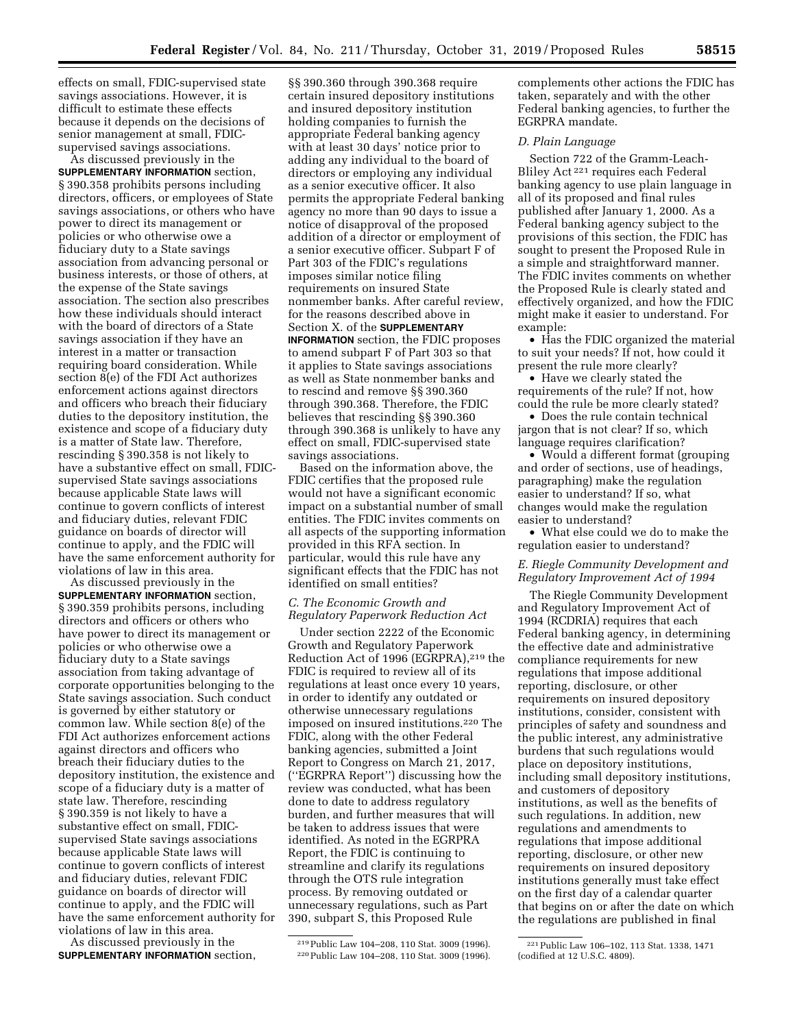effects on small, FDIC-supervised state savings associations. However, it is difficult to estimate these effects because it depends on the decisions of senior management at small, FDIC-supervised savings associations.

As discussed previously in the **SUPPLEMENTARY INFORMATION** section, § 390.358 prohibits persons including directors, officers, or employees of State savings associations, or others who have power to direct its management or policies or who otherwise owe a fiduciary duty to a State savings association from advancing personal or business interests, or those of others, at the expense of the State savings association. The section also prescribes how these individuals should interact with the board of directors of a State savings association if they have an interest in a matter or transaction requiring board consideration. While section 8(e) of the FDI Act authorizes enforcement actions against directors and officers who breach their fiduciary duties to the depository institution, the existence and scope of a fiduciary duty is a matter of State law. Therefore, rescinding § 390.358 is not likely to have a substantive effect on small, FDIC-supervised State savings associations because applicable State laws will continue to govern conflicts of interest and fiduciary duties, relevant FDIC guidance on boards of director will continue to apply, and the FDIC will have the same enforcement authority for violations of law in this area.

As discussed previously in the **SUPPLEMENTARY INFORMATION** section, § 390.359 prohibits persons, including directors and officers or others who have power to direct its management or policies or who otherwise owe a fiduciary duty to a State savings association from taking advantage of corporate opportunities belonging to the State savings association. Such conduct is governed by either statutory or common law. While section 8(e) of the FDI Act authorizes enforcement actions against directors and officers who breach their fiduciary duties to the depository institution, the existence and scope of a fiduciary duty is a matter of state law. Therefore, rescinding § 390.359 is not likely to have a substantive effect on small, FDIC-supervised State savings associations because applicable State laws will continue to govern conflicts of interest and fiduciary duties, relevant FDIC guidance on boards of director will continue to apply, and the FDIC will have the same enforcement authority for violations of law in this area.

As discussed previously in the **SUPPLEMENTARY INFORMATION** section, §§ 390.360 through 390.368 require certain insured depository institutions and insured depository institution holding companies to furnish the appropriate Federal banking agency with at least 30 days' notice prior to adding any individual to the board of directors or employing any individual as a senior executive officer. It also permits the appropriate Federal banking agency no more than 90 days to issue a notice of disapproval of the proposed addition of a director or employment of a senior executive officer. Subpart F of Part 303 of the FDIC's regulations imposes similar notice filing requirements on insured State nonmember banks. After careful review, for the reasons described above in Section X. of the **SUPPLEMENTARY INFORMATION** section, the FDIC proposes to amend subpart F of Part 303 so that it applies to State savings associations as well as State nonmember banks and to rescind and remove §§ 390.360 through 390.368. Therefore, the FDIC believes that rescinding §§ 390.360 through 390.368 is unlikely to have any effect on small, FDIC-supervised state savings associations.

Based on the information above, the FDIC certifies that the proposed rule would not have a significant economic impact on a substantial number of small entities. The FDIC invites comments on all aspects of the supporting information provided in this RFA section. In particular, would this rule have any significant effects that the FDIC has not identified on small entities?

### *C. The Economic Growth and Regulatory Paperwork Reduction Act*

Under section 2222 of the Economic Growth and Regulatory Paperwork Reduction Act of 1996 (EGRPRA),[219] the FDIC is required to review all of its regulations at least once every 10 years, in order to identify any outdated or otherwise unnecessary regulations imposed on insured institutions.[220] The FDIC, along with the other Federal banking agencies, submitted a Joint Report to Congress on March 21, 2017, (''EGRPRA Report'') discussing how the review was conducted, what has been done to date to address regulatory burden, and further measures that will be taken to address issues that were identified. As noted in the EGRPRA Report, the FDIC is continuing to streamline and clarify its regulations through the OTS rule integration process. By removing outdated or unnecessary regulations, such as Part 390, subpart S, this Proposed Rule complements other actions the FDIC has taken, separately and with the other Federal banking agencies, to further the EGRPRA mandate.

### *D. Plain Language*

Section 722 of the Gramm-Leach-Bliley Act[221] requires each Federal banking agency to use plain language in all of its proposed and final rules published after January 1, 2000. As a Federal banking agency subject to the provisions of this section, the FDIC has sought to present the Proposed Rule in a simple and straightforward manner. The FDIC invites comments on whether the Proposed Rule is clearly stated and effectively organized, and how the FDIC might make it easier to understand. For example:

- Has the FDIC organized the material to suit your needs? If not, how could it present the rule more clearly?
- Have we clearly stated the requirements of the rule? If not, how could the rule be more clearly stated?
- Does the rule contain technical jargon that is not clear? If so, which language requires clarification?
- Would a different format (grouping and order of sections, use of headings, paragraphing) make the regulation easier to understand? If so, what changes would make the regulation easier to understand?
- What else could we do to make the regulation easier to understand?

### *E. Riegle Community Development and Regulatory Improvement Act of 1994*

The Riegle Community Development and Regulatory Improvement Act of 1994 (RCDRIA) requires that each Federal banking agency, in determining the effective date and administrative compliance requirements for new regulations that impose additional reporting, disclosure, or other requirements on insured depository institutions, consider, consistent with principles of safety and soundness and the public interest, any administrative burdens that such regulations would place on depository institutions, including small depository institutions, and customers of depository institutions, as well as the benefits of such regulations. In addition, new regulations and amendments to regulations that impose additional reporting, disclosure, or other new requirements on insured depository institutions generally must take effect on the first day of a calendar quarter that begins on or after the date on which the regulations are published in final

---

[219] Public Law 104–208, 110 Stat. 3009 (1996).

[220] Public Law 104–208, 110 Stat. 3009 (1996).

[221] Public Law 106–102, 113 Stat. 1338, 1471 (codified at 12 U.S.C. 4809).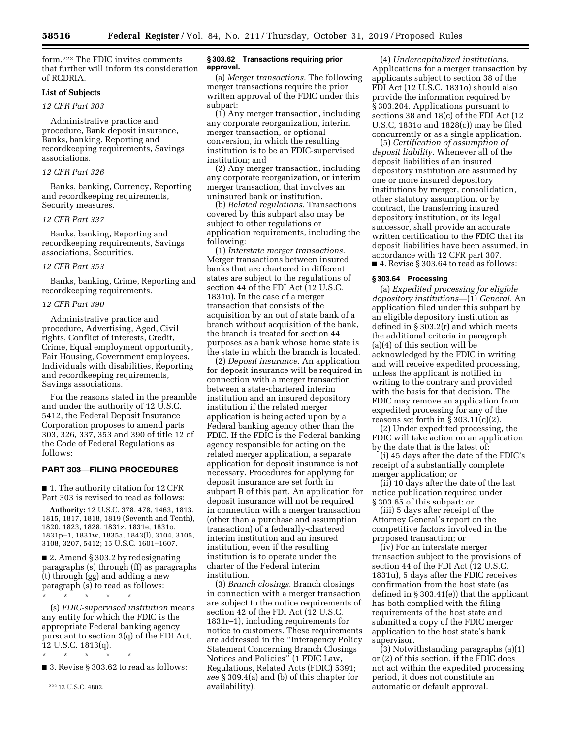form.[222] The FDIC invites comments that further will inform its consideration of RCDRIA.

**List of Subjects**

*12 CFR Part 303*

Administrative practice and procedure, Bank deposit insurance, Banks, banking, Reporting and recordkeeping requirements, Savings associations.

*12 CFR Part 326*

Banks, banking, Currency, Reporting and recordkeeping requirements, Security measures.

*12 CFR Part 337*

Banks, banking, Reporting and recordkeeping requirements, Savings associations, Securities.

*12 CFR Part 353*

Banks, banking, Crime, Reporting and recordkeeping requirements.

*12 CFR Part 390*

Administrative practice and procedure, Advertising, Aged, Civil rights, Conflict of interests, Credit, Crime, Equal employment opportunity, Fair Housing, Government employees, Individuals with disabilities, Reporting and recordkeeping requirements, Savings associations.

For the reasons stated in the preamble and under the authority of 12 U.S.C. 5412, the Federal Deposit Insurance Corporation proposes to amend parts 303, 326, 337, 353 and 390 of title 12 of the Code of Federal Regulations as follows:

## PART 303—FILING PROCEDURES

■ 1. The authority citation for 12 CFR Part 303 is revised to read as follows:

**Authority:** 12 U.S.C. 378, 478, 1463, 1813, 1815, 1817, 1818, 1819 (Seventh and Tenth), 1820, 1823, 1828, 1831z, 1831e, 1831o, 1831p–1, 1831w, 1835a, 1843(l), 3104, 3105, 3108, 3207, 5412; 15 U.S.C. 1601–1607.

■ 2. Amend § 303.2 by redesignating paragraphs (s) through (ff) as paragraphs (t) through (gg) and adding a new paragraph (s) to read as follows:

\* \* \* \* \*

(s) *FDIC-supervised institution* means any entity for which the FDIC is the appropriate Federal banking agency pursuant to section 3(q) of the FDI Act, 12 U.S.C. 1813(q).

\* \* \* \* \*

■ 3. Revise § 303.62 to read as follows:

**§ 303.62 Transactions requiring prior approval.**

(a) *Merger transactions.* The following merger transactions require the prior written approval of the FDIC under this subpart:

(1) Any merger transaction, including any corporate reorganization, interim merger transaction, or optional conversion, in which the resulting institution is to be an FDIC-supervised institution; and

(2) Any merger transaction, including any corporate reorganization, or interim merger transaction, that involves an uninsured bank or institution.

(b) *Related regulations.* Transactions covered by this subpart also may be subject to other regulations or application requirements, including the following:

(1) *Interstate merger transactions.* Merger transactions between insured banks that are chartered in different states are subject to the regulations of section 44 of the FDI Act (12 U.S.C. 1831u). In the case of a merger transaction that consists of the acquisition by an out of state bank of a branch without acquisition of the bank, the branch is treated for section 44 purposes as a bank whose home state is the state in which the branch is located.

(2) *Deposit insurance.* An application for deposit insurance will be required in connection with a merger transaction between a state-chartered interim institution and an insured depository institution if the related merger application is being acted upon by a Federal banking agency other than the FDIC. If the FDIC is the Federal banking agency responsible for acting on the related merger application, a separate application for deposit insurance is not necessary. Procedures for applying for deposit insurance are set forth in subpart B of this part. An application for deposit insurance will not be required in connection with a merger transaction (other than a purchase and assumption transaction) of a federally-chartered interim institution and an insured institution, even if the resulting institution is to operate under the charter of the Federal interim institution.

(3) *Branch closings.* Branch closings in connection with a merger transaction are subject to the notice requirements of section 42 of the FDI Act (12 U.S.C. 1831r–1), including requirements for notice to customers. These requirements are addressed in the ''Interagency Policy Statement Concerning Branch Closings Notices and Policies'' (1 FDIC Law, Regulations, Related Acts (FDIC) 5391; *see* § 309.4(a) and (b) of this chapter for availability).

(4) *Undercapitalized institutions.* Applications for a merger transaction by applicants subject to section 38 of the FDI Act (12 U.S.C. 1831o) should also provide the information required by § 303.204. Applications pursuant to sections 38 and 18(c) of the FDI Act (12 U.S.C, 1831o and 1828(c)) may be filed concurrently or as a single application.

(5) *Certification of assumption of deposit liability.* Whenever all of the deposit liabilities of an insured depository institution are assumed by one or more insured depository institutions by merger, consolidation, other statutory assumption, or by contract, the transferring insured depository institution, or its legal successor, shall provide an accurate written certification to the FDIC that its deposit liabilities have been assumed, in accordance with 12 CFR part 307.

■ 4. Revise § 303.64 to read as follows:

**§ 303.64 Processing**

(a) *Expedited processing for eligible depository institutions*—(1) *General.* An application filed under this subpart by an eligible depository institution as defined in § 303.2(r) and which meets the additional criteria in paragraph (a)(4) of this section will be acknowledged by the FDIC in writing and will receive expedited processing, unless the applicant is notified in writing to the contrary and provided with the basis for that decision. The FDIC may remove an application from expedited processing for any of the reasons set forth in § 303.11(c)(2).

(2) Under expedited processing, the FDIC will take action on an application by the date that is the latest of:

(i) 45 days after the date of the FDIC's receipt of a substantially complete merger application; or

(ii) 10 days after the date of the last notice publication required under § 303.65 of this subpart; or

(iii) 5 days after receipt of the Attorney General's report on the competitive factors involved in the proposed transaction; or

(iv) For an interstate merger transaction subject to the provisions of section 44 of the FDI Act (12 U.S.C. 1831u), 5 days after the FDIC receives confirmation from the host state (as defined in § 303.41(e)) that the applicant has both complied with the filing requirements of the host state and submitted a copy of the FDIC merger application to the host state's bank supervisor.

(3) Notwithstanding paragraphs (a)(1) or (2) of this section, if the FDIC does not act within the expedited processing period, it does not constitute an automatic or default approval.

[222] 12 U.S.C. 4802.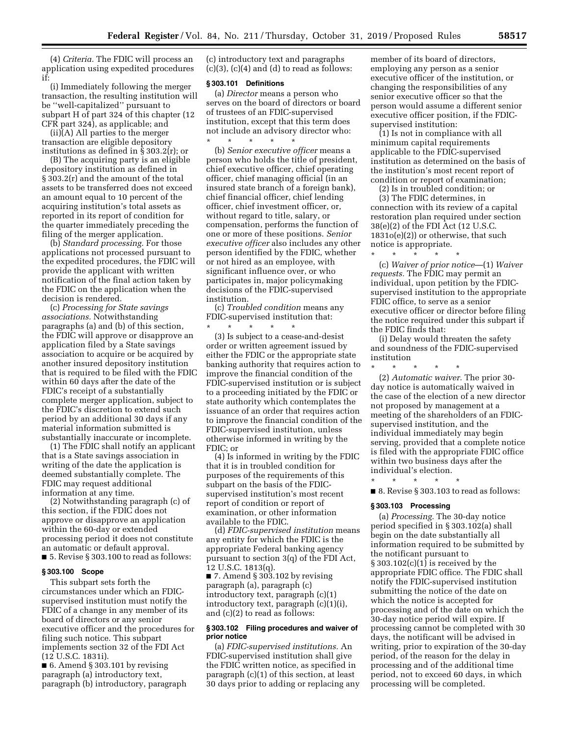(4) *Criteria.* The FDIC will process an application using expedited procedures if:

(i) Immediately following the merger transaction, the resulting institution will be ''well-capitalized'' pursuant to subpart H of part 324 of this chapter (12 CFR part 324), as applicable; and

(ii)(A) All parties to the merger transaction are eligible depository institutions as defined in § 303.2(r); or

(B) The acquiring party is an eligible depository institution as defined in § 303.2(r) and the amount of the total assets to be transferred does not exceed an amount equal to 10 percent of the acquiring institution's total assets as reported in its report of condition for the quarter immediately preceding the filing of the merger application.

(b) *Standard processing.* For those applications not processed pursuant to the expedited procedures, the FDIC will provide the applicant with written notification of the final action taken by the FDIC on the application when the decision is rendered.

(c) *Processing for State savings associations.* Notwithstanding paragraphs (a) and (b) of this section, the FDIC will approve or disapprove an application filed by a State savings association to acquire or be acquired by another insured depository institution that is required to be filed with the FDIC within 60 days after the date of the FDIC's receipt of a substantially complete merger application, subject to the FDIC's discretion to extend such period by an additional 30 days if any material information submitted is substantially inaccurate or incomplete.

(1) The FDIC shall notify an applicant that is a State savings association in writing of the date the application is deemed substantially complete. The FDIC may request additional information at any time.

(2) Notwithstanding paragraph (c) of this section, if the FDIC does not approve or disapprove an application within the 60-day or extended processing period it does not constitute an automatic or default approval.

■ 5. Revise § 303.100 to read as follows:

### § 303.100 Scope

This subpart sets forth the circumstances under which an FDIC-supervised institution must notify the FDIC of a change in any member of its board of directors or any senior executive officer and the procedures for filing such notice. This subpart implements section 32 of the FDI Act (12 U.S.C. 1831i).

■ 6. Amend § 303.101 by revising paragraph (a) introductory text, paragraph (b) introductory, paragraph (c) introductory text and paragraphs (c)(3), (c)(4) and (d) to read as follows:

### § 303.101 Definitions

(a) *Director* means a person who serves on the board of directors or board of trustees of an FDIC-supervised institution, except that this term does not include an advisory director who:

\* \* \* \* \*

(b) *Senior executive officer* means a person who holds the title of president, chief executive officer, chief operating officer, chief managing official (in an insured state branch of a foreign bank), chief financial officer, chief lending officer, chief investment officer, or, without regard to title, salary, or compensation, performs the function of one or more of these positions. *Senior executive officer* also includes any other person identified by the FDIC, whether or not hired as an employee, with significant influence over, or who participates in, major policymaking decisions of the FDIC-supervised institution.

(c) *Troubled condition* means any FDIC-supervised institution that:

\* \* \* \* \*

(3) Is subject to a cease-and-desist order or written agreement issued by either the FDIC or the appropriate state banking authority that requires action to improve the financial condition of the FDIC-supervised institution or is subject to a proceeding initiated by the FDIC or state authority which contemplates the issuance of an order that requires action to improve the financial condition of the FDIC-supervised institution, unless otherwise informed in writing by the FDIC; or

(4) Is informed in writing by the FDIC that it is in troubled condition for purposes of the requirements of this subpart on the basis of the FDIC-supervised institution's most recent report of condition or report of examination, or other information available to the FDIC.

(d) *FDIC-supervised institution* means any entity for which the FDIC is the appropriate Federal banking agency pursuant to section 3(q) of the FDI Act, 12 U.S.C. 1813(q).

■ 7. Amend § 303.102 by revising paragraph (a), paragraph (c) introductory text, paragraph (c)(1) introductory text, paragraph (c)(1)(i), and (c)(2) to read as follows:

### § 303.102 Filing procedures and waiver of prior notice

(a) *FDIC-supervised institutions.* An FDIC-supervised institution shall give the FDIC written notice, as specified in paragraph (c)(1) of this section, at least 30 days prior to adding or replacing any member of its board of directors, employing any person as a senior executive officer of the institution, or changing the responsibilities of any senior executive officer so that the person would assume a different senior executive officer position, if the FDIC-supervised institution:

(1) Is not in compliance with all minimum capital requirements applicable to the FDIC-supervised institution as determined on the basis of the institution's most recent report of condition or report of examination;

(2) Is in troubled condition; or

(3) The FDIC determines, in connection with its review of a capital restoration plan required under section 38(e)(2) of the FDI Act (12 U.S.C. 1831o(e)(2)) or otherwise, that such notice is appropriate.

\* \* \* \* \*

(c) *Waiver of prior notice*—(1) *Waiver requests.* The FDIC may permit an individual, upon petition by the FDIC-supervised institution to the appropriate FDIC office, to serve as a senior executive officer or director before filing the notice required under this subpart if the FDIC finds that:

(i) Delay would threaten the safety and soundness of the FDIC-supervised institution

\* \* \* \* \*

(2) *Automatic waiver.* The prior 30-day notice is automatically waived in the case of the election of a new director not proposed by management at a meeting of the shareholders of an FDIC-supervised institution, and the individual immediately may begin serving, provided that a complete notice is filed with the appropriate FDIC office within two business days after the individual's election.

\* \* \* \* \*

■ 8. Revise § 303.103 to read as follows:

### § 303.103 Processing

(a) *Processing.* The 30-day notice period specified in § 303.102(a) shall begin on the date substantially all information required to be submitted by the notificant pursuant to § 303.102(c)(1) is received by the appropriate FDIC office. The FDIC shall notify the FDIC-supervised institution submitting the notice of the date on which the notice is accepted for processing and of the date on which the 30-day notice period will expire. If processing cannot be completed with 30 days, the notificant will be advised in writing, prior to expiration of the 30-day period, of the reason for the delay in processing and of the additional time period, not to exceed 60 days, in which processing will be completed.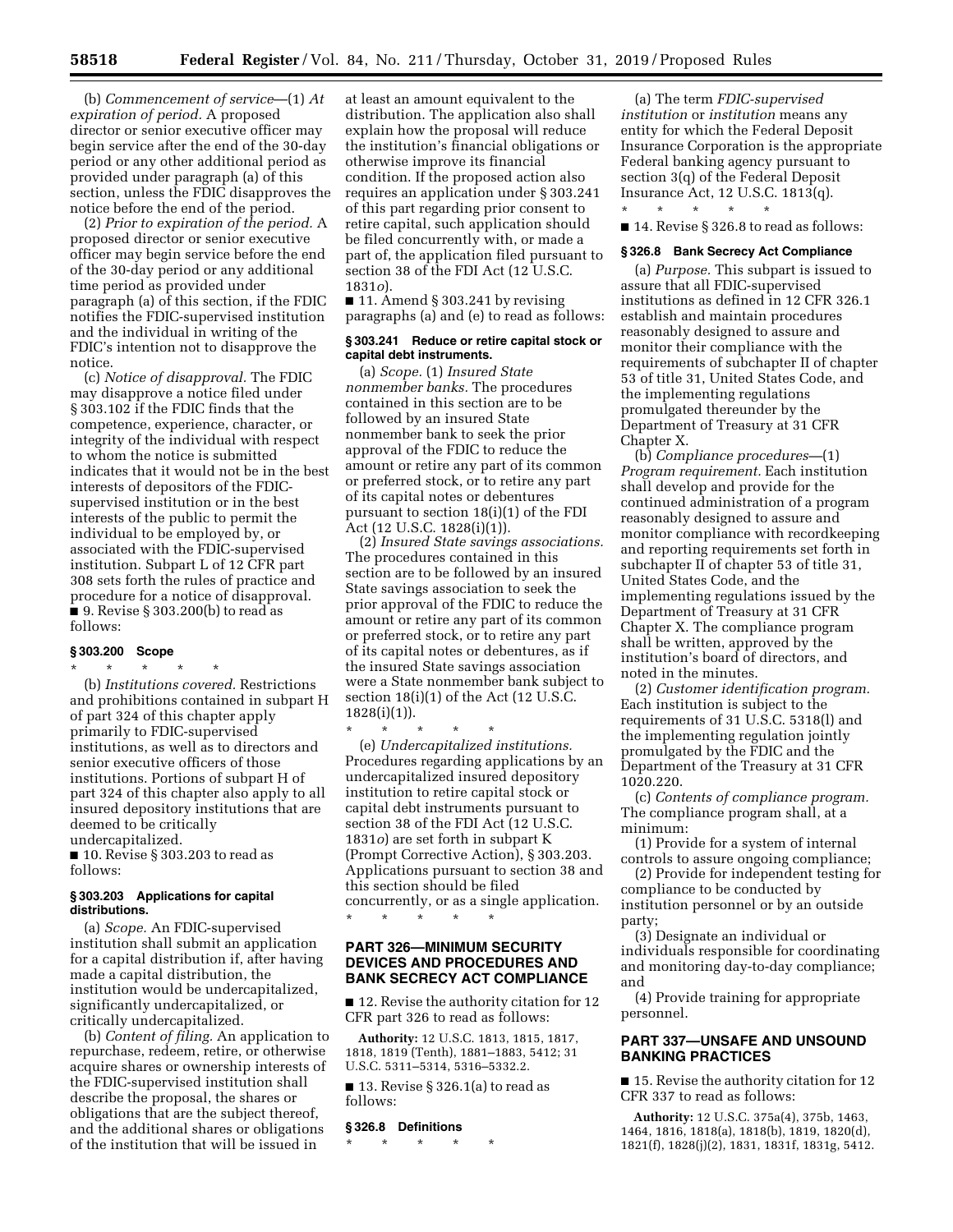(b) *Commencement of service*—(1) *At expiration of period.* A proposed director or senior executive officer may begin service after the end of the 30-day period or any other additional period as provided under paragraph (a) of this section, unless the FDIC disapproves the notice before the end of the period.

(2) *Prior to expiration of the period.* A proposed director or senior executive officer may begin service before the end of the 30-day period or any additional time period as provided under paragraph (a) of this section, if the FDIC notifies the FDIC-supervised institution and the individual in writing of the FDIC's intention not to disapprove the notice.

(c) *Notice of disapproval.* The FDIC may disapprove a notice filed under § 303.102 if the FDIC finds that the competence, experience, character, or integrity of the individual with respect to whom the notice is submitted indicates that it would not be in the best interests of depositors of the FDIC-supervised institution or in the best interests of the public to permit the individual to be employed by, or associated with the FDIC-supervised institution. Subpart L of 12 CFR part 308 sets forth the rules of practice and procedure for a notice of disapproval.

■ 9. Revise § 303.200(b) to read as follows:

### § 303.200 Scope

\* \* \* \* \*

(b) *Institutions covered.* Restrictions and prohibitions contained in subpart H of part 324 of this chapter apply primarily to FDIC-supervised institutions, as well as to directors and senior executive officers of those institutions. Portions of subpart H of part 324 of this chapter also apply to all insured depository institutions that are deemed to be critically undercapitalized.

■ 10. Revise § 303.203 to read as follows:

### § 303.203 Applications for capital distributions.

(a) *Scope.* An FDIC-supervised institution shall submit an application for a capital distribution if, after having made a capital distribution, the institution would be undercapitalized, significantly undercapitalized, or critically undercapitalized.

(b) *Content of filing.* An application to repurchase, redeem, retire, or otherwise acquire shares or ownership interests of the FDIC-supervised institution shall describe the proposal, the shares or obligations that are the subject thereof, and the additional shares or obligations of the institution that will be issued in at least an amount equivalent to the distribution. The application also shall explain how the proposal will reduce the institution's financial obligations or otherwise improve its financial condition. If the proposed action also requires an application under § 303.241 of this part regarding prior consent to retire capital, such application should be filed concurrently with, or made a part of, the application filed pursuant to section 38 of the FDI Act (12 U.S.C. 1831*o*).

■ 11. Amend § 303.241 by revising paragraphs (a) and (e) to read as follows:

### § 303.241 Reduce or retire capital stock or capital debt instruments.

(a) *Scope.* (1) *Insured State nonmember banks.* The procedures contained in this section are to be followed by an insured State nonmember bank to seek the prior approval of the FDIC to reduce the amount or retire any part of its common or preferred stock, or to retire any part of its capital notes or debentures pursuant to section 18(i)(1) of the FDI Act (12 U.S.C. 1828(i)(1)).

(2) *Insured State savings associations.* The procedures contained in this section are to be followed by an insured State savings association to seek the prior approval of the FDIC to reduce the amount or retire any part of its common or preferred stock, or to retire any part of its capital notes or debentures, as if the insured State savings association were a State nonmember bank subject to section 18(i)(1) of the Act (12 U.S.C. 1828(i)(1)).

\* \* \* \* \*

(e) *Undercapitalized institutions.* Procedures regarding applications by an undercapitalized insured depository institution to retire capital stock or capital debt instruments pursuant to section 38 of the FDI Act (12 U.S.C. 1831*o*) are set forth in subpart K (Prompt Corrective Action), § 303.203. Applications pursuant to section 38 and this section should be filed concurrently, or as a single application.

\* \* \* \* \*

## PART 326—MINIMUM SECURITY DEVICES AND PROCEDURES AND BANK SECRECY ACT COMPLIANCE

■ 12. Revise the authority citation for 12 CFR part 326 to read as follows:

**Authority:** 12 U.S.C. 1813, 1815, 1817, 1818, 1819 (Tenth), 1881–1883, 5412; 31 U.S.C. 5311–5314, 5316–5332.2.

■ 13. Revise § 326.1(a) to read as follows:

### § 326.8 Definitions

\* \* \* \* \*

(a) The term *FDIC-supervised institution* or *institution* means any entity for which the Federal Deposit Insurance Corporation is the appropriate Federal banking agency pursuant to section 3(q) of the Federal Deposit Insurance Act, 12 U.S.C. 1813(q).

\* \* \* \* \*

■ 14. Revise § 326.8 to read as follows:

### § 326.8 Bank Secrecy Act Compliance

(a) *Purpose.* This subpart is issued to assure that all FDIC-supervised institutions as defined in 12 CFR 326.1 establish and maintain procedures reasonably designed to assure and monitor their compliance with the requirements of subchapter II of chapter 53 of title 31, United States Code, and the implementing regulations promulgated thereunder by the Department of Treasury at 31 CFR Chapter X.

(b) *Compliance procedures*—(1) *Program requirement.* Each institution shall develop and provide for the continued administration of a program reasonably designed to assure and monitor compliance with recordkeeping and reporting requirements set forth in subchapter II of chapter 53 of title 31, United States Code, and the implementing regulations issued by the Department of Treasury at 31 CFR Chapter X. The compliance program shall be written, approved by the institution's board of directors, and noted in the minutes.

(2) *Customer identification program.* Each institution is subject to the requirements of 31 U.S.C. 5318(l) and the implementing regulation jointly promulgated by the FDIC and the Department of the Treasury at 31 CFR 1020.220.

(c) *Contents of compliance program.* The compliance program shall, at a minimum:

(1) Provide for a system of internal controls to assure ongoing compliance;

(2) Provide for independent testing for compliance to be conducted by institution personnel or by an outside party;

(3) Designate an individual or individuals responsible for coordinating and monitoring day-to-day compliance; and

(4) Provide training for appropriate personnel.

## PART 337—UNSAFE AND UNSOUND BANKING PRACTICES

■ 15. Revise the authority citation for 12 CFR 337 to read as follows:

**Authority:** 12 U.S.C. 375a(4), 375b, 1463, 1464, 1816, 1818(a), 1818(b), 1819, 1820(d), 1821(f), 1828(j)(2), 1831, 1831f, 1831g, 5412.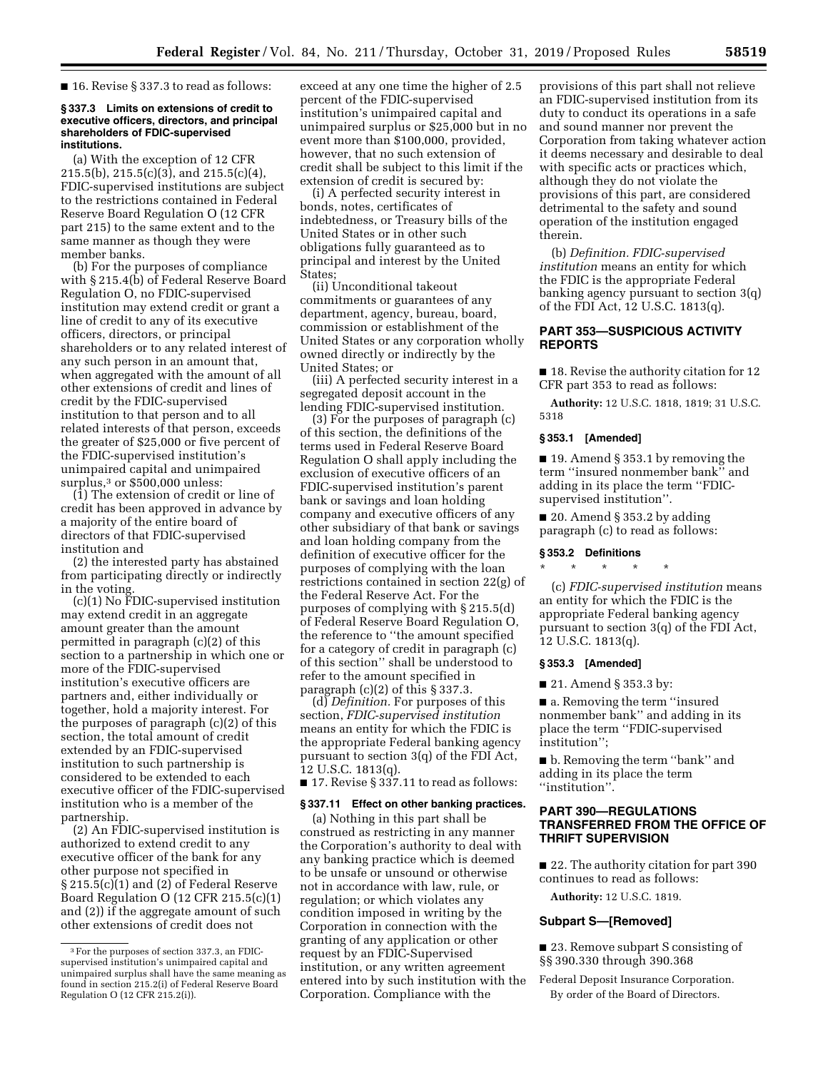■ 16. Revise § 337.3 to read as follows:

**§ 337.3 Limits on extensions of credit to executive officers, directors, and principal shareholders of FDIC-supervised institutions.**

(a) With the exception of 12 CFR 215.5(b), 215.5(c)(3), and 215.5(c)(4), FDIC-supervised institutions are subject to the restrictions contained in Federal Reserve Board Regulation O (12 CFR part 215) to the same extent and to the same manner as though they were member banks.

(b) For the purposes of compliance with § 215.4(b) of Federal Reserve Board Regulation O, no FDIC-supervised institution may extend credit or grant a line of credit to any of its executive officers, directors, or principal shareholders or to any related interest of any such person in an amount that, when aggregated with the amount of all other extensions of credit and lines of credit by the FDIC-supervised institution to that person and to all related interests of that person, exceeds the greater of $25,000 or five percent of the FDIC-supervised institution's unimpaired capital and unimpaired surplus,[3] or $500,000 unless:

(1) The extension of credit or line of credit has been approved in advance by a majority of the entire board of directors of that FDIC-supervised institution and

(2) the interested party has abstained from participating directly or indirectly in the voting.

(c)(1) No FDIC-supervised institution may extend credit in an aggregate amount greater than the amount permitted in paragraph (c)(2) of this section to a partnership in which one or more of the FDIC-supervised institution's executive officers are partners and, either individually or together, hold a majority interest. For the purposes of paragraph (c)(2) of this section, the total amount of credit extended by an FDIC-supervised institution to such partnership is considered to be extended to each executive officer of the FDIC-supervised institution who is a member of the partnership.

(2) An FDIC-supervised institution is authorized to extend credit to any executive officer of the bank for any other purpose not specified in § 215.5(c)(1) and (2) of Federal Reserve Board Regulation O (12 CFR 215.5(c)(1) and (2)) if the aggregate amount of such other extensions of credit does not exceed at any one time the higher of 2.5 percent of the FDIC-supervised institution's unimpaired capital and unimpaired surplus or $25,000 but in no event more than $100,000, provided, however, that no such extension of credit shall be subject to this limit if the extension of credit is secured by:

(i) A perfected security interest in bonds, notes, certificates of indebtedness, or Treasury bills of the United States or in other such obligations fully guaranteed as to principal and interest by the United States;

(ii) Unconditional takeout commitments or guarantees of any department, agency, bureau, board, commission or establishment of the United States or any corporation wholly owned directly or indirectly by the United States; or

(iii) A perfected security interest in a segregated deposit account in the lending FDIC-supervised institution.

(3) For the purposes of paragraph (c) of this section, the definitions of the terms used in Federal Reserve Board Regulation O shall apply including the exclusion of executive officers of an FDIC-supervised institution's parent bank or savings and loan holding company and executive officers of any other subsidiary of that bank or savings and loan holding company from the definition of executive officer for the purposes of complying with the loan restrictions contained in section 22(g) of the Federal Reserve Act. For the purposes of complying with § 215.5(d) of Federal Reserve Board Regulation O, the reference to ''the amount specified for a category of credit in paragraph (c) of this section'' shall be understood to refer to the amount specified in paragraph (c)(2) of this § 337.3.

(d) *Definition.* For purposes of this section, *FDIC-supervised institution* means an entity for which the FDIC is the appropriate Federal banking agency pursuant to section 3(q) of the FDI Act, 12 U.S.C. 1813(q).

[3] For the purposes of section 337.3, an FDIC-supervised institution's unimpaired capital and unimpaired surplus shall have the same meaning as found in section 215.2(i) of Federal Reserve Board Regulation O (12 CFR 215.2(i)).

■ 17. Revise § 337.11 to read as follows:

**§ 337.11 Effect on other banking practices.**

(a) Nothing in this part shall be construed as restricting in any manner the Corporation's authority to deal with any banking practice which is deemed to be unsafe or unsound or otherwise not in accordance with law, rule, or regulation; or which violates any condition imposed in writing by the Corporation in connection with the granting of any application or other request by an FDIC-Supervised institution, or any written agreement entered into by such institution with the Corporation. Compliance with the provisions of this part shall not relieve an FDIC-supervised institution from its duty to conduct its operations in a safe and sound manner nor prevent the Corporation from taking whatever action it deems necessary and desirable to deal with specific acts or practices which, although they do not violate the provisions of this part, are considered detrimental to the safety and sound operation of the institution engaged therein.

(b) *Definition. FDIC-supervised institution* means an entity for which the FDIC is the appropriate Federal banking agency pursuant to section 3(q) of the FDI Act, 12 U.S.C. 1813(q).

## PART 353—SUSPICIOUS ACTIVITY REPORTS

■ 18. Revise the authority citation for 12 CFR part 353 to read as follows:

**Authority:** 12 U.S.C. 1818, 1819; 31 U.S.C. 5318

**§ 353.1 [Amended]**

■ 19. Amend § 353.1 by removing the term ''insured nonmember bank'' and adding in its place the term ''FDIC-supervised institution''.

■ 20. Amend § 353.2 by adding paragraph (c) to read as follows:

**§ 353.2 Definitions**

\* \* \* \* \*

(c) *FDIC-supervised institution* means an entity for which the FDIC is the appropriate Federal banking agency pursuant to section 3(q) of the FDI Act, 12 U.S.C. 1813(q).

**§ 353.3 [Amended]**

■ 21. Amend § 353.3 by:

■ a. Removing the term ''insured nonmember bank'' and adding in its place the term ''FDIC-supervised institution'';

■ b. Removing the term ''bank'' and adding in its place the term ''institution''.

## PART 390—REGULATIONS TRANSFERRED FROM THE OFFICE OF THRIFT SUPERVISION

■ 22. The authority citation for part 390 continues to read as follows:

**Authority:** 12 U.S.C. 1819.

### Subpart S—[Removed]

■ 23. Remove subpart S consisting of §§ 390.330 through 390.368

Federal Deposit Insurance Corporation.

By order of the Board of Directors.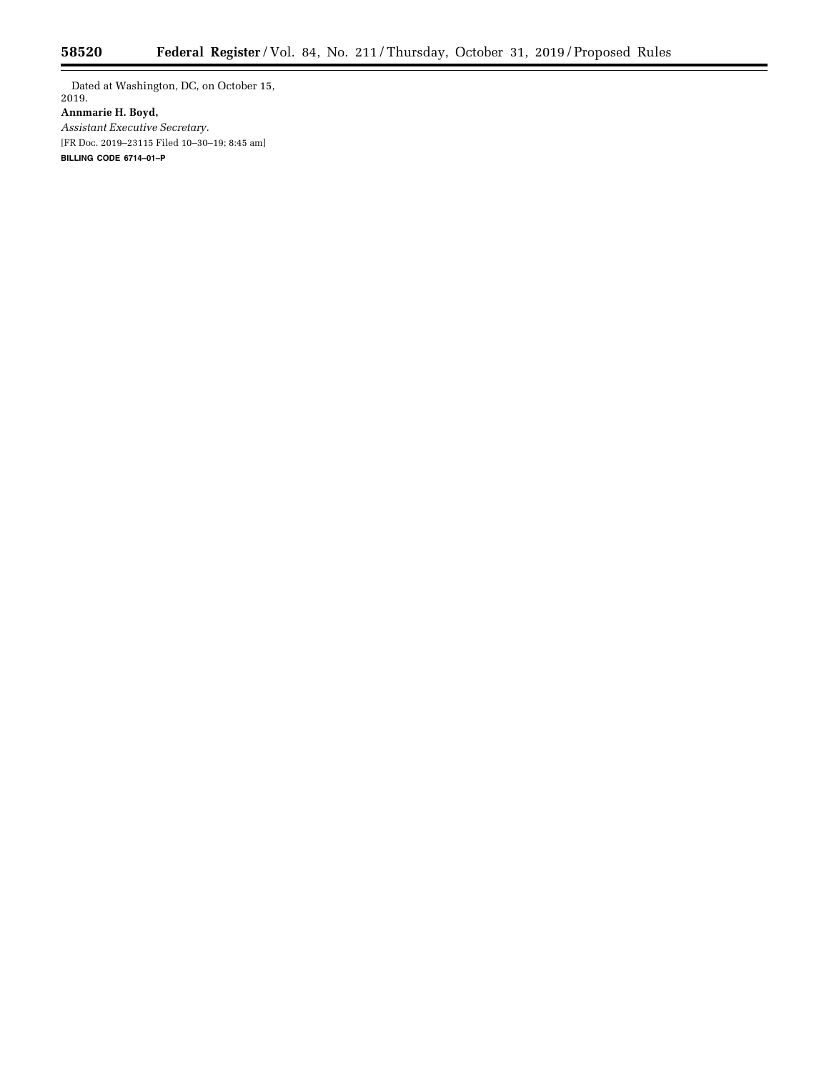Dated at Washington, DC, on October 15, 2019.

**Annmarie H. Boyd,**

*Assistant Executive Secretary.*

[FR Doc. 2019–23115 Filed 10–30–19; 8:45 am]

**BILLING CODE 6714–01–P**